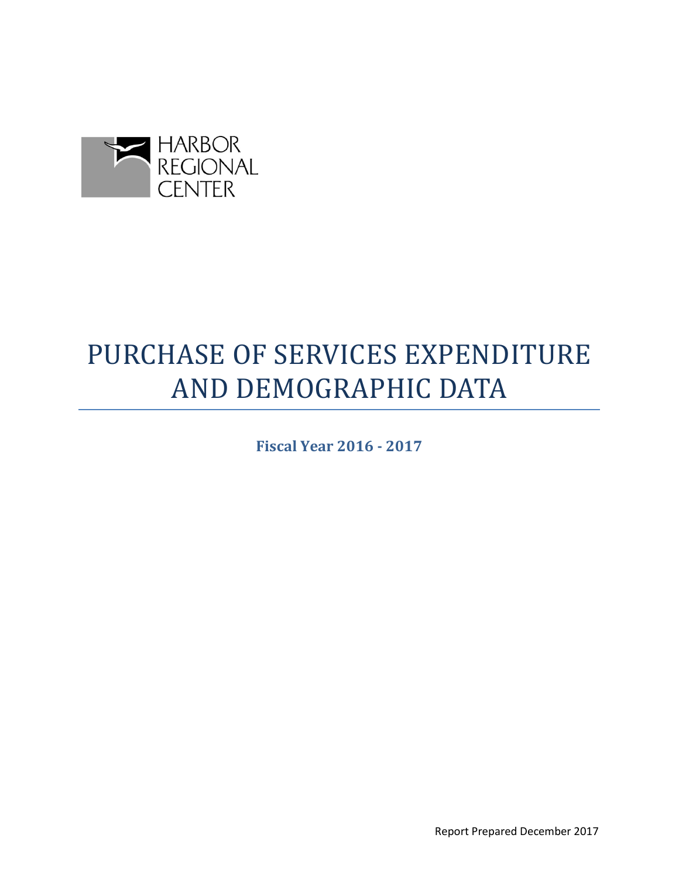HARBOR REGIONAL CENTER

# PURCHASE OF SERVICES EXPENDITURE AND DEMOGRAPHIC DATA

**Fiscal Year 2016 - 2017**

Report Prepared December 2017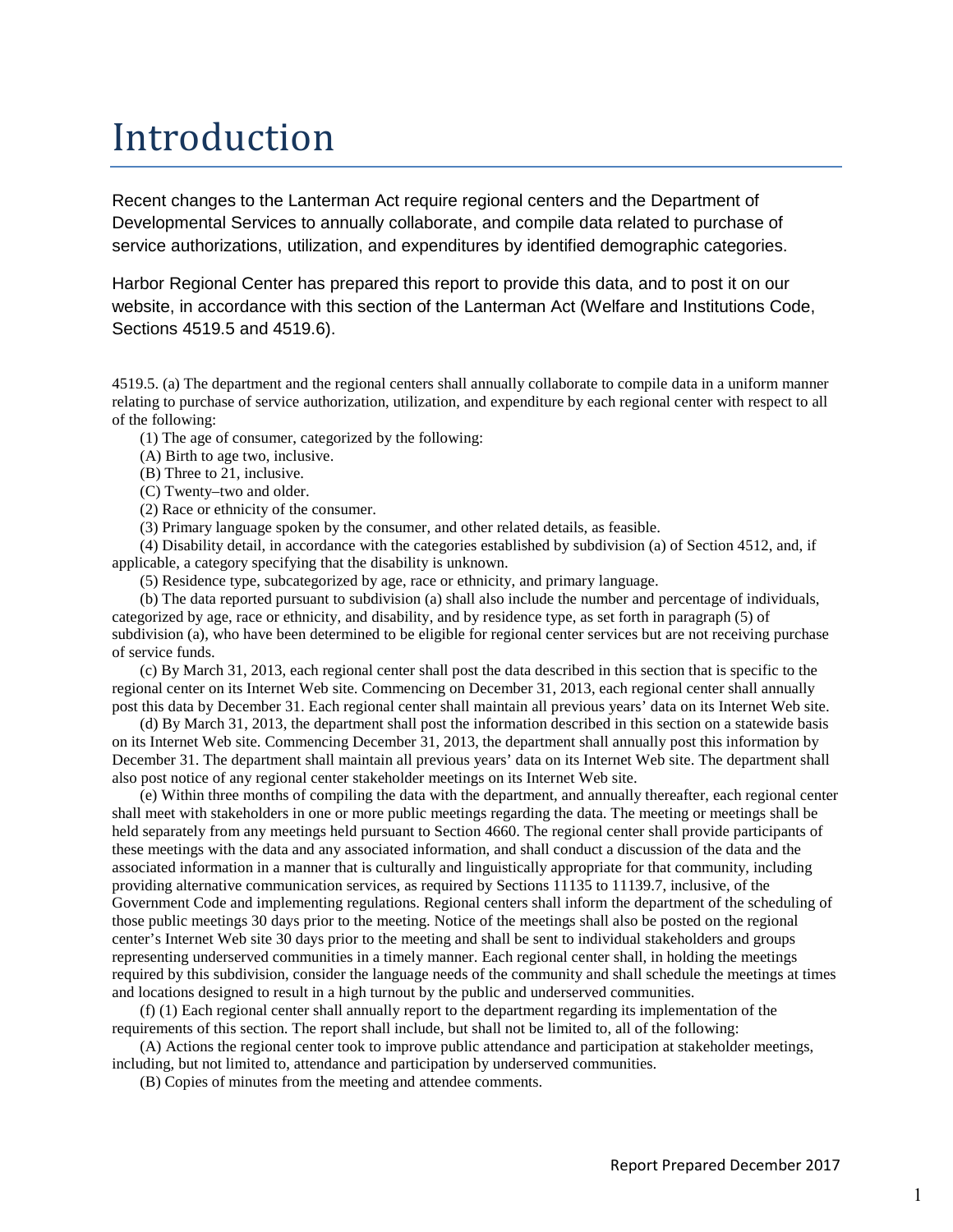# Introduction

Recent changes to the Lanterman Act require regional centers and the Department of Developmental Services to annually collaborate, and compile data related to purchase of service authorizations, utilization, and expenditures by identified demographic categories.

Harbor Regional Center has prepared this report to provide this data, and to post it on our website, in accordance with this section of the Lanterman Act (Welfare and Institutions Code, Sections 4519.5 and 4519.6).

4519.5. (a) The department and the regional centers shall annually collaborate to compile data in a uniform manner relating to purchase of service authorization, utilization, and expenditure by each regional center with respect to all of the following:

(1) The age of consumer, categorized by the following:

(A) Birth to age two, inclusive.

(B) Three to 21, inclusive.

(C) Twenty–two and older.

(2) Race or ethnicity of the consumer.

(3) Primary language spoken by the consumer, and other related details, as feasible.

(4) Disability detail, in accordance with the categories established by subdivision (a) of Section 4512, and, if applicable, a category specifying that the disability is unknown.

(5) Residence type, subcategorized by age, race or ethnicity, and primary language.

(b) The data reported pursuant to subdivision (a) shall also include the number and percentage of individuals, categorized by age, race or ethnicity, and disability, and by residence type, as set forth in paragraph (5) of subdivision (a), who have been determined to be eligible for regional center services but are not receiving purchase of service funds.

(c) By March 31, 2013, each regional center shall post the data described in this section that is specific to the regional center on its Internet Web site. Commencing on December 31, 2013, each regional center shall annually post this data by December 31. Each regional center shall maintain all previous years' data on its Internet Web site.

(d) By March 31, 2013, the department shall post the information described in this section on a statewide basis on its Internet Web site. Commencing December 31, 2013, the department shall annually post this information by December 31. The department shall maintain all previous years' data on its Internet Web site. The department shall also post notice of any regional center stakeholder meetings on its Internet Web site.

(e) Within three months of compiling the data with the department, and annually thereafter, each regional center shall meet with stakeholders in one or more public meetings regarding the data. The meeting or meetings shall be held separately from any meetings held pursuant to Section 4660. The regional center shall provide participants of these meetings with the data and any associated information, and shall conduct a discussion of the data and the associated information in a manner that is culturally and linguistically appropriate for that community, including providing alternative communication services, as required by Sections 11135 to 11139.7, inclusive, of the Government Code and implementing regulations. Regional centers shall inform the department of the scheduling of those public meetings 30 days prior to the meeting. Notice of the meetings shall also be posted on the regional center's Internet Web site 30 days prior to the meeting and shall be sent to individual stakeholders and groups representing underserved communities in a timely manner. Each regional center shall, in holding the meetings required by this subdivision, consider the language needs of the community and shall schedule the meetings at times and locations designed to result in a high turnout by the public and underserved communities.

(f) (1) Each regional center shall annually report to the department regarding its implementation of the requirements of this section. The report shall include, but shall not be limited to, all of the following:

(A) Actions the regional center took to improve public attendance and participation at stakeholder meetings, including, but not limited to, attendance and participation by underserved communities.

(B) Copies of minutes from the meeting and attendee comments.

Report Prepared December 2017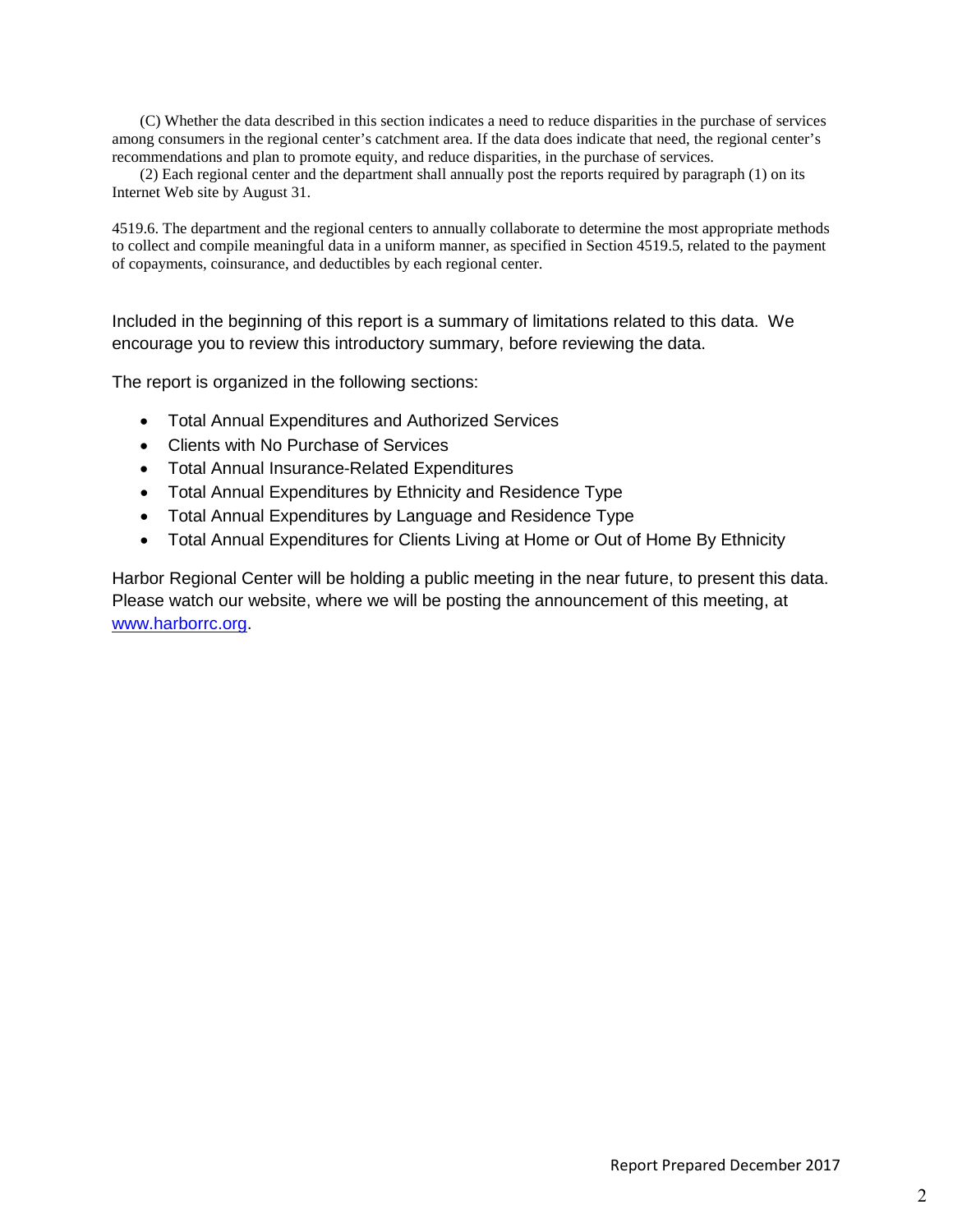(C) Whether the data described in this section indicates a need to reduce disparities in the purchase of services among consumers in the regional center's catchment area. If the data does indicate that need, the regional center's recommendations and plan to promote equity, and reduce disparities, in the purchase of services.

(2) Each regional center and the department shall annually post the reports required by paragraph (1) on its Internet Web site by August 31.

4519.6. The department and the regional centers to annually collaborate to determine the most appropriate methods to collect and compile meaningful data in a uniform manner, as specified in Section 4519.5, related to the payment of copayments, coinsurance, and deductibles by each regional center.

Included in the beginning of this report is a summary of limitations related to this data. We encourage you to review this introductory summary, before reviewing the data.

The report is organized in the following sections:

- Total Annual Expenditures and Authorized Services
- Clients with No Purchase of Services
- Total Annual Insurance-Related Expenditures
- Total Annual Expenditures by Ethnicity and Residence Type
- Total Annual Expenditures by Language and Residence Type
- Total Annual Expenditures for Clients Living at Home or Out of Home By Ethnicity

Harbor Regional Center will be holding a public meeting in the near future, to present this data. Please watch our website, where we will be posting the announcement of this meeting, at [www.harborrc.org](http://www.harborrc.org).

Report Prepared December 2017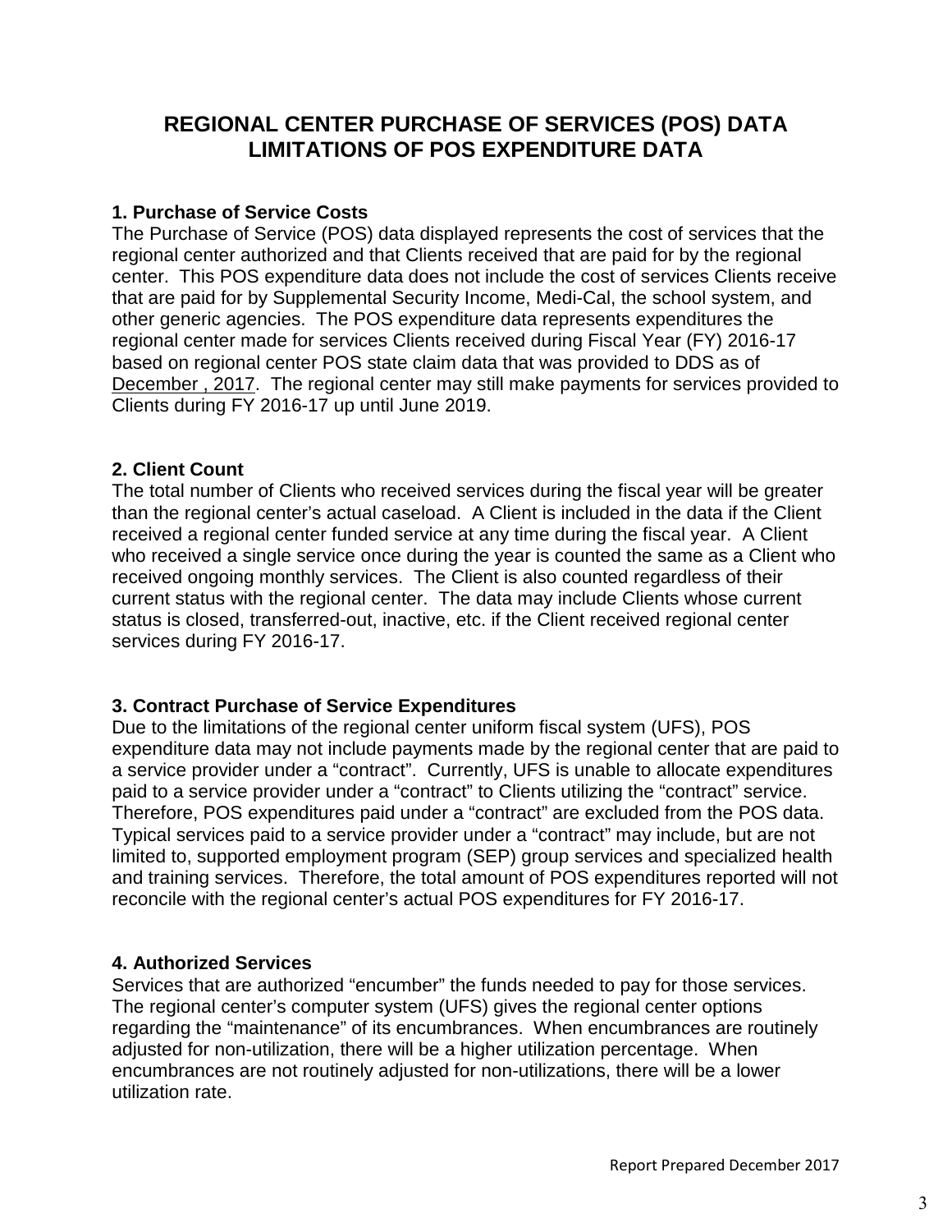# REGIONAL CENTER PURCHASE OF SERVICES (POS) DATA
# LIMITATIONS OF POS EXPENDITURE DATA

### 1. Purchase of Service Costs

The Purchase of Service (POS) data displayed represents the cost of services that the regional center authorized and that Clients received that are paid for by the regional center. This POS expenditure data does not include the cost of services Clients receive that are paid for by Supplemental Security Income, Medi-Cal, the school system, and other generic agencies. The POS expenditure data represents expenditures the regional center made for services Clients received during Fiscal Year (FY) 2016-17 based on regional center POS state claim data that was provided to DDS as of December , 2017. The regional center may still make payments for services provided to Clients during FY 2016-17 up until June 2019.

### 2. Client Count

The total number of Clients who received services during the fiscal year will be greater than the regional center's actual caseload. A Client is included in the data if the Client received a regional center funded service at any time during the fiscal year. A Client who received a single service once during the year is counted the same as a Client who received ongoing monthly services. The Client is also counted regardless of their current status with the regional center. The data may include Clients whose current status is closed, transferred-out, inactive, etc. if the Client received regional center services during FY 2016-17.

### 3. Contract Purchase of Service Expenditures

Due to the limitations of the regional center uniform fiscal system (UFS), POS expenditure data may not include payments made by the regional center that are paid to a service provider under a "contract". Currently, UFS is unable to allocate expenditures paid to a service provider under a "contract" to Clients utilizing the "contract" service. Therefore, POS expenditures paid under a "contract" are excluded from the POS data. Typical services paid to a service provider under a "contract" may include, but are not limited to, supported employment program (SEP) group services and specialized health and training services. Therefore, the total amount of POS expenditures reported will not reconcile with the regional center's actual POS expenditures for FY 2016-17.

### 4. Authorized Services

Services that are authorized "encumber" the funds needed to pay for those services. The regional center's computer system (UFS) gives the regional center options regarding the "maintenance" of its encumbrances. When encumbrances are routinely adjusted for non-utilization, there will be a higher utilization percentage. When encumbrances are not routinely adjusted for non-utilizations, there will be a lower utilization rate.

Report Prepared December 2017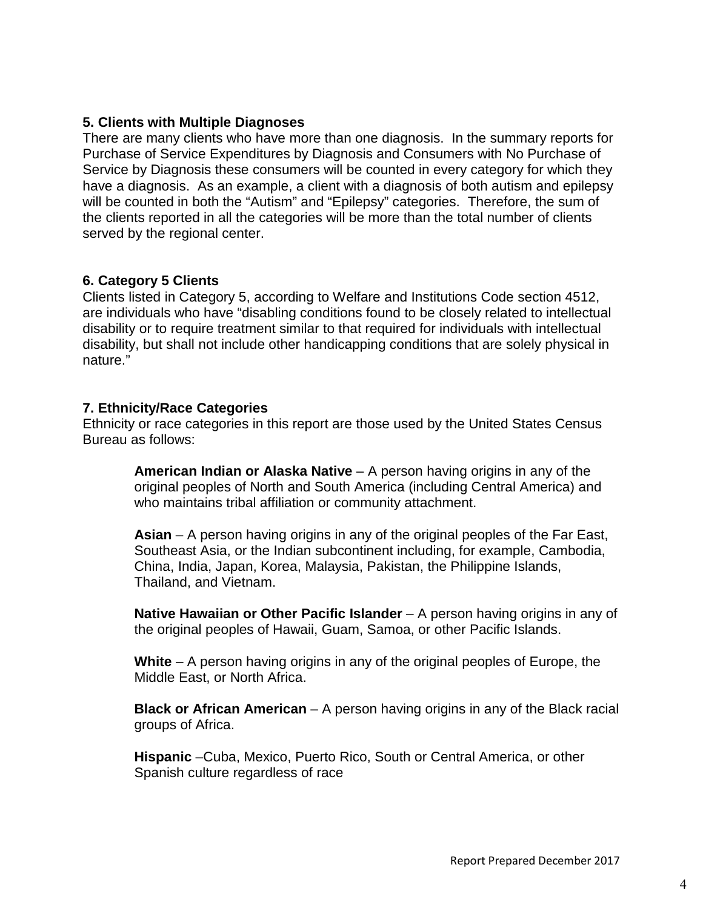**5. Clients with Multiple Diagnoses**

There are many clients who have more than one diagnosis. In the summary reports for Purchase of Service Expenditures by Diagnosis and Consumers with No Purchase of Service by Diagnosis these consumers will be counted in every category for which they have a diagnosis. As an example, a client with a diagnosis of both autism and epilepsy will be counted in both the "Autism" and "Epilepsy" categories. Therefore, the sum of the clients reported in all the categories will be more than the total number of clients served by the regional center.

**6. Category 5 Clients**

Clients listed in Category 5, according to Welfare and Institutions Code section 4512, are individuals who have "disabling conditions found to be closely related to intellectual disability or to require treatment similar to that required for individuals with intellectual disability, but shall not include other handicapping conditions that are solely physical in nature."

**7. Ethnicity/Race Categories**

Ethnicity or race categories in this report are those used by the United States Census Bureau as follows:

**American Indian or Alaska Native** – A person having origins in any of the original peoples of North and South America (including Central America) and who maintains tribal affiliation or community attachment.

**Asian** – A person having origins in any of the original peoples of the Far East, Southeast Asia, or the Indian subcontinent including, for example, Cambodia, China, India, Japan, Korea, Malaysia, Pakistan, the Philippine Islands, Thailand, and Vietnam.

**Native Hawaiian or Other Pacific Islander** – A person having origins in any of the original peoples of Hawaii, Guam, Samoa, or other Pacific Islands.

**White** – A person having origins in any of the original peoples of Europe, the Middle East, or North Africa.

**Black or African American** – A person having origins in any of the Black racial groups of Africa.

**Hispanic** –Cuba, Mexico, Puerto Rico, South or Central America, or other Spanish culture regardless of race

Report Prepared December 2017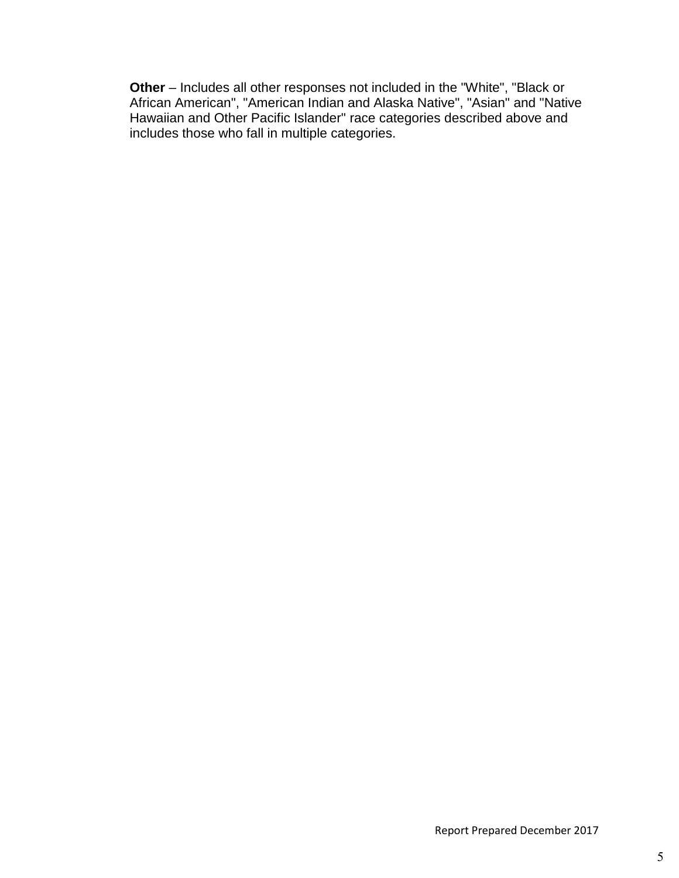**Other** – Includes all other responses not included in the "White", "Black or African American", "American Indian and Alaska Native", "Asian" and "Native Hawaiian and Other Pacific Islander" race categories described above and includes those who fall in multiple categories.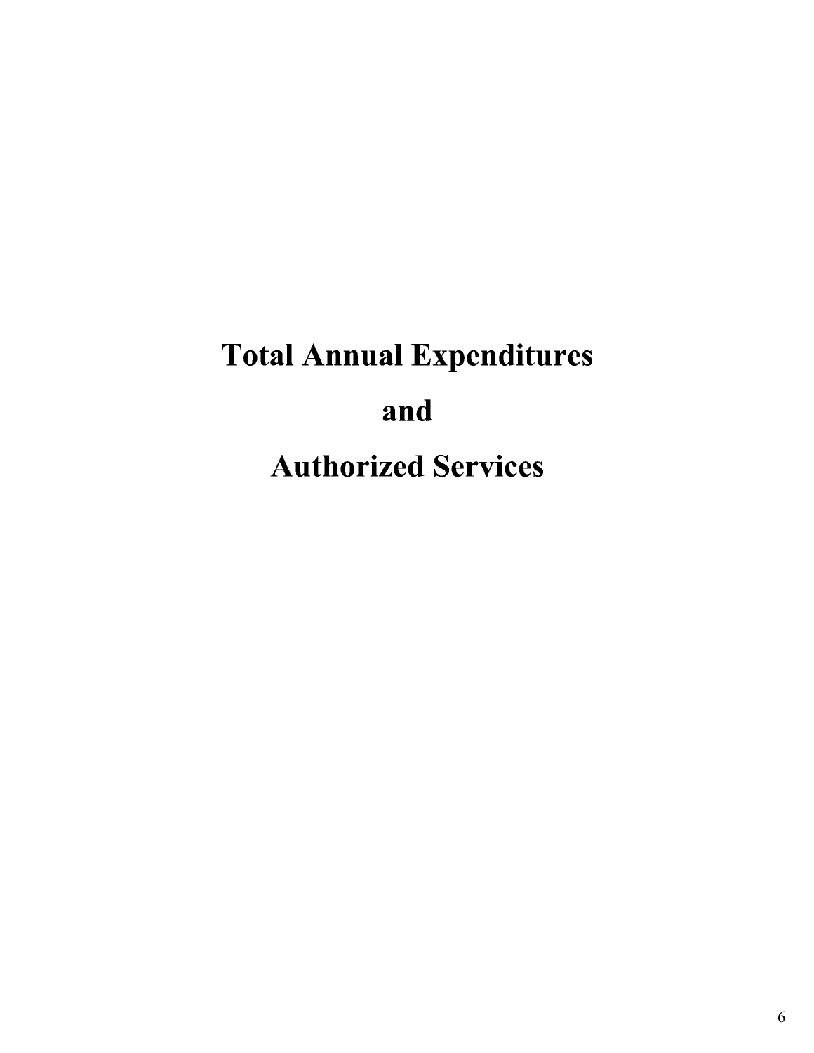# Total Annual Expenditures

# and

# Authorized Services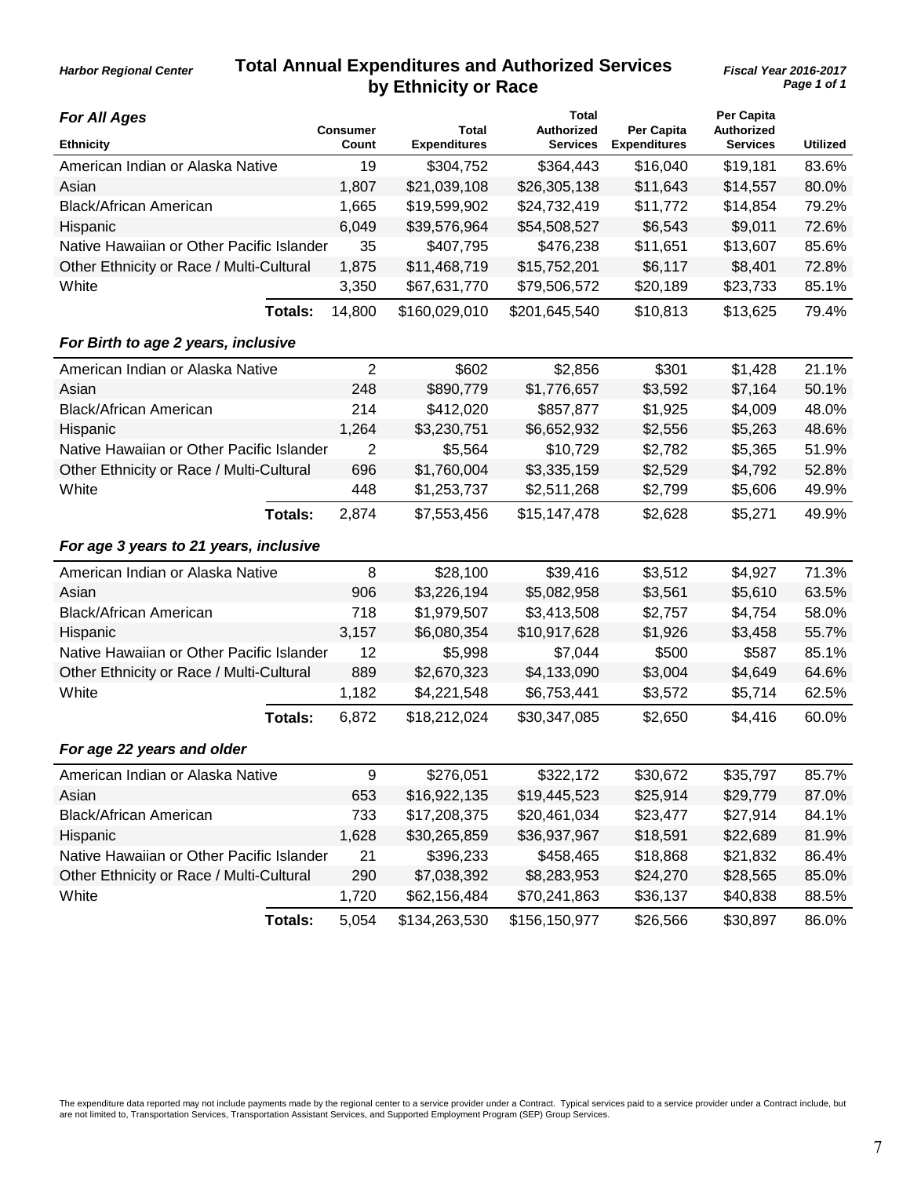*Harbor Regional Center*

# Total Annual Expenditures and Authorized Services by Ethnicity or Race

*Fiscal Year 2016-2017*

### *For All Ages*

| Ethnicity | Consumer Count | Total Expenditures | Total Authorized Services | Per Capita Expenditures | Per Capita Authorized Services | Utilized |
|---|---|---|---|---|---|---|
| American Indian or Alaska Native | 19 | $304,752 | $364,443 | $16,040 | $19,181 | 83.6% |
| Asian | 1,807 | $21,039,108 | $26,305,138 | $11,643 | $14,557 | 80.0% |
| Black/African American | 1,665 | $19,599,902 | $24,732,419 | $11,772 | $14,854 | 79.2% |
| Hispanic | 6,049 | $39,576,964 | $54,508,527 | $6,543 | $9,011 | 72.6% |
| Native Hawaiian or Other Pacific Islander | 35 | $407,795 | $476,238 | $11,651 | $13,607 | 85.6% |
| Other Ethnicity or Race / Multi-Cultural | 1,875 | $11,468,719 | $15,752,201 | $6,117 | $8,401 | 72.8% |
| White | 3,350 | $67,631,770 | $79,506,572 | $20,189 | $23,733 | 85.1% |
| **Totals:** | 14,800 | $160,029,010 | $201,645,540 | $10,813 | $13,625 | 79.4% |

### *For Birth to age 2 years, inclusive*

| Ethnicity | Consumer Count | Total Expenditures | Total Authorized Services | Per Capita Expenditures | Per Capita Authorized Services | Utilized |
|---|---|---|---|---|---|---|
| American Indian or Alaska Native | 2 | $602 | $2,856 | $301 | $1,428 | 21.1% |
| Asian | 248 | $890,779 | $1,776,657 | $3,592 | $7,164 | 50.1% |
| Black/African American | 214 | $412,020 | $857,877 | $1,925 | $4,009 | 48.0% |
| Hispanic | 1,264 | $3,230,751 | $6,652,932 | $2,556 | $5,263 | 48.6% |
| Native Hawaiian or Other Pacific Islander | 2 | $5,564 | $10,729 | $2,782 | $5,365 | 51.9% |
| Other Ethnicity or Race / Multi-Cultural | 696 | $1,760,004 | $3,335,159 | $2,529 | $4,792 | 52.8% |
| White | 448 | $1,253,737 | $2,511,268 | $2,799 | $5,606 | 49.9% |
| **Totals:** | 2,874 | $7,553,456 | $15,147,478 | $2,628 | $5,271 | 49.9% |

### *For age 3 years to 21 years, inclusive*

| Ethnicity | Consumer Count | Total Expenditures | Total Authorized Services | Per Capita Expenditures | Per Capita Authorized Services | Utilized |
|---|---|---|---|---|---|---|
| American Indian or Alaska Native | 8 | $28,100 | $39,416 | $3,512 | $4,927 | 71.3% |
| Asian | 906 | $3,226,194 | $5,082,958 | $3,561 | $5,610 | 63.5% |
| Black/African American | 718 | $1,979,507 | $3,413,508 | $2,757 | $4,754 | 58.0% |
| Hispanic | 3,157 | $6,080,354 | $10,917,628 | $1,926 | $3,458 | 55.7% |
| Native Hawaiian or Other Pacific Islander | 12 | $5,998 | $7,044 | $500 | $587 | 85.1% |
| Other Ethnicity or Race / Multi-Cultural | 889 | $2,670,323 | $4,133,090 | $3,004 | $4,649 | 64.6% |
| White | 1,182 | $4,221,548 | $6,753,441 | $3,572 | $5,714 | 62.5% |
| **Totals:** | 6,872 | $18,212,024 | $30,347,085 | $2,650 | $4,416 | 60.0% |

### *For age 22 years and older*

| Ethnicity | Consumer Count | Total Expenditures | Total Authorized Services | Per Capita Expenditures | Per Capita Authorized Services | Utilized |
|---|---|---|---|---|---|---|
| American Indian or Alaska Native | 9 | $276,051 | $322,172 | $30,672 | $35,797 | 85.7% |
| Asian | 653 | $16,922,135 | $19,445,523 | $25,914 | $29,779 | 87.0% |
| Black/African American | 733 | $17,208,375 | $20,461,034 | $23,477 | $27,914 | 84.1% |
| Hispanic | 1,628 | $30,265,859 | $36,937,967 | $18,591 | $22,689 | 81.9% |
| Native Hawaiian or Other Pacific Islander | 21 | $396,233 | $458,465 | $18,868 | $21,832 | 86.4% |
| Other Ethnicity or Race / Multi-Cultural | 290 | $7,038,392 | $8,283,953 | $24,270 | $28,565 | 85.0% |
| White | 1,720 | $62,156,484 | $70,241,863 | $36,137 | $40,838 | 88.5% |
| **Totals:** | 5,054 | $134,263,530 | $156,150,977 | $26,566 | $30,897 | 86.0% |

The expenditure data reported may not include payments made by the regional center to a service provider under a Contract. Typical services paid to a service provider under a Contract include, but are not limited to, Transportation Services, Transportation Assistant Services, and Supported Employment Program (SEP) Group Services.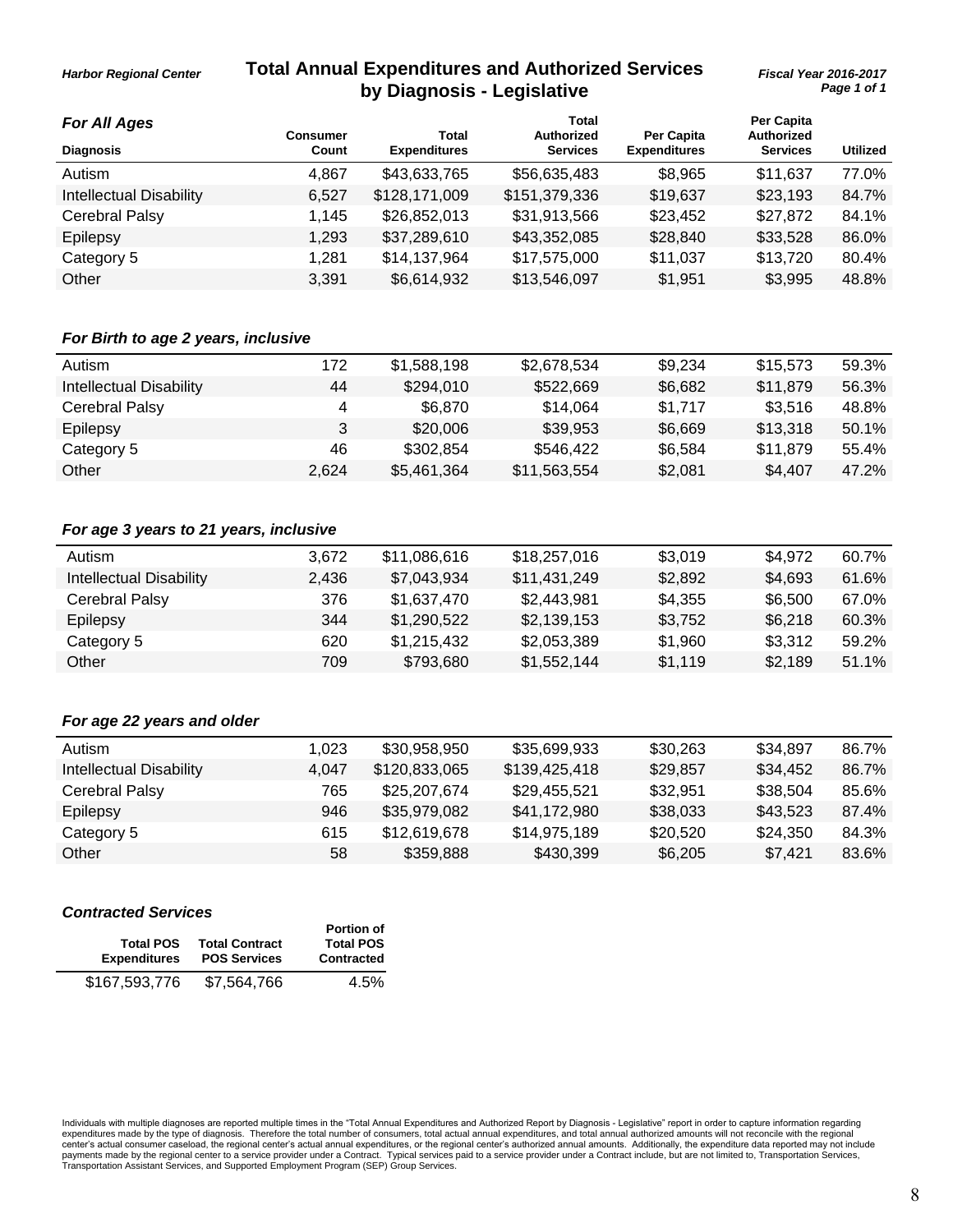Harbor Regional Center

# Total Annual Expenditures and Authorized Services by Diagnosis - Legislative

Fiscal Year 2016-2017

### For All Ages

| Diagnosis | Consumer Count | Total Expenditures | Total Authorized Services | Per Capita Expenditures | Per Capita Authorized Services | Utilized |
|---|---|---|---|---|---|---|
| Autism | 4,867 | $43,633,765 | $56,635,483 | $8,965 | $11,637 | 77.0% |
| Intellectual Disability | 6,527 | $128,171,009 | $151,379,336 | $19,637 | $23,193 | 84.7% |
| Cerebral Palsy | 1,145 | $26,852,013 | $31,913,566 | $23,452 | $27,872 | 84.1% |
| Epilepsy | 1,293 | $37,289,610 | $43,352,085 | $28,840 | $33,528 | 86.0% |
| Category 5 | 1,281 | $14,137,964 | $17,575,000 | $11,037 | $13,720 | 80.4% |
| Other | 3,391 | $6,614,932 | $13,546,097 | $1,951 | $3,995 | 48.8% |

### For Birth to age 2 years, inclusive

| Diagnosis | Consumer Count | Total Expenditures | Total Authorized Services | Per Capita Expenditures | Per Capita Authorized Services | Utilized |
|---|---|---|---|---|---|---|
| Autism | 172 | $1,588,198 | $2,678,534 | $9,234 | $15,573 | 59.3% |
| Intellectual Disability | 44 | $294,010 | $522,669 | $6,682 | $11,879 | 56.3% |
| Cerebral Palsy | 4 | $6,870 | $14,064 | $1,717 | $3,516 | 48.8% |
| Epilepsy | 3 | $20,006 | $39,953 | $6,669 | $13,318 | 50.1% |
| Category 5 | 46 | $302,854 | $546,422 | $6,584 | $11,879 | 55.4% |
| Other | 2,624 | $5,461,364 | $11,563,554 | $2,081 | $4,407 | 47.2% |

### For age 3 years to 21 years, inclusive

| Diagnosis | Consumer Count | Total Expenditures | Total Authorized Services | Per Capita Expenditures | Per Capita Authorized Services | Utilized |
|---|---|---|---|---|---|---|
| Autism | 3,672 | $11,086,616 | $18,257,016 | $3,019 | $4,972 | 60.7% |
| Intellectual Disability | 2,436 | $7,043,934 | $11,431,249 | $2,892 | $4,693 | 61.6% |
| Cerebral Palsy | 376 | $1,637,470 | $2,443,981 | $4,355 | $6,500 | 67.0% |
| Epilepsy | 344 | $1,290,522 | $2,139,153 | $3,752 | $6,218 | 60.3% |
| Category 5 | 620 | $1,215,432 | $2,053,389 | $1,960 | $3,312 | 59.2% |
| Other | 709 | $793,680 | $1,552,144 | $1,119 | $2,189 | 51.1% |

### For age 22 years and older

| Diagnosis | Consumer Count | Total Expenditures | Total Authorized Services | Per Capita Expenditures | Per Capita Authorized Services | Utilized |
|---|---|---|---|---|---|---|
| Autism | 1,023 | $30,958,950 | $35,699,933 | $30,263 | $34,897 | 86.7% |
| Intellectual Disability | 4,047 | $120,833,065 | $139,425,418 | $29,857 | $34,452 | 86.7% |
| Cerebral Palsy | 765 | $25,207,674 | $29,455,521 | $32,951 | $38,504 | 85.6% |
| Epilepsy | 946 | $35,979,082 | $41,172,980 | $38,033 | $43,523 | 87.4% |
| Category 5 | 615 | $12,619,678 | $14,975,189 | $20,520 | $24,350 | 84.3% |
| Other | 58 | $359,888 | $430,399 | $6,205 | $7,421 | 83.6% |

### Contracted Services

| Total POS Expenditures | Total Contract POS Services | Portion of Total POS Contracted |
|---|---|---|
| $167,593,776 | $7,564,766 | 4.5% |

Individuals with multiple diagnoses are reported multiple times in the "Total Annual Expenditures and Authorized Report by Diagnosis - Legislative" report in order to capture information regarding expenditures made by the type of diagnosis. Therefore the total number of consumers, total actual annual expenditures, and total annual authorized amounts will not reconcile with the regional center's actual consumer caseload, the regional center's actual annual expenditures, or the regional center's authorized annual amounts. Additionally, the expenditure data reported may not include payments made by the regional center to a service provider under a Contract. Typical services paid to a service provider under a Contract include, but are not limited to, Transportation Services, Transportation Assistant Services, and Supported Employment Program (SEP) Group Services.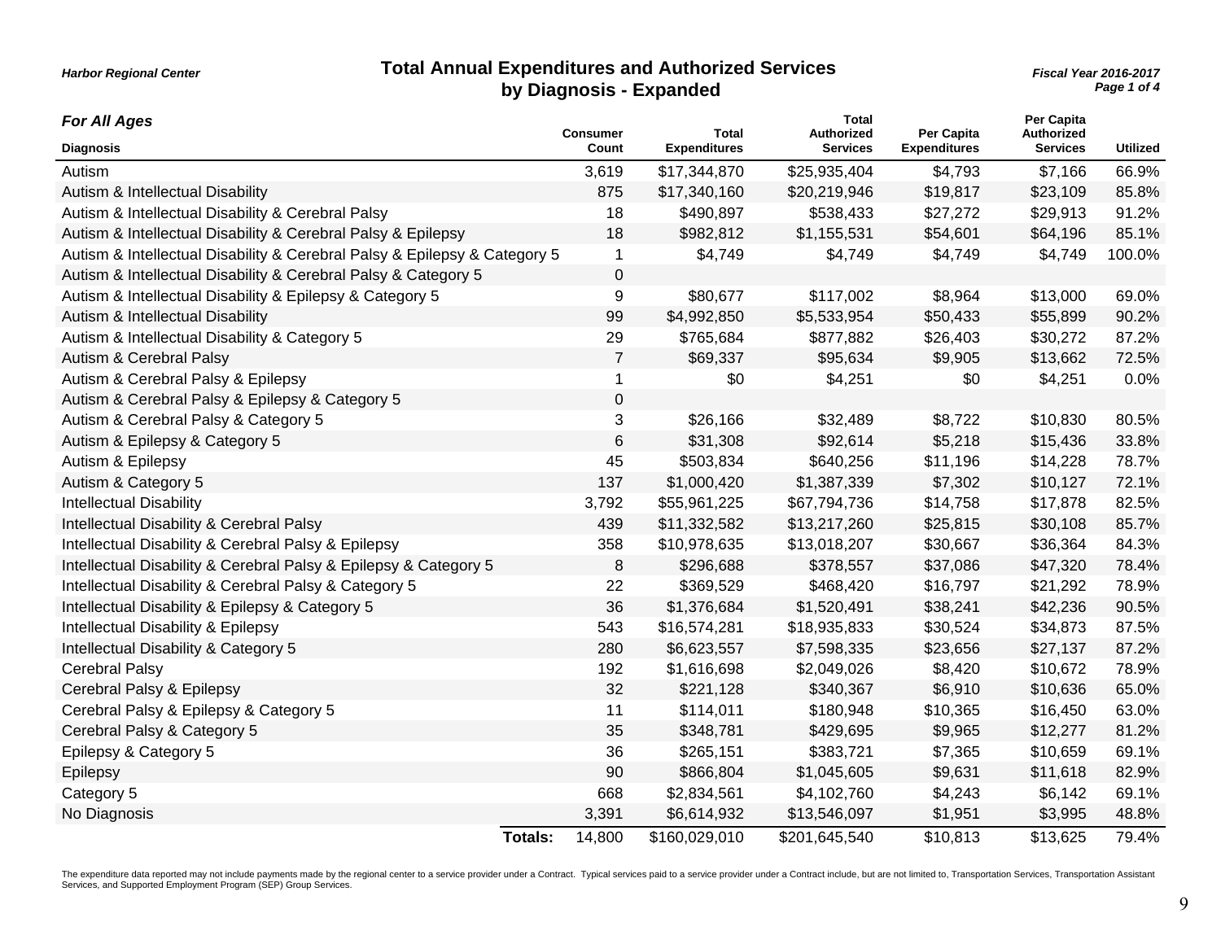Harbor Regional Center

# Total Annual Expenditures and Authorized Services by Diagnosis - Expanded

Fiscal Year 2016-2017

### For All Ages

| Diagnosis | Consumer Count | Total Expenditures | Total Authorized Services | Per Capita Expenditures | Per Capita Authorized Services | Utilized |
|---|---|---|---|---|---|---|
| Autism | 3,619 | $17,344,870 | $25,935,404 | $4,793 | $7,166 | 66.9% |
| Autism & Intellectual Disability | 875 | $17,340,160 | $20,219,946 | $19,817 | $23,109 | 85.8% |
| Autism & Intellectual Disability & Cerebral Palsy | 18 | $490,897 | $538,433 | $27,272 | $29,913 | 91.2% |
| Autism & Intellectual Disability & Cerebral Palsy & Epilepsy | 18 | $982,812 | $1,155,531 | $54,601 | $64,196 | 85.1% |
| Autism & Intellectual Disability & Cerebral Palsy & Epilepsy & Category 5 | 1 | $4,749 | $4,749 | $4,749 | $4,749 | 100.0% |
| Autism & Intellectual Disability & Cerebral Palsy & Category 5 | 0 | | | | | |
| Autism & Intellectual Disability & Epilepsy & Category 5 | 9 | $80,677 | $117,002 | $8,964 | $13,000 | 69.0% |
| Autism & Intellectual Disability | 99 | $4,992,850 | $5,533,954 | $50,433 | $55,899 | 90.2% |
| Autism & Intellectual Disability & Category 5 | 29 | $765,684 | $877,882 | $26,403 | $30,272 | 87.2% |
| Autism & Cerebral Palsy | 7 | $69,337 | $95,634 | $9,905 | $13,662 | 72.5% |
| Autism & Cerebral Palsy & Epilepsy | 1 | $0 | $4,251 | $0 | $4,251 | 0.0% |
| Autism & Cerebral Palsy & Epilepsy & Category 5 | 0 | | | | | |
| Autism & Cerebral Palsy & Category 5 | 3 | $26,166 | $32,489 | $8,722 | $10,830 | 80.5% |
| Autism & Epilepsy & Category 5 | 6 | $31,308 | $92,614 | $5,218 | $15,436 | 33.8% |
| Autism & Epilepsy | 45 | $503,834 | $640,256 | $11,196 | $14,228 | 78.7% |
| Autism & Category 5 | 137 | $1,000,420 | $1,387,339 | $7,302 | $10,127 | 72.1% |
| Intellectual Disability | 3,792 | $55,961,225 | $67,794,736 | $14,758 | $17,878 | 82.5% |
| Intellectual Disability & Cerebral Palsy | 439 | $11,332,582 | $13,217,260 | $25,815 | $30,108 | 85.7% |
| Intellectual Disability & Cerebral Palsy & Epilepsy | 358 | $10,978,635 | $13,018,207 | $30,667 | $36,364 | 84.3% |
| Intellectual Disability & Cerebral Palsy & Epilepsy & Category 5 | 8 | $296,688 | $378,557 | $37,086 | $47,320 | 78.4% |
| Intellectual Disability & Cerebral Palsy & Category 5 | 22 | $369,529 | $468,420 | $16,797 | $21,292 | 78.9% |
| Intellectual Disability & Epilepsy & Category 5 | 36 | $1,376,684 | $1,520,491 | $38,241 | $42,236 | 90.5% |
| Intellectual Disability & Epilepsy | 543 | $16,574,281 | $18,935,833 | $30,524 | $34,873 | 87.5% |
| Intellectual Disability & Category 5 | 280 | $6,623,557 | $7,598,335 | $23,656 | $27,137 | 87.2% |
| Cerebral Palsy | 192 | $1,616,698 | $2,049,026 | $8,420 | $10,672 | 78.9% |
| Cerebral Palsy & Epilepsy | 32 | $221,128 | $340,367 | $6,910 | $10,636 | 65.0% |
| Cerebral Palsy & Epilepsy & Category 5 | 11 | $114,011 | $180,948 | $10,365 | $16,450 | 63.0% |
| Cerebral Palsy & Category 5 | 35 | $348,781 | $429,695 | $9,965 | $12,277 | 81.2% |
| Epilepsy & Category 5 | 36 | $265,151 | $383,721 | $7,365 | $10,659 | 69.1% |
| Epilepsy | 90 | $866,804 | $1,045,605 | $9,631 | $11,618 | 82.9% |
| Category 5 | 668 | $2,834,561 | $4,102,760 | $4,243 | $6,142 | 69.1% |
| No Diagnosis | 3,391 | $6,614,932 | $13,546,097 | $1,951 | $3,995 | 48.8% |
| **Totals:** | 14,800 | $160,029,010 | $201,645,540 | $10,813 | $13,625 | 79.4% |

The expenditure data reported may not include payments made by the regional center to a service provider under a Contract. Typical services paid to a service provider under a Contract include, but are not limited to, Transportation Services, Transportation Assistant Services, and Supported Employment Program (SEP) Group Services.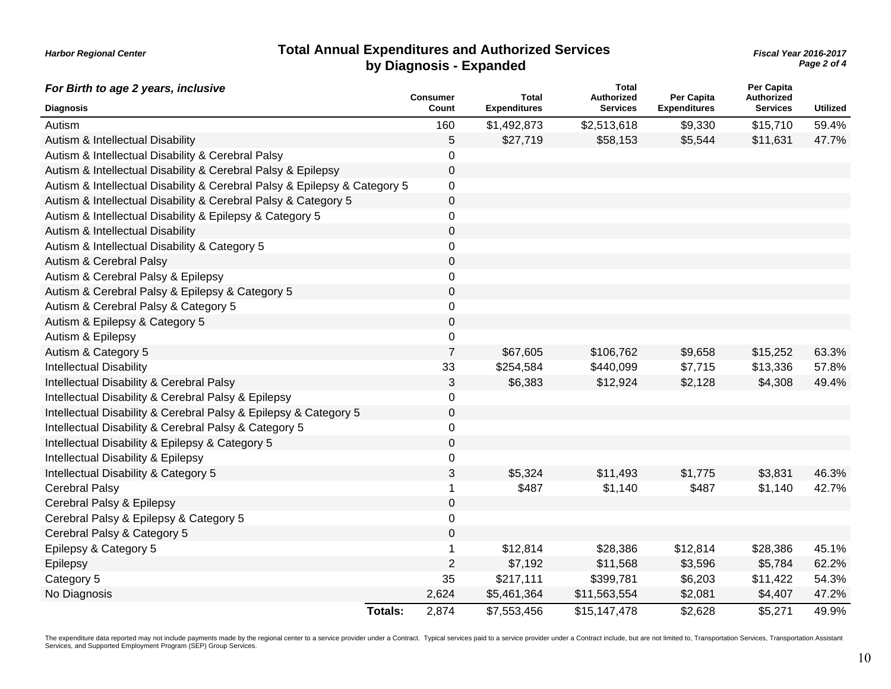Harbor Regional Center

# Total Annual Expenditures and Authorized Services by Diagnosis - Expanded

*Fiscal Year 2016-2017*

***For Birth to age 2 years, inclusive***

| Diagnosis | Consumer Count | Total Expenditures | Total Authorized Services | Per Capita Expenditures | Per Capita Authorized Services | Utilized |
|---|---|---|---|---|---|---|
| Autism | 160 | $1,492,873 | $2,513,618 | $9,330 | $15,710 | 59.4% |
| Autism & Intellectual Disability | 5 | $27,719 | $58,153 | $5,544 | $11,631 | 47.7% |
| Autism & Intellectual Disability & Cerebral Palsy | 0 | | | | | |
| Autism & Intellectual Disability & Cerebral Palsy & Epilepsy | 0 | | | | | |
| Autism & Intellectual Disability & Cerebral Palsy & Epilepsy & Category 5 | 0 | | | | | |
| Autism & Intellectual Disability & Cerebral Palsy & Category 5 | 0 | | | | | |
| Autism & Intellectual Disability & Epilepsy & Category 5 | 0 | | | | | |
| Autism & Intellectual Disability | 0 | | | | | |
| Autism & Intellectual Disability & Category 5 | 0 | | | | | |
| Autism & Cerebral Palsy | 0 | | | | | |
| Autism & Cerebral Palsy & Epilepsy | 0 | | | | | |
| Autism & Cerebral Palsy & Epilepsy & Category 5 | 0 | | | | | |
| Autism & Cerebral Palsy & Category 5 | 0 | | | | | |
| Autism & Epilepsy & Category 5 | 0 | | | | | |
| Autism & Epilepsy | 0 | | | | | |
| Autism & Category 5 | 7 | $67,605 | $106,762 | $9,658 | $15,252 | 63.3% |
| Intellectual Disability | 33 | $254,584 | $440,099 | $7,715 | $13,336 | 57.8% |
| Intellectual Disability & Cerebral Palsy | 3 | $6,383 | $12,924 | $2,128 | $4,308 | 49.4% |
| Intellectual Disability & Cerebral Palsy & Epilepsy | 0 | | | | | |
| Intellectual Disability & Cerebral Palsy & Epilepsy & Category 5 | 0 | | | | | |
| Intellectual Disability & Cerebral Palsy & Category 5 | 0 | | | | | |
| Intellectual Disability & Epilepsy & Category 5 | 0 | | | | | |
| Intellectual Disability & Epilepsy | 0 | | | | | |
| Intellectual Disability & Category 5 | 3 | $5,324 | $11,493 | $1,775 | $3,831 | 46.3% |
| Cerebral Palsy | 1 | $487 | $1,140 | $487 | $1,140 | 42.7% |
| Cerebral Palsy & Epilepsy | 0 | | | | | |
| Cerebral Palsy & Epilepsy & Category 5 | 0 | | | | | |
| Cerebral Palsy & Category 5 | 0 | | | | | |
| Epilepsy & Category 5 | 1 | $12,814 | $28,386 | $12,814 | $28,386 | 45.1% |
| Epilepsy | 2 | $7,192 | $11,568 | $3,596 | $5,784 | 62.2% |
| Category 5 | 35 | $217,111 | $399,781 | $6,203 | $11,422 | 54.3% |
| No Diagnosis | 2,624 | $5,461,364 | $11,563,554 | $2,081 | $4,407 | 47.2% |
| **Totals:** | 2,874 | $7,553,456 | $15,147,478 | $2,628 | $5,271 | 49.9% |

The expenditure data reported may not include payments made by the regional center to a service provider under a Contract. Typical services paid to a service provider under a Contract include, but are not limited to, Transportation Services, Transportation Assistant Services, and Supported Employment Program (SEP) Group Services.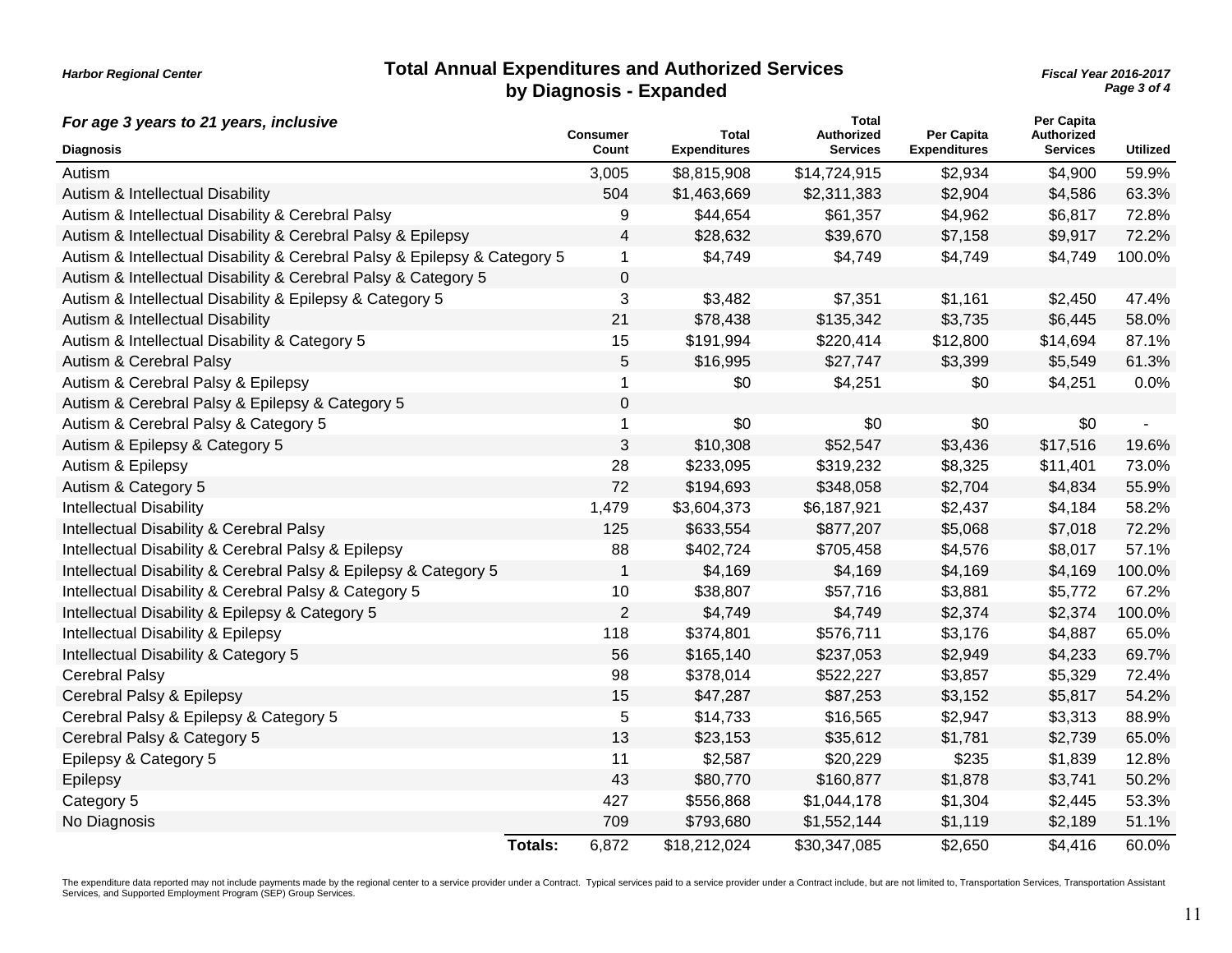Harbor Regional Center

# Total Annual Expenditures and Authorized Services by Diagnosis - Expanded

Fiscal Year 2016-2017

*For age 3 years to 21 years, inclusive*

| Diagnosis | Consumer Count | Total Expenditures | Total Authorized Services | Per Capita Expenditures | Per Capita Authorized Services | Utilized |
|---|---|---|---|---|---|---|
| Autism | 3,005 | $8,815,908 | $14,724,915 | $2,934 | $4,900 | 59.9% |
| Autism & Intellectual Disability | 504 | $1,463,669 | $2,311,383 | $2,904 | $4,586 | 63.3% |
| Autism & Intellectual Disability & Cerebral Palsy | 9 | $44,654 | $61,357 | $4,962 | $6,817 | 72.8% |
| Autism & Intellectual Disability & Cerebral Palsy & Epilepsy | 4 | $28,632 | $39,670 | $7,158 | $9,917 | 72.2% |
| Autism & Intellectual Disability & Cerebral Palsy & Epilepsy & Category 5 | 1 | $4,749 | $4,749 | $4,749 | $4,749 | 100.0% |
| Autism & Intellectual Disability & Cerebral Palsy & Category 5 | 0 | | | | | |
| Autism & Intellectual Disability & Epilepsy & Category 5 | 3 | $3,482 | $7,351 | $1,161 | $2,450 | 47.4% |
| Autism & Intellectual Disability | 21 | $78,438 | $135,342 | $3,735 | $6,445 | 58.0% |
| Autism & Intellectual Disability & Category 5 | 15 | $191,994 | $220,414 | $12,800 | $14,694 | 87.1% |
| Autism & Cerebral Palsy | 5 | $16,995 | $27,747 | $3,399 | $5,549 | 61.3% |
| Autism & Cerebral Palsy & Epilepsy | 1 | $0 | $4,251 | $0 | $4,251 | 0.0% |
| Autism & Cerebral Palsy & Epilepsy & Category 5 | 0 | | | | | |
| Autism & Cerebral Palsy & Category 5 | 1 | $0 | $0 | $0 | $0 | - |
| Autism & Epilepsy & Category 5 | 3 | $10,308 | $52,547 | $3,436 | $17,516 | 19.6% |
| Autism & Epilepsy | 28 | $233,095 | $319,232 | $8,325 | $11,401 | 73.0% |
| Autism & Category 5 | 72 | $194,693 | $348,058 | $2,704 | $4,834 | 55.9% |
| Intellectual Disability | 1,479 | $3,604,373 | $6,187,921 | $2,437 | $4,184 | 58.2% |
| Intellectual Disability & Cerebral Palsy | 125 | $633,554 | $877,207 | $5,068 | $7,018 | 72.2% |
| Intellectual Disability & Cerebral Palsy & Epilepsy | 88 | $402,724 | $705,458 | $4,576 | $8,017 | 57.1% |
| Intellectual Disability & Cerebral Palsy & Epilepsy & Category 5 | 1 | $4,169 | $4,169 | $4,169 | $4,169 | 100.0% |
| Intellectual Disability & Cerebral Palsy & Category 5 | 10 | $38,807 | $57,716 | $3,881 | $5,772 | 67.2% |
| Intellectual Disability & Epilepsy & Category 5 | 2 | $4,749 | $4,749 | $2,374 | $2,374 | 100.0% |
| Intellectual Disability & Epilepsy | 118 | $374,801 | $576,711 | $3,176 | $4,887 | 65.0% |
| Intellectual Disability & Category 5 | 56 | $165,140 | $237,053 | $2,949 | $4,233 | 69.7% |
| Cerebral Palsy | 98 | $378,014 | $522,227 | $3,857 | $5,329 | 72.4% |
| Cerebral Palsy & Epilepsy | 15 | $47,287 | $87,253 | $3,152 | $5,817 | 54.2% |
| Cerebral Palsy & Epilepsy & Category 5 | 5 | $14,733 | $16,565 | $2,947 | $3,313 | 88.9% |
| Cerebral Palsy & Category 5 | 13 | $23,153 | $35,612 | $1,781 | $2,739 | 65.0% |
| Epilepsy & Category 5 | 11 | $2,587 | $20,229 | $235 | $1,839 | 12.8% |
| Epilepsy | 43 | $80,770 | $160,877 | $1,878 | $3,741 | 50.2% |
| Category 5 | 427 | $556,868 | $1,044,178 | $1,304 | $2,445 | 53.3% |
| No Diagnosis | 709 | $793,680 | $1,552,144 | $1,119 | $2,189 | 51.1% |
| **Totals:** | 6,872 | $18,212,024 | $30,347,085 | $2,650 | $4,416 | 60.0% |

The expenditure data reported may not include payments made by the regional center to a service provider under a Contract. Typical services paid to a service provider under a Contract include, but are not limited to, Transportation Services, Transportation Assistant Services, and Supported Employment Program (SEP) Group Services.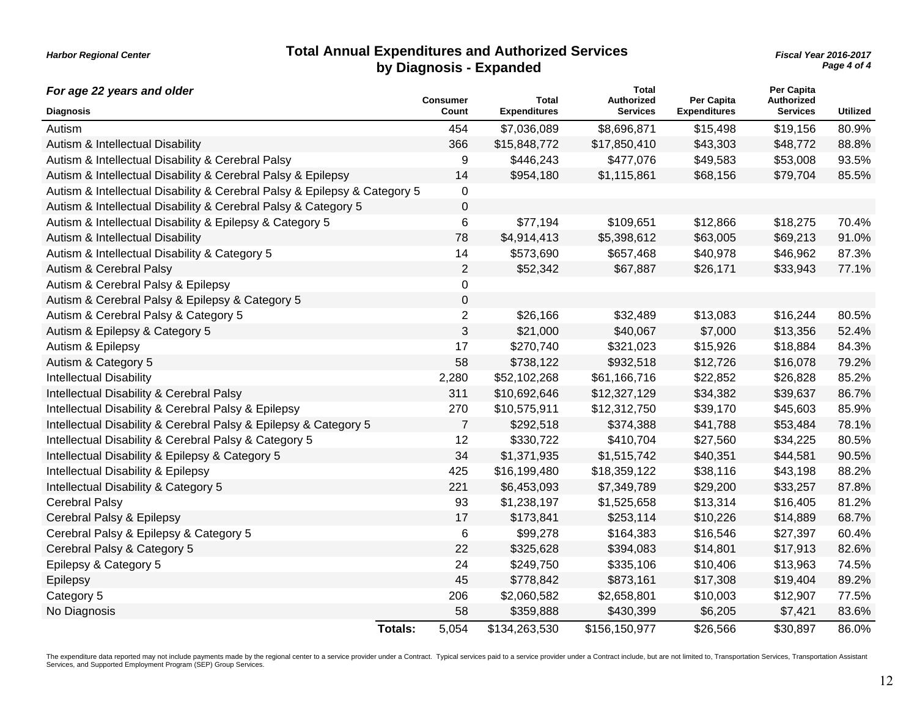Harbor Regional Center

# Total Annual Expenditures and Authorized Services by Diagnosis - Expanded

*Fiscal Year 2016-2017*

***For age 22 years and older***

| Diagnosis | Consumer Count | Total Expenditures | Total Authorized Services | Per Capita Expenditures | Per Capita Authorized Services | Utilized |
|---|---|---|---|---|---|---|
| Autism | 454 | $7,036,089 | $8,696,871 | $15,498 | $19,156 | 80.9% |
| Autism & Intellectual Disability | 366 | $15,848,772 | $17,850,410 | $43,303 | $48,772 | 88.8% |
| Autism & Intellectual Disability & Cerebral Palsy | 9 | $446,243 | $477,076 | $49,583 | $53,008 | 93.5% |
| Autism & Intellectual Disability & Cerebral Palsy & Epilepsy | 14 | $954,180 | $1,115,861 | $68,156 | $79,704 | 85.5% |
| Autism & Intellectual Disability & Cerebral Palsy & Epilepsy & Category 5 | 0 | | | | | |
| Autism & Intellectual Disability & Cerebral Palsy & Category 5 | 0 | | | | | |
| Autism & Intellectual Disability & Epilepsy & Category 5 | 6 | $77,194 | $109,651 | $12,866 | $18,275 | 70.4% |
| Autism & Intellectual Disability | 78 | $4,914,413 | $5,398,612 | $63,005 | $69,213 | 91.0% |
| Autism & Intellectual Disability & Category 5 | 14 | $573,690 | $657,468 | $40,978 | $46,962 | 87.3% |
| Autism & Cerebral Palsy | 2 | $52,342 | $67,887 | $26,171 | $33,943 | 77.1% |
| Autism & Cerebral Palsy & Epilepsy | 0 | | | | | |
| Autism & Cerebral Palsy & Epilepsy & Category 5 | 0 | | | | | |
| Autism & Cerebral Palsy & Category 5 | 2 | $26,166 | $32,489 | $13,083 | $16,244 | 80.5% |
| Autism & Epilepsy & Category 5 | 3 | $21,000 | $40,067 | $7,000 | $13,356 | 52.4% |
| Autism & Epilepsy | 17 | $270,740 | $321,023 | $15,926 | $18,884 | 84.3% |
| Autism & Category 5 | 58 | $738,122 | $932,518 | $12,726 | $16,078 | 79.2% |
| Intellectual Disability | 2,280 | $52,102,268 | $61,166,716 | $22,852 | $26,828 | 85.2% |
| Intellectual Disability & Cerebral Palsy | 311 | $10,692,646 | $12,327,129 | $34,382 | $39,637 | 86.7% |
| Intellectual Disability & Cerebral Palsy & Epilepsy | 270 | $10,575,911 | $12,312,750 | $39,170 | $45,603 | 85.9% |
| Intellectual Disability & Cerebral Palsy & Epilepsy & Category 5 | 7 | $292,518 | $374,388 | $41,788 | $53,484 | 78.1% |
| Intellectual Disability & Cerebral Palsy & Category 5 | 12 | $330,722 | $410,704 | $27,560 | $34,225 | 80.5% |
| Intellectual Disability & Epilepsy & Category 5 | 34 | $1,371,935 | $1,515,742 | $40,351 | $44,581 | 90.5% |
| Intellectual Disability & Epilepsy | 425 | $16,199,480 | $18,359,122 | $38,116 | $43,198 | 88.2% |
| Intellectual Disability & Category 5 | 221 | $6,453,093 | $7,349,789 | $29,200 | $33,257 | 87.8% |
| Cerebral Palsy | 93 | $1,238,197 | $1,525,658 | $13,314 | $16,405 | 81.2% |
| Cerebral Palsy & Epilepsy | 17 | $173,841 | $253,114 | $10,226 | $14,889 | 68.7% |
| Cerebral Palsy & Epilepsy & Category 5 | 6 | $99,278 | $164,383 | $16,546 | $27,397 | 60.4% |
| Cerebral Palsy & Category 5 | 22 | $325,628 | $394,083 | $14,801 | $17,913 | 82.6% |
| Epilepsy & Category 5 | 24 | $249,750 | $335,106 | $10,406 | $13,963 | 74.5% |
| Epilepsy | 45 | $778,842 | $873,161 | $17,308 | $19,404 | 89.2% |
| Category 5 | 206 | $2,060,582 | $2,658,801 | $10,003 | $12,907 | 77.5% |
| No Diagnosis | 58 | $359,888 | $430,399 | $6,205 | $7,421 | 83.6% |
| **Totals:** | 5,054 | $134,263,530 | $156,150,977 | $26,566 | $30,897 | 86.0% |

The expenditure data reported may not include payments made by the regional center to a service provider under a Contract. Typical services paid to a service provider under a Contract include, but are not limited to, Transportation Services, Transportation Assistant Services, and Supported Employment Program (SEP) Group Services.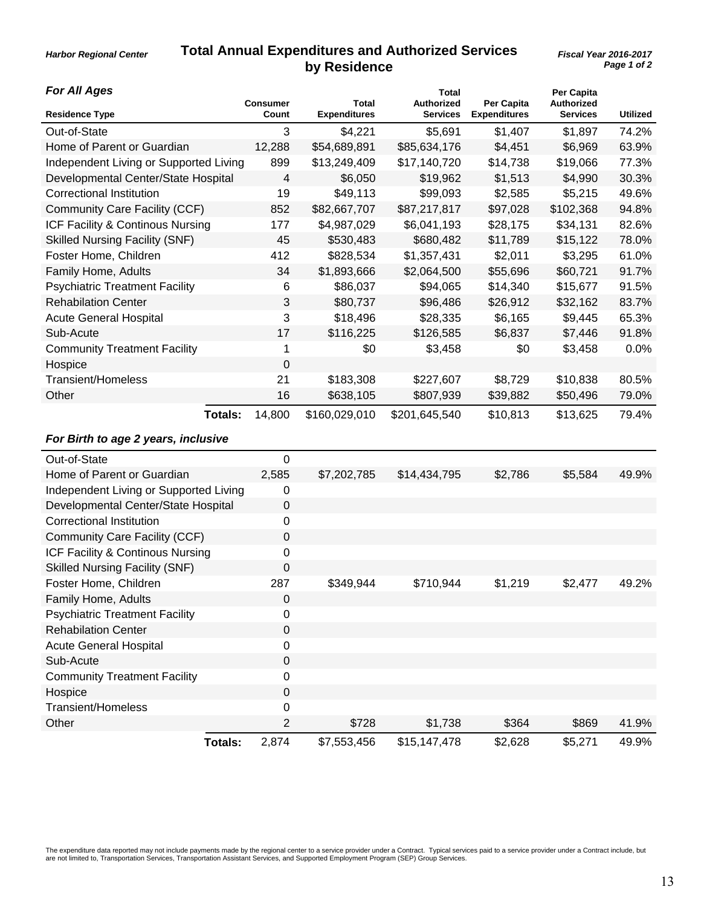Harbor Regional Center

# Total Annual Expenditures and Authorized Services by Residence

Fiscal Year 2016-2017

### *For All Ages*

| Residence Type | Consumer Count | Total Expenditures | Total Authorized Services | Per Capita Expenditures | Per Capita Authorized Services | Utilized |
|---|---|---|---|---|---|---|
| Out-of-State | 3 | $4,221 | $5,691 | $1,407 | $1,897 | 74.2% |
| Home of Parent or Guardian | 12,288 | $54,689,891 | $85,634,176 | $4,451 | $6,969 | 63.9% |
| Independent Living or Supported Living | 899 | $13,249,409 | $17,140,720 | $14,738 | $19,066 | 77.3% |
| Developmental Center/State Hospital | 4 | $6,050 | $19,962 | $1,513 | $4,990 | 30.3% |
| Correctional Institution | 19 | $49,113 | $99,093 | $2,585 | $5,215 | 49.6% |
| Community Care Facility (CCF) | 852 | $82,667,707 | $87,217,817 | $97,028 | $102,368 | 94.8% |
| ICF Facility & Continous Nursing | 177 | $4,987,029 | $6,041,193 | $28,175 | $34,131 | 82.6% |
| Skilled Nursing Facility (SNF) | 45 | $530,483 | $680,482 | $11,789 | $15,122 | 78.0% |
| Foster Home, Children | 412 | $828,534 | $1,357,431 | $2,011 | $3,295 | 61.0% |
| Family Home, Adults | 34 | $1,893,666 | $2,064,500 | $55,696 | $60,721 | 91.7% |
| Psychiatric Treatment Facility | 6 | $86,037 | $94,065 | $14,340 | $15,677 | 91.5% |
| Rehabilation Center | 3 | $80,737 | $96,486 | $26,912 | $32,162 | 83.7% |
| Acute General Hospital | 3 | $18,496 | $28,335 | $6,165 | $9,445 | 65.3% |
| Sub-Acute | 17 | $116,225 | $126,585 | $6,837 | $7,446 | 91.8% |
| Community Treatment Facility | 1 | $0 | $3,458 | $0 | $3,458 | 0.0% |
| Hospice | 0 | | | | | |
| Transient/Homeless | 21 | $183,308 | $227,607 | $8,729 | $10,838 | 80.5% |
| Other | 16 | $638,105 | $807,939 | $39,882 | $50,496 | 79.0% |
| **Totals:** | 14,800 | $160,029,010 | $201,645,540 | $10,813 | $13,625 | 79.4% |

### *For Birth to age 2 years, inclusive*

| Residence Type | Consumer Count | Total Expenditures | Total Authorized Services | Per Capita Expenditures | Per Capita Authorized Services | Utilized |
|---|---|---|---|---|---|---|
| Out-of-State | 0 | | | | | |
| Home of Parent or Guardian | 2,585 | $7,202,785 | $14,434,795 | $2,786 | $5,584 | 49.9% |
| Independent Living or Supported Living | 0 | | | | | |
| Developmental Center/State Hospital | 0 | | | | | |
| Correctional Institution | 0 | | | | | |
| Community Care Facility (CCF) | 0 | | | | | |
| ICF Facility & Continous Nursing | 0 | | | | | |
| Skilled Nursing Facility (SNF) | 0 | | | | | |
| Foster Home, Children | 287 | $349,944 | $710,944 | $1,219 | $2,477 | 49.2% |
| Family Home, Adults | 0 | | | | | |
| Psychiatric Treatment Facility | 0 | | | | | |
| Rehabilation Center | 0 | | | | | |
| Acute General Hospital | 0 | | | | | |
| Sub-Acute | 0 | | | | | |
| Community Treatment Facility | 0 | | | | | |
| Hospice | 0 | | | | | |
| Transient/Homeless | 0 | | | | | |
| Other | 2 | $728 | $1,738 | $364 | $869 | 41.9% |
| **Totals:** | 2,874 | $7,553,456 | $15,147,478 | $2,628 | $5,271 | 49.9% |

The expenditure data reported may not include payments made by the regional center to a service provider under a Contract. Typical services paid to a service provider under a Contract include, but are not limited to, Transportation Services, Transportation Assistant Services, and Supported Employment Program (SEP) Group Services.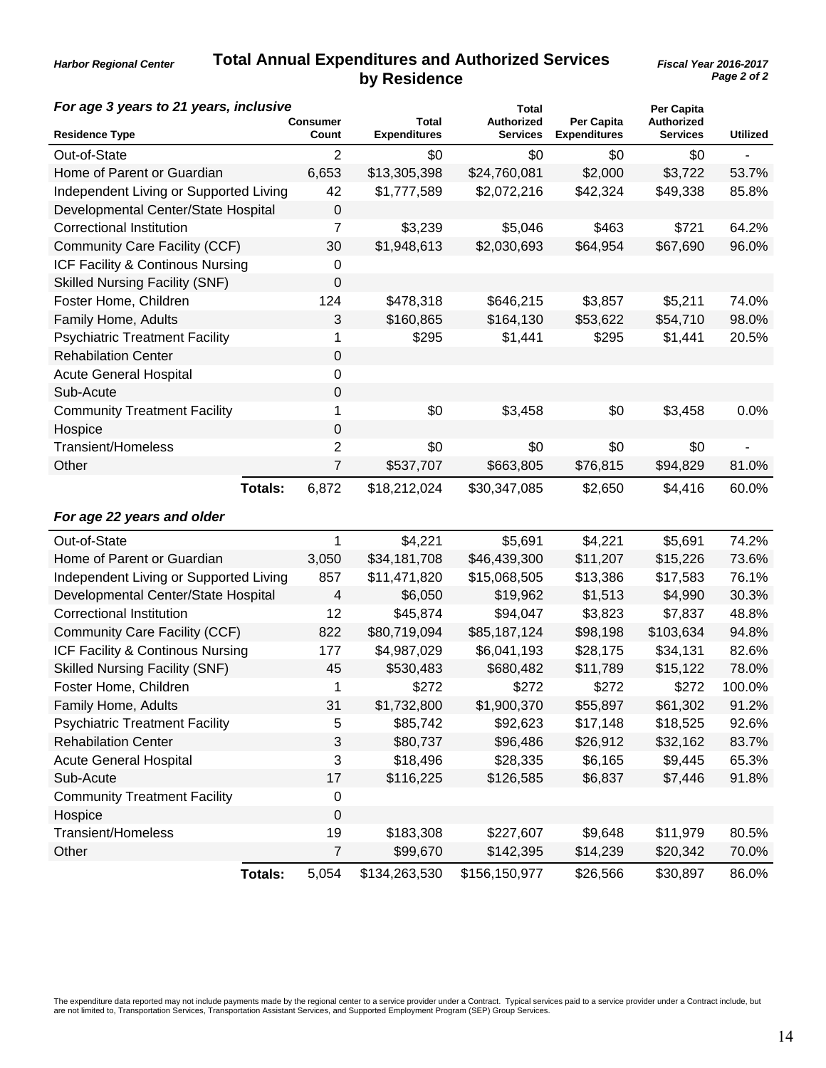Harbor Regional Center

# Total Annual Expenditures and Authorized Services by Residence

Fiscal Year 2016-2017

### *For age 3 years to 21 years, inclusive*

| Residence Type | Consumer Count | Total Expenditures | Total Authorized Services | Per Capita Expenditures | Per Capita Authorized Services | Utilized |
|---|---|---|---|---|---|---|
| Out-of-State | 2 | $0 | $0 | $0 | $0 | - |
| Home of Parent or Guardian | 6,653 | $13,305,398 | $24,760,081 | $2,000 | $3,722 | 53.7% |
| Independent Living or Supported Living | 42 | $1,777,589 | $2,072,216 | $42,324 | $49,338 | 85.8% |
| Developmental Center/State Hospital | 0 | | | | | |
| Correctional Institution | 7 | $3,239 | $5,046 | $463 | $721 | 64.2% |
| Community Care Facility (CCF) | 30 | $1,948,613 | $2,030,693 | $64,954 | $67,690 | 96.0% |
| ICF Facility & Continous Nursing | 0 | | | | | |
| Skilled Nursing Facility (SNF) | 0 | | | | | |
| Foster Home, Children | 124 | $478,318 | $646,215 | $3,857 | $5,211 | 74.0% |
| Family Home, Adults | 3 | $160,865 | $164,130 | $53,622 | $54,710 | 98.0% |
| Psychiatric Treatment Facility | 1 | $295 | $1,441 | $295 | $1,441 | 20.5% |
| Rehabilation Center | 0 | | | | | |
| Acute General Hospital | 0 | | | | | |
| Sub-Acute | 0 | | | | | |
| Community Treatment Facility | 1 | $0 | $3,458 | $0 | $3,458 | 0.0% |
| Hospice | 0 | | | | | |
| Transient/Homeless | 2 | $0 | $0 | $0 | $0 | - |
| Other | 7 | $537,707 | $663,805 | $76,815 | $94,829 | 81.0% |
| **Totals:** | 6,872 | $18,212,024 | $30,347,085 | $2,650 | $4,416 | 60.0% |

### *For age 22 years and older*

| Residence Type | Consumer Count | Total Expenditures | Total Authorized Services | Per Capita Expenditures | Per Capita Authorized Services | Utilized |
|---|---|---|---|---|---|---|
| Out-of-State | 1 | $4,221 | $5,691 | $4,221 | $5,691 | 74.2% |
| Home of Parent or Guardian | 3,050 | $34,181,708 | $46,439,300 | $11,207 | $15,226 | 73.6% |
| Independent Living or Supported Living | 857 | $11,471,820 | $15,068,505 | $13,386 | $17,583 | 76.1% |
| Developmental Center/State Hospital | 4 | $6,050 | $19,962 | $1,513 | $4,990 | 30.3% |
| Correctional Institution | 12 | $45,874 | $94,047 | $3,823 | $7,837 | 48.8% |
| Community Care Facility (CCF) | 822 | $80,719,094 | $85,187,124 | $98,198 | $103,634 | 94.8% |
| ICF Facility & Continous Nursing | 177 | $4,987,029 | $6,041,193 | $28,175 | $34,131 | 82.6% |
| Skilled Nursing Facility (SNF) | 45 | $530,483 | $680,482 | $11,789 | $15,122 | 78.0% |
| Foster Home, Children | 1 | $272 | $272 | $272 | $272 | 100.0% |
| Family Home, Adults | 31 | $1,732,800 | $1,900,370 | $55,897 | $61,302 | 91.2% |
| Psychiatric Treatment Facility | 5 | $85,742 | $92,623 | $17,148 | $18,525 | 92.6% |
| Rehabilation Center | 3 | $80,737 | $96,486 | $26,912 | $32,162 | 83.7% |
| Acute General Hospital | 3 | $18,496 | $28,335 | $6,165 | $9,445 | 65.3% |
| Sub-Acute | 17 | $116,225 | $126,585 | $6,837 | $7,446 | 91.8% |
| Community Treatment Facility | 0 | | | | | |
| Hospice | 0 | | | | | |
| Transient/Homeless | 19 | $183,308 | $227,607 | $9,648 | $11,979 | 80.5% |
| Other | 7 | $99,670 | $142,395 | $14,239 | $20,342 | 70.0% |
| **Totals:** | 5,054 | $134,263,530 | $156,150,977 | $26,566 | $30,897 | 86.0% |

The expenditure data reported may not include payments made by the regional center to a service provider under a Contract. Typical services paid to a service provider under a Contract include, but are not limited to, Transportation Services, Transportation Assistant Services, and Supported Employment Program (SEP) Group Services.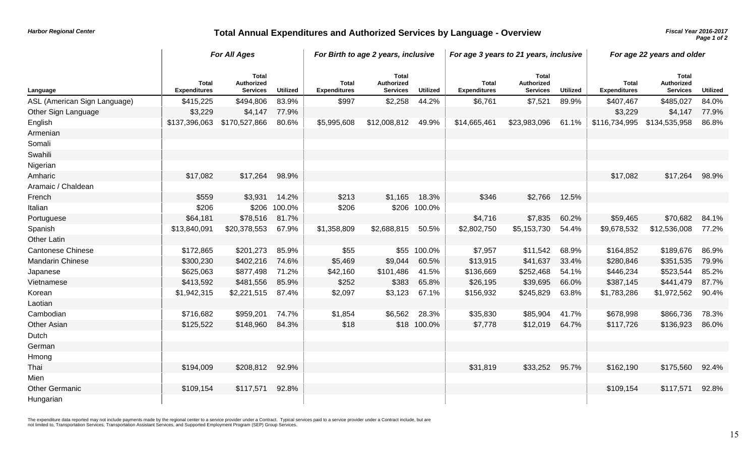**Harbor Regional Center**

# Total Annual Expenditures and Authorized Services by Language - Overview

*Fiscal Year 2016-2017*

| Language | *For All Ages* | | | *For Birth to age 2 years, inclusive* | | | *For age 3 years to 21 years, inclusive* | | | *For age 22 years and older* | | |
|---|---|---|---|---|---|---|---|---|---|---|---|---|
| | Total Expenditures | Total Authorized Services | Utilized | Total Expenditures | Total Authorized Services | Utilized | Total Expenditures | Total Authorized Services | Utilized | Total Expenditures | Total Authorized Services | Utilized |
| ASL (American Sign Language) | $415,225 | $494,806 | 83.9% | $997 | $2,258 | 44.2% | $6,761 | $7,521 | 89.9% | $407,467 | $485,027 | 84.0% |
| Other Sign Language | $3,229 | $4,147 | 77.9% | | | | | | | $3,229 | $4,147 | 77.9% |
| English | $137,396,063 | $170,527,866 | 80.6% | $5,995,608 | $12,008,812 | 49.9% | $14,665,461 | $23,983,096 | 61.1% | $116,734,995 | $134,535,958 | 86.8% |
| Armenian | | | | | | | | | | | | |
| Somali | | | | | | | | | | | | |
| Swahili | | | | | | | | | | | | |
| Nigerian | | | | | | | | | | | | |
| Amharic | $17,082 | $17,264 | 98.9% | | | | | | | $17,082 | $17,264 | 98.9% |
| Aramaic / Chaldean | | | | | | | | | | | | |
| French | $559 | $3,931 | 14.2% | $213 | $1,165 | 18.3% | $346 | $2,766 | 12.5% | | | |
| Italian | $206 | $206 | 100.0% | $206 | $206 | 100.0% | | | | | | |
| Portuguese | $64,181 | $78,516 | 81.7% | | | | $4,716 | $7,835 | 60.2% | $59,465 | $70,682 | 84.1% |
| Spanish | $13,840,091 | $20,378,553 | 67.9% | $1,358,809 | $2,688,815 | 50.5% | $2,802,750 | $5,153,730 | 54.4% | $9,678,532 | $12,536,008 | 77.2% |
| Other Latin | | | | | | | | | | | | |
| Cantonese Chinese | $172,865 | $201,273 | 85.9% | $55 | $55 | 100.0% | $7,957 | $11,542 | 68.9% | $164,852 | $189,676 | 86.9% |
| Mandarin Chinese | $300,230 | $402,216 | 74.6% | $5,469 | $9,044 | 60.5% | $13,915 | $41,637 | 33.4% | $280,846 | $351,535 | 79.9% |
| Japanese | $625,063 | $877,498 | 71.2% | $42,160 | $101,486 | 41.5% | $136,669 | $252,468 | 54.1% | $446,234 | $523,544 | 85.2% |
| Vietnamese | $413,592 | $481,556 | 85.9% | $252 | $383 | 65.8% | $26,195 | $39,695 | 66.0% | $387,145 | $441,479 | 87.7% |
| Korean | $1,942,315 | $2,221,515 | 87.4% | $2,097 | $3,123 | 67.1% | $156,932 | $245,829 | 63.8% | $1,783,286 | $1,972,562 | 90.4% |
| Laotian | | | | | | | | | | | | |
| Cambodian | $716,682 | $959,201 | 74.7% | $1,854 | $6,562 | 28.3% | $35,830 | $85,904 | 41.7% | $678,998 | $866,736 | 78.3% |
| Other Asian | $125,522 | $148,960 | 84.3% | $18 | $18 | 100.0% | $7,778 | $12,019 | 64.7% | $117,726 | $136,923 | 86.0% |
| Dutch | | | | | | | | | | | | |
| German | | | | | | | | | | | | |
| Hmong | | | | | | | | | | | | |
| Thai | $194,009 | $208,812 | 92.9% | | | | $31,819 | $33,252 | 95.7% | $162,190 | $175,560 | 92.4% |
| Mien | | | | | | | | | | | | |
| Other Germanic | $109,154 | $117,571 | 92.8% | | | | | | | $109,154 | $117,571 | 92.8% |
| Hungarian | | | | | | | | | | | | |

The expenditure data reported may not include payments made by the regional center to a service provider under a Contract. Typical services paid to a service provider under a Contract include, but are not limited to, Transportation Services, Transportation Assistant Services, and Supported Employment Program (SEP) Group Services.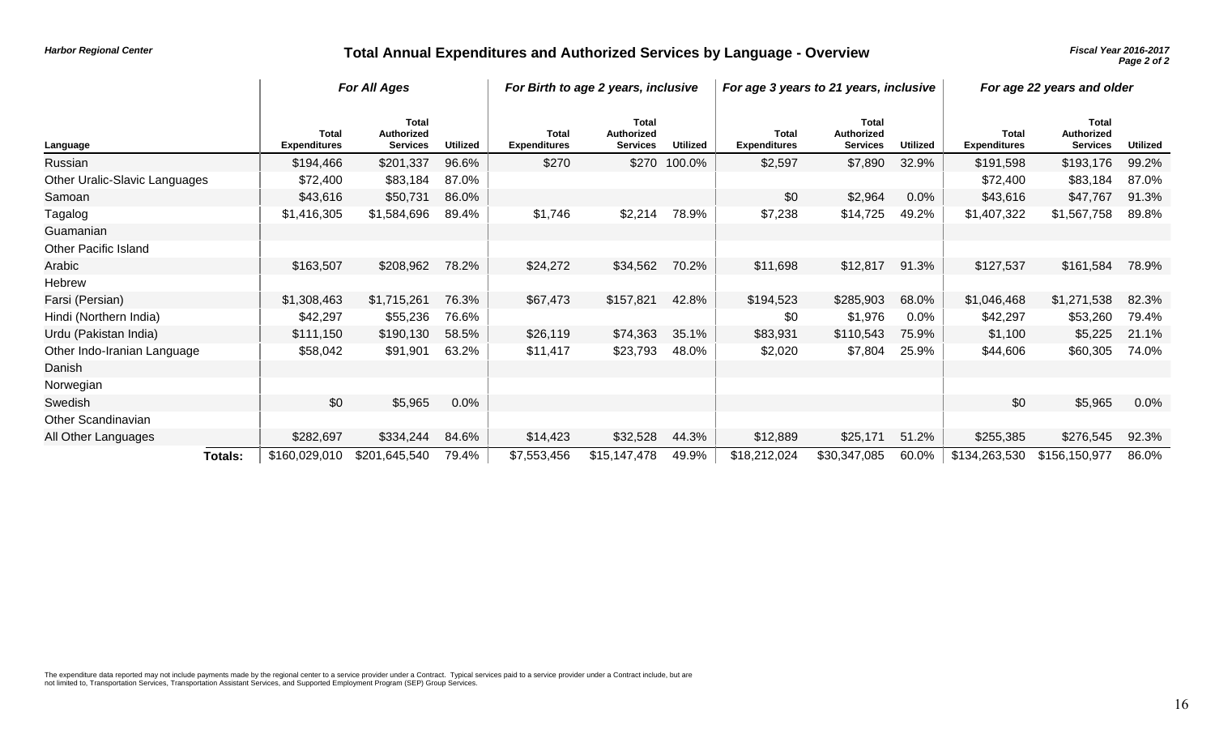Harbor Regional Center

# Total Annual Expenditures and Authorized Services by Language - Overview

Fiscal Year 2016-2017

| Language | For All Ages | | | For Birth to age 2 years, inclusive | | | For age 3 years to 21 years, inclusive | | | For age 22 years and older | | |
|---|---|---|---|---|---|---|---|---|---|---|---|---|
| | Total Expenditures | Total Authorized Services | Utilized | Total Expenditures | Total Authorized Services | Utilized | Total Expenditures | Total Authorized Services | Utilized | Total Expenditures | Total Authorized Services | Utilized |
| Russian | $194,466 | $201,337 | 96.6% | $270 | $270 | 100.0% | $2,597 | $7,890 | 32.9% | $191,598 | $193,176 | 99.2% |
| Other Uralic-Slavic Languages | $72,400 | $83,184 | 87.0% | | | | | | | $72,400 | $83,184 | 87.0% |
| Samoan | $43,616 | $50,731 | 86.0% | | | | $0 | $2,964 | 0.0% | $43,616 | $47,767 | 91.3% |
| Tagalog | $1,416,305 | $1,584,696 | 89.4% | $1,746 | $2,214 | 78.9% | $7,238 | $14,725 | 49.2% | $1,407,322 | $1,567,758 | 89.8% |
| Guamanian | | | | | | | | | | | | |
| Other Pacific Island | | | | | | | | | | | | |
| Arabic | $163,507 | $208,962 | 78.2% | $24,272 | $34,562 | 70.2% | $11,698 | $12,817 | 91.3% | $127,537 | $161,584 | 78.9% |
| Hebrew | | | | | | | | | | | | |
| Farsi (Persian) | $1,308,463 | $1,715,261 | 76.3% | $67,473 | $157,821 | 42.8% | $194,523 | $285,903 | 68.0% | $1,046,468 | $1,271,538 | 82.3% |
| Hindi (Northern India) | $42,297 | $55,236 | 76.6% | | | | $0 | $1,976 | 0.0% | $42,297 | $53,260 | 79.4% |
| Urdu (Pakistan India) | $111,150 | $190,130 | 58.5% | $26,119 | $74,363 | 35.1% | $83,931 | $110,543 | 75.9% | $1,100 | $5,225 | 21.1% |
| Other Indo-Iranian Language | $58,042 | $91,901 | 63.2% | $11,417 | $23,793 | 48.0% | $2,020 | $7,804 | 25.9% | $44,606 | $60,305 | 74.0% |
| Danish | | | | | | | | | | | | |
| Norwegian | | | | | | | | | | | | |
| Swedish | $0 | $5,965 | 0.0% | | | | | | | $0 | $5,965 | 0.0% |
| Other Scandinavian | | | | | | | | | | | | |
| All Other Languages | $282,697 | $334,244 | 84.6% | $14,423 | $32,528 | 44.3% | $12,889 | $25,171 | 51.2% | $255,385 | $276,545 | 92.3% |
| **Totals:** | $160,029,010 | $201,645,540 | 79.4% | $7,553,456 | $15,147,478 | 49.9% | $18,212,024 | $30,347,085 | 60.0% | $134,263,530 | $156,150,977 | 86.0% |

The expenditure data reported may not include payments made by the regional center to a service provider under a Contract. Typical services paid to a service provider under a Contract include, but are not limited to, Transportation Services, Transportation Assistant Services, and Supported Employment Program (SEP) Group Services.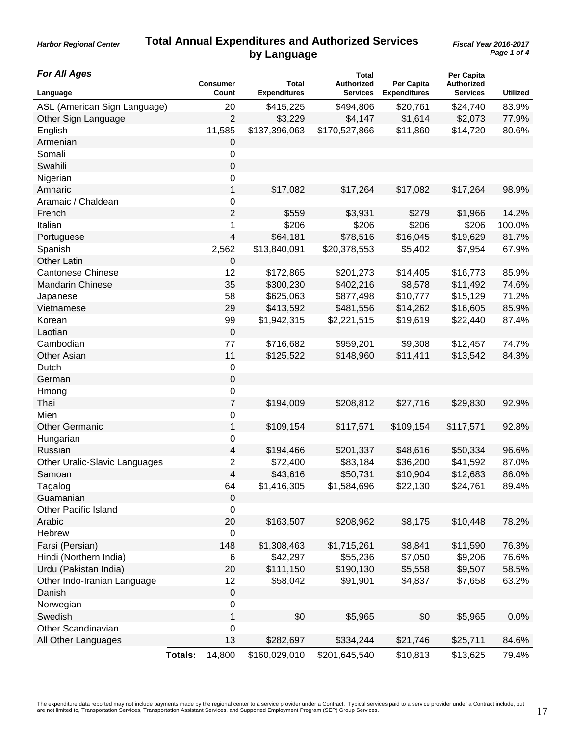**Harbor Regional Center**

# Total Annual Expenditures and Authorized Services by Language

**Fiscal Year 2016-2017**

### For All Ages

| Language | Consumer Count | Total Expenditures | Total Authorized Services | Per Capita Expenditures | Per Capita Authorized Services | Utilized |
|---|---|---|---|---|---|---|
| ASL (American Sign Language) | 20 | $415,225 | $494,806 | $20,761 | $24,740 | 83.9% |
| Other Sign Language | 2 | $3,229 | $4,147 | $1,614 | $2,073 | 77.9% |
| English | 11,585 | $137,396,063 | $170,527,866 | $11,860 | $14,720 | 80.6% |
| Armenian | 0 | | | | | |
| Somali | 0 | | | | | |
| Swahili | 0 | | | | | |
| Nigerian | 0 | | | | | |
| Amharic | 1 | $17,082 | $17,264 | $17,082 | $17,264 | 98.9% |
| Aramaic / Chaldean | 0 | | | | | |
| French | 2 | $559 | $3,931 | $279 | $1,966 | 14.2% |
| Italian | 1 | $206 | $206 | $206 | $206 | 100.0% |
| Portuguese | 4 | $64,181 | $78,516 | $16,045 | $19,629 | 81.7% |
| Spanish | 2,562 | $13,840,091 | $20,378,553 | $5,402 | $7,954 | 67.9% |
| Other Latin | 0 | | | | | |
| Cantonese Chinese | 12 | $172,865 | $201,273 | $14,405 | $16,773 | 85.9% |
| Mandarin Chinese | 35 | $300,230 | $402,216 | $8,578 | $11,492 | 74.6% |
| Japanese | 58 | $625,063 | $877,498 | $10,777 | $15,129 | 71.2% |
| Vietnamese | 29 | $413,592 | $481,556 | $14,262 | $16,605 | 85.9% |
| Korean | 99 | $1,942,315 | $2,221,515 | $19,619 | $22,440 | 87.4% |
| Laotian | 0 | | | | | |
| Cambodian | 77 | $716,682 | $959,201 | $9,308 | $12,457 | 74.7% |
| Other Asian | 11 | $125,522 | $148,960 | $11,411 | $13,542 | 84.3% |
| Dutch | 0 | | | | | |
| German | 0 | | | | | |
| Hmong | 0 | | | | | |
| Thai | 7 | $194,009 | $208,812 | $27,716 | $29,830 | 92.9% |
| Mien | 0 | | | | | |
| Other Germanic | 1 | $109,154 | $117,571 | $109,154 | $117,571 | 92.8% |
| Hungarian | 0 | | | | | |
| Russian | 4 | $194,466 | $201,337 | $48,616 | $50,334 | 96.6% |
| Other Uralic-Slavic Languages | 2 | $72,400 | $83,184 | $36,200 | $41,592 | 87.0% |
| Samoan | 4 | $43,616 | $50,731 | $10,904 | $12,683 | 86.0% |
| Tagalog | 64 | $1,416,305 | $1,584,696 | $22,130 | $24,761 | 89.4% |
| Guamanian | 0 | | | | | |
| Other Pacific Island | 0 | | | | | |
| Arabic | 20 | $163,507 | $208,962 | $8,175 | $10,448 | 78.2% |
| Hebrew | 0 | | | | | |
| Farsi (Persian) | 148 | $1,308,463 | $1,715,261 | $8,841 | $11,590 | 76.3% |
| Hindi (Northern India) | 6 | $42,297 | $55,236 | $7,050 | $9,206 | 76.6% |
| Urdu (Pakistan India) | 20 | $111,150 | $190,130 | $5,558 | $9,507 | 58.5% |
| Other Indo-Iranian Language | 12 | $58,042 | $91,901 | $4,837 | $7,658 | 63.2% |
| Danish | 0 | | | | | |
| Norwegian | 0 | | | | | |
| Swedish | 1 | $0 | $5,965 | $0 | $5,965 | 0.0% |
| Other Scandinavian | 0 | | | | | |
| All Other Languages | 13 | $282,697 | $334,244 | $21,746 | $25,711 | 84.6% |
| **Totals:** | 14,800 | $160,029,010 | $201,645,540 | $10,813 | $13,625 | 79.4% |

The expenditure data reported may not include payments made by the regional center to a service provider under a Contract. Typical services paid to a service provider under a Contract include, but are not limited to, Transportation Services, Transportation Assistant Services, and Supported Employment Program (SEP) Group Services.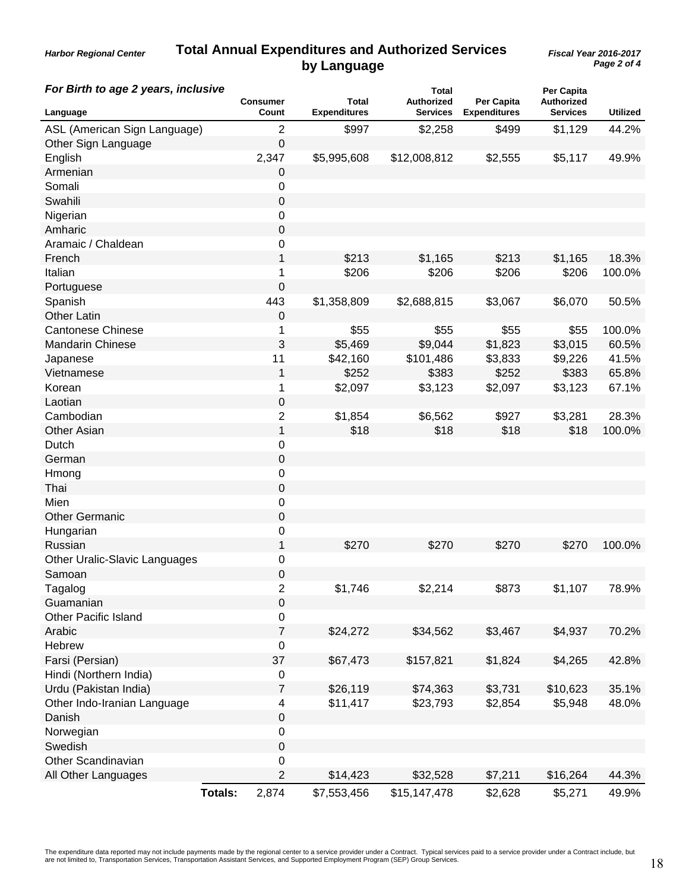**Harbor Regional Center**

# Total Annual Expenditures and Authorized Services by Language

**Fiscal Year 2016-2017**

***For Birth to age 2 years, inclusive***

| Language | Consumer Count | Total Expenditures | Total Authorized Services | Per Capita Expenditures | Per Capita Authorized Services | Utilized |
|---|---|---|---|---|---|---|
| ASL (American Sign Language) | 2 | $997 | $2,258 | $499 | $1,129 | 44.2% |
| Other Sign Language | 0 | | | | | |
| English | 2,347 | $5,995,608 | $12,008,812 | $2,555 | $5,117 | 49.9% |
| Armenian | 0 | | | | | |
| Somali | 0 | | | | | |
| Swahili | 0 | | | | | |
| Nigerian | 0 | | | | | |
| Amharic | 0 | | | | | |
| Aramaic / Chaldean | 0 | | | | | |
| French | 1 | $213 | $1,165 | $213 | $1,165 | 18.3% |
| Italian | 1 | $206 | $206 | $206 | $206 | 100.0% |
| Portuguese | 0 | | | | | |
| Spanish | 443 | $1,358,809 | $2,688,815 | $3,067 | $6,070 | 50.5% |
| Other Latin | 0 | | | | | |
| Cantonese Chinese | 1 | $55 | $55 | $55 | $55 | 100.0% |
| Mandarin Chinese | 3 | $5,469 | $9,044 | $1,823 | $3,015 | 60.5% |
| Japanese | 11 | $42,160 | $101,486 | $3,833 | $9,226 | 41.5% |
| Vietnamese | 1 | $252 | $383 | $252 | $383 | 65.8% |
| Korean | 1 | $2,097 | $3,123 | $2,097 | $3,123 | 67.1% |
| Laotian | 0 | | | | | |
| Cambodian | 2 | $1,854 | $6,562 | $927 | $3,281 | 28.3% |
| Other Asian | 1 | $18 | $18 | $18 | $18 | 100.0% |
| Dutch | 0 | | | | | |
| German | 0 | | | | | |
| Hmong | 0 | | | | | |
| Thai | 0 | | | | | |
| Mien | 0 | | | | | |
| Other Germanic | 0 | | | | | |
| Hungarian | 0 | | | | | |
| Russian | 1 | $270 | $270 | $270 | $270 | 100.0% |
| Other Uralic-Slavic Languages | 0 | | | | | |
| Samoan | 0 | | | | | |
| Tagalog | 2 | $1,746 | $2,214 | $873 | $1,107 | 78.9% |
| Guamanian | 0 | | | | | |
| Other Pacific Island | 0 | | | | | |
| Arabic | 7 | $24,272 | $34,562 | $3,467 | $4,937 | 70.2% |
| Hebrew | 0 | | | | | |
| Farsi (Persian) | 37 | $67,473 | $157,821 | $1,824 | $4,265 | 42.8% |
| Hindi (Northern India) | 0 | | | | | |
| Urdu (Pakistan India) | 7 | $26,119 | $74,363 | $3,731 | $10,623 | 35.1% |
| Other Indo-Iranian Language | 4 | $11,417 | $23,793 | $2,854 | $5,948 | 48.0% |
| Danish | 0 | | | | | |
| Norwegian | 0 | | | | | |
| Swedish | 0 | | | | | |
| Other Scandinavian | 0 | | | | | |
| All Other Languages | 2 | $14,423 | $32,528 | $7,211 | $16,264 | 44.3% |
| **Totals:** | 2,874 | $7,553,456 | $15,147,478 | $2,628 | $5,271 | 49.9% |

The expenditure data reported may not include payments made by the regional center to a service provider under a Contract. Typical services paid to a service provider under a Contract include, but are not limited to, Transportation Services, Transportation Assistant Services, and Supported Employment Program (SEP) Group Services.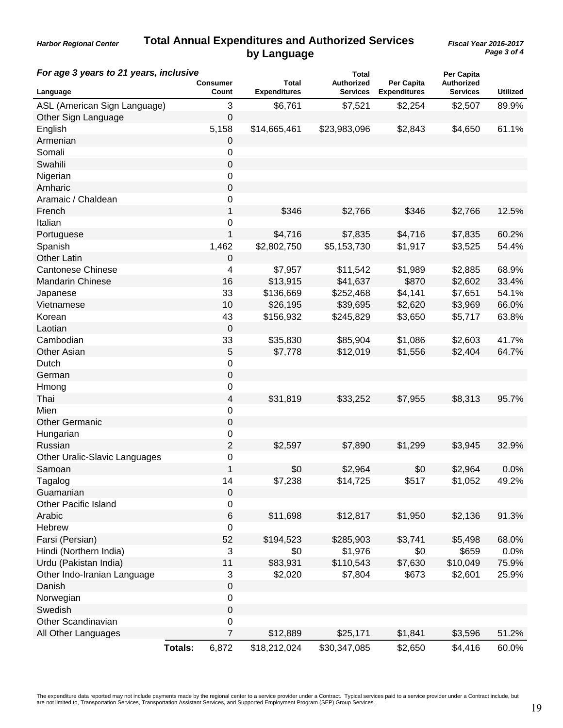Harbor Regional Center

# Total Annual Expenditures and Authorized Services by Language

Fiscal Year 2016-2017

***For age 3 years to 21 years, inclusive***

| Language | Consumer Count | Total Expenditures | Total Authorized Services | Per Capita Expenditures | Per Capita Authorized Services | Utilized |
|---|---|---|---|---|---|---|
| ASL (American Sign Language) | 3 | $6,761 | $7,521 | $2,254 | $2,507 | 89.9% |
| Other Sign Language | 0 | | | | | |
| English | 5,158 | $14,665,461 | $23,983,096 | $2,843 | $4,650 | 61.1% |
| Armenian | 0 | | | | | |
| Somali | 0 | | | | | |
| Swahili | 0 | | | | | |
| Nigerian | 0 | | | | | |
| Amharic | 0 | | | | | |
| Aramaic / Chaldean | 0 | | | | | |
| French | 1 | $346 | $2,766 | $346 | $2,766 | 12.5% |
| Italian | 0 | | | | | |
| Portuguese | 1 | $4,716 | $7,835 | $4,716 | $7,835 | 60.2% |
| Spanish | 1,462 | $2,802,750 | $5,153,730 | $1,917 | $3,525 | 54.4% |
| Other Latin | 0 | | | | | |
| Cantonese Chinese | 4 | $7,957 | $11,542 | $1,989 | $2,885 | 68.9% |
| Mandarin Chinese | 16 | $13,915 | $41,637 | $870 | $2,602 | 33.4% |
| Japanese | 33 | $136,669 | $252,468 | $4,141 | $7,651 | 54.1% |
| Vietnamese | 10 | $26,195 | $39,695 | $2,620 | $3,969 | 66.0% |
| Korean | 43 | $156,932 | $245,829 | $3,650 | $5,717 | 63.8% |
| Laotian | 0 | | | | | |
| Cambodian | 33 | $35,830 | $85,904 | $1,086 | $2,603 | 41.7% |
| Other Asian | 5 | $7,778 | $12,019 | $1,556 | $2,404 | 64.7% |
| Dutch | 0 | | | | | |
| German | 0 | | | | | |
| Hmong | 0 | | | | | |
| Thai | 4 | $31,819 | $33,252 | $7,955 | $8,313 | 95.7% |
| Mien | 0 | | | | | |
| Other Germanic | 0 | | | | | |
| Hungarian | 0 | | | | | |
| Russian | 2 | $2,597 | $7,890 | $1,299 | $3,945 | 32.9% |
| Other Uralic-Slavic Languages | 0 | | | | | |
| Samoan | 1 | $0 | $2,964 | $0 | $2,964 | 0.0% |
| Tagalog | 14 | $7,238 | $14,725 | $517 | $1,052 | 49.2% |
| Guamanian | 0 | | | | | |
| Other Pacific Island | 0 | | | | | |
| Arabic | 6 | $11,698 | $12,817 | $1,950 | $2,136 | 91.3% |
| Hebrew | 0 | | | | | |
| Farsi (Persian) | 52 | $194,523 | $285,903 | $3,741 | $5,498 | 68.0% |
| Hindi (Northern India) | 3 | $0 | $1,976 | $0 | $659 | 0.0% |
| Urdu (Pakistan India) | 11 | $83,931 | $110,543 | $7,630 | $10,049 | 75.9% |
| Other Indo-Iranian Language | 3 | $2,020 | $7,804 | $673 | $2,601 | 25.9% |
| Danish | 0 | | | | | |
| Norwegian | 0 | | | | | |
| Swedish | 0 | | | | | |
| Other Scandinavian | 0 | | | | | |
| All Other Languages | 7 | $12,889 | $25,171 | $1,841 | $3,596 | 51.2% |
| **Totals:** | 6,872 | $18,212,024 | $30,347,085 | $2,650 | $4,416 | 60.0% |

The expenditure data reported may not include payments made by the regional center to a service provider under a Contract. Typical services paid to a service provider under a Contract include, but are not limited to, Transportation Services, Transportation Assistant Services, and Supported Employment Program (SEP) Group Services.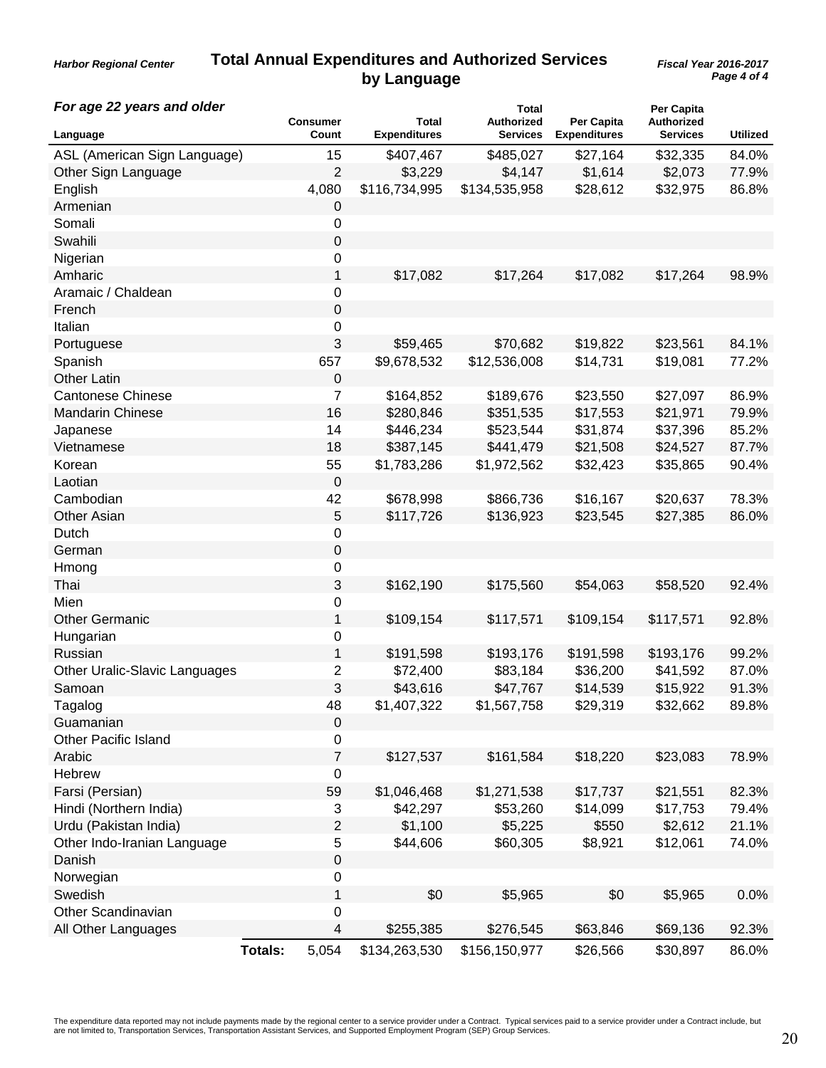**Harbor Regional Center**

# Total Annual Expenditures and Authorized Services by Language

**Fiscal Year 2016-2017**

***For age 22 years and older***

| Language | Consumer Count | Total Expenditures | Total Authorized Services | Per Capita Expenditures | Per Capita Authorized Services | Utilized |
|---|---|---|---|---|---|---|
| ASL (American Sign Language) | 15 | $407,467 | $485,027 | $27,164 | $32,335 | 84.0% |
| Other Sign Language | 2 | $3,229 | $4,147 | $1,614 | $2,073 | 77.9% |
| English | 4,080 | $116,734,995 | $134,535,958 | $28,612 | $32,975 | 86.8% |
| Armenian | 0 | | | | | |
| Somali | 0 | | | | | |
| Swahili | 0 | | | | | |
| Nigerian | 0 | | | | | |
| Amharic | 1 | $17,082 | $17,264 | $17,082 | $17,264 | 98.9% |
| Aramaic / Chaldean | 0 | | | | | |
| French | 0 | | | | | |
| Italian | 0 | | | | | |
| Portuguese | 3 | $59,465 | $70,682 | $19,822 | $23,561 | 84.1% |
| Spanish | 657 | $9,678,532 | $12,536,008 | $14,731 | $19,081 | 77.2% |
| Other Latin | 0 | | | | | |
| Cantonese Chinese | 7 | $164,852 | $189,676 | $23,550 | $27,097 | 86.9% |
| Mandarin Chinese | 16 | $280,846 | $351,535 | $17,553 | $21,971 | 79.9% |
| Japanese | 14 | $446,234 | $523,544 | $31,874 | $37,396 | 85.2% |
| Vietnamese | 18 | $387,145 | $441,479 | $21,508 | $24,527 | 87.7% |
| Korean | 55 | $1,783,286 | $1,972,562 | $32,423 | $35,865 | 90.4% |
| Laotian | 0 | | | | | |
| Cambodian | 42 | $678,998 | $866,736 | $16,167 | $20,637 | 78.3% |
| Other Asian | 5 | $117,726 | $136,923 | $23,545 | $27,385 | 86.0% |
| Dutch | 0 | | | | | |
| German | 0 | | | | | |
| Hmong | 0 | | | | | |
| Thai | 3 | $162,190 | $175,560 | $54,063 | $58,520 | 92.4% |
| Mien | 0 | | | | | |
| Other Germanic | 1 | $109,154 | $117,571 | $109,154 | $117,571 | 92.8% |
| Hungarian | 0 | | | | | |
| Russian | 1 | $191,598 | $193,176 | $191,598 | $193,176 | 99.2% |
| Other Uralic-Slavic Languages | 2 | $72,400 | $83,184 | $36,200 | $41,592 | 87.0% |
| Samoan | 3 | $43,616 | $47,767 | $14,539 | $15,922 | 91.3% |
| Tagalog | 48 | $1,407,322 | $1,567,758 | $29,319 | $32,662 | 89.8% |
| Guamanian | 0 | | | | | |
| Other Pacific Island | 0 | | | | | |
| Arabic | 7 | $127,537 | $161,584 | $18,220 | $23,083 | 78.9% |
| Hebrew | 0 | | | | | |
| Farsi (Persian) | 59 | $1,046,468 | $1,271,538 | $17,737 | $21,551 | 82.3% |
| Hindi (Northern India) | 3 | $42,297 | $53,260 | $14,099 | $17,753 | 79.4% |
| Urdu (Pakistan India) | 2 | $1,100 | $5,225 | $550 | $2,612 | 21.1% |
| Other Indo-Iranian Language | 5 | $44,606 | $60,305 | $8,921 | $12,061 | 74.0% |
| Danish | 0 | | | | | |
| Norwegian | 0 | | | | | |
| Swedish | 1 | $0 | $5,965 | $0 | $5,965 | 0.0% |
| Other Scandinavian | 0 | | | | | |
| All Other Languages | 4 | $255,385 | $276,545 | $63,846 | $69,136 | 92.3% |
| **Totals:** | 5,054 | $134,263,530 | $156,150,977 | $26,566 | $30,897 | 86.0% |

The expenditure data reported may not include payments made by the regional center to a service provider under a Contract. Typical services paid to a service provider under a Contract include, but are not limited to, Transportation Services, Transportation Assistant Services, and Supported Employment Program (SEP) Group Services.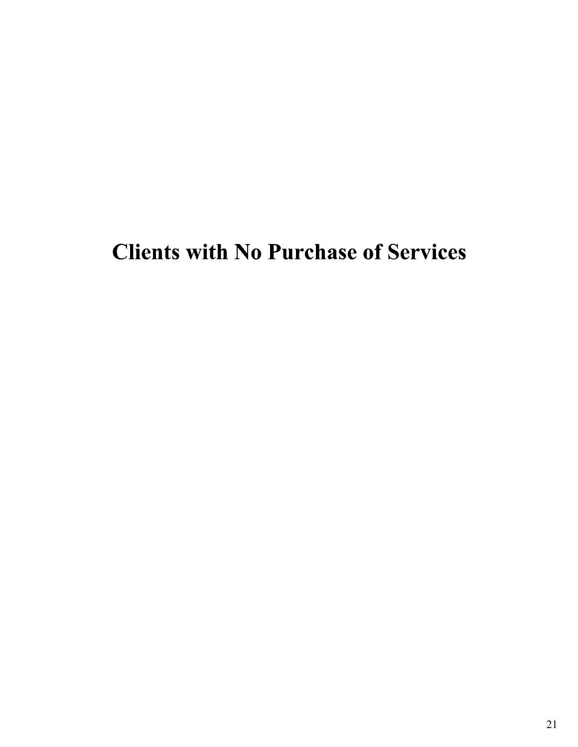# Clients with No Purchase of Services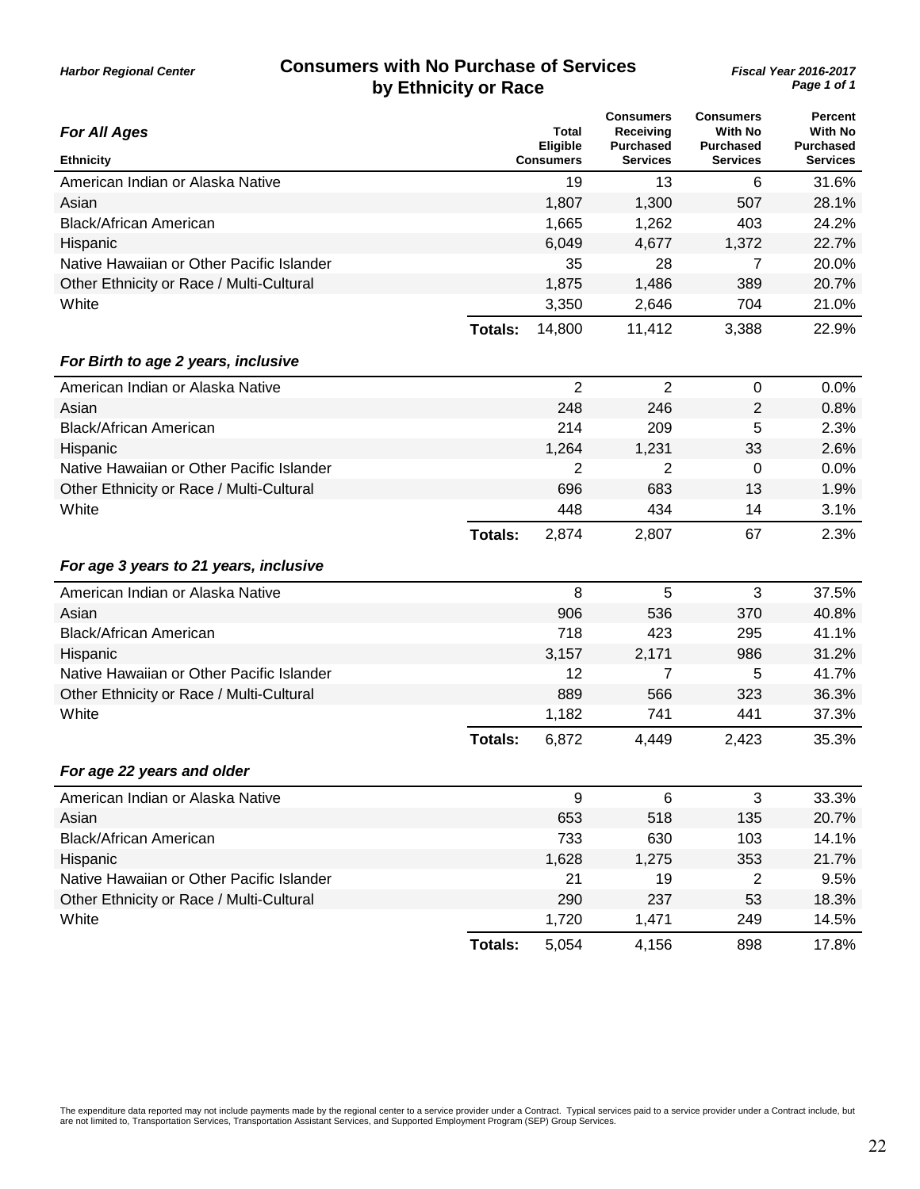*Harbor Regional Center*

# Consumers with No Purchase of Services by Ethnicity or Race

*Fiscal Year 2016-2017*

### *For All Ages*

| Ethnicity | Total Eligible Consumers | Consumers Receiving Purchased Services | Consumers With No Purchased Services | Percent With No Purchased Services |
|---|---|---|---|---|
| American Indian or Alaska Native | 19 | 13 | 6 | 31.6% |
| Asian | 1,807 | 1,300 | 507 | 28.1% |
| Black/African American | 1,665 | 1,262 | 403 | 24.2% |
| Hispanic | 6,049 | 4,677 | 1,372 | 22.7% |
| Native Hawaiian or Other Pacific Islander | 35 | 28 | 7 | 20.0% |
| Other Ethnicity or Race / Multi-Cultural | 1,875 | 1,486 | 389 | 20.7% |
| White | 3,350 | 2,646 | 704 | 21.0% |
| **Totals:** | 14,800 | 11,412 | 3,388 | 22.9% |

### *For Birth to age 2 years, inclusive*

| Ethnicity | Total Eligible Consumers | Consumers Receiving Purchased Services | Consumers With No Purchased Services | Percent With No Purchased Services |
|---|---|---|---|---|
| American Indian or Alaska Native | 2 | 2 | 0 | 0.0% |
| Asian | 248 | 246 | 2 | 0.8% |
| Black/African American | 214 | 209 | 5 | 2.3% |
| Hispanic | 1,264 | 1,231 | 33 | 2.6% |
| Native Hawaiian or Other Pacific Islander | 2 | 2 | 0 | 0.0% |
| Other Ethnicity or Race / Multi-Cultural | 696 | 683 | 13 | 1.9% |
| White | 448 | 434 | 14 | 3.1% |
| **Totals:** | 2,874 | 2,807 | 67 | 2.3% |

### *For age 3 years to 21 years, inclusive*

| Ethnicity | Total Eligible Consumers | Consumers Receiving Purchased Services | Consumers With No Purchased Services | Percent With No Purchased Services |
|---|---|---|---|---|
| American Indian or Alaska Native | 8 | 5 | 3 | 37.5% |
| Asian | 906 | 536 | 370 | 40.8% |
| Black/African American | 718 | 423 | 295 | 41.1% |
| Hispanic | 3,157 | 2,171 | 986 | 31.2% |
| Native Hawaiian or Other Pacific Islander | 12 | 7 | 5 | 41.7% |
| Other Ethnicity or Race / Multi-Cultural | 889 | 566 | 323 | 36.3% |
| White | 1,182 | 741 | 441 | 37.3% |
| **Totals:** | 6,872 | 4,449 | 2,423 | 35.3% |

### *For age 22 years and older*

| Ethnicity | Total Eligible Consumers | Consumers Receiving Purchased Services | Consumers With No Purchased Services | Percent With No Purchased Services |
|---|---|---|---|---|
| American Indian or Alaska Native | 9 | 6 | 3 | 33.3% |
| Asian | 653 | 518 | 135 | 20.7% |
| Black/African American | 733 | 630 | 103 | 14.1% |
| Hispanic | 1,628 | 1,275 | 353 | 21.7% |
| Native Hawaiian or Other Pacific Islander | 21 | 19 | 2 | 9.5% |
| Other Ethnicity or Race / Multi-Cultural | 290 | 237 | 53 | 18.3% |
| White | 1,720 | 1,471 | 249 | 14.5% |
| **Totals:** | 5,054 | 4,156 | 898 | 17.8% |

The expenditure data reported may not include payments made by the regional center to a service provider under a Contract. Typical services paid to a service provider under a Contract include, but are not limited to, Transportation Services, Transportation Assistant Services, and Supported Employment Program (SEP) Group Services.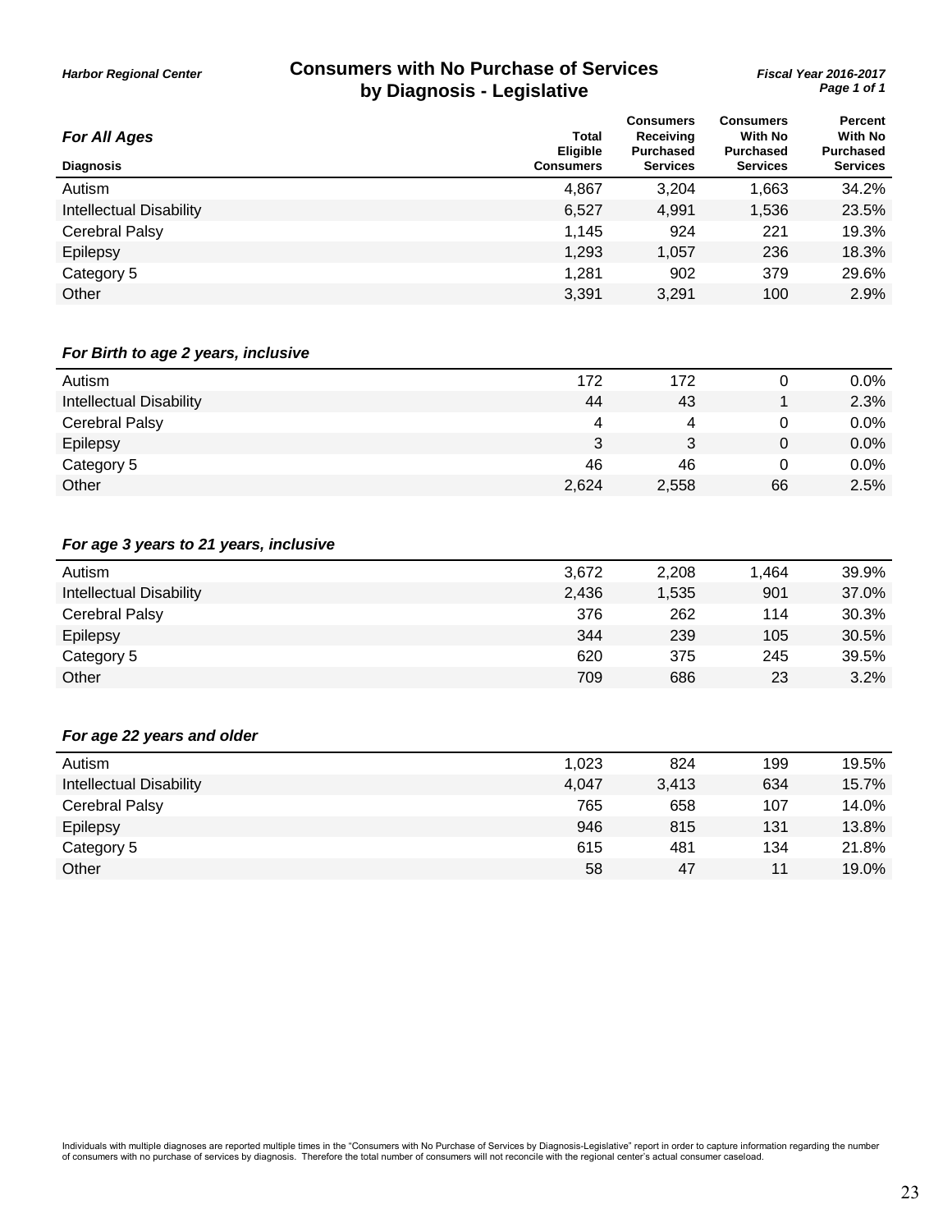Harbor Regional Center

# Consumers with No Purchase of Services by Diagnosis - Legislative

Fiscal Year 2016-2017

### For All Ages

| Diagnosis | Total Eligible Consumers | Consumers Receiving Purchased Services | Consumers With No Purchased Services | Percent With No Purchased Services |
|---|---|---|---|---|
| Autism | 4,867 | 3,204 | 1,663 | 34.2% |
| Intellectual Disability | 6,527 | 4,991 | 1,536 | 23.5% |
| Cerebral Palsy | 1,145 | 924 | 221 | 19.3% |
| Epilepsy | 1,293 | 1,057 | 236 | 18.3% |
| Category 5 | 1,281 | 902 | 379 | 29.6% |
| Other | 3,391 | 3,291 | 100 | 2.9% |

### For Birth to age 2 years, inclusive

| Diagnosis | Total Eligible Consumers | Consumers Receiving Purchased Services | Consumers With No Purchased Services | Percent With No Purchased Services |
|---|---|---|---|---|
| Autism | 172 | 172 | 0 | 0.0% |
| Intellectual Disability | 44 | 43 | 1 | 2.3% |
| Cerebral Palsy | 4 | 4 | 0 | 0.0% |
| Epilepsy | 3 | 3 | 0 | 0.0% |
| Category 5 | 46 | 46 | 0 | 0.0% |
| Other | 2,624 | 2,558 | 66 | 2.5% |

### For age 3 years to 21 years, inclusive

| Diagnosis | Total Eligible Consumers | Consumers Receiving Purchased Services | Consumers With No Purchased Services | Percent With No Purchased Services |
|---|---|---|---|---|
| Autism | 3,672 | 2,208 | 1,464 | 39.9% |
| Intellectual Disability | 2,436 | 1,535 | 901 | 37.0% |
| Cerebral Palsy | 376 | 262 | 114 | 30.3% |
| Epilepsy | 344 | 239 | 105 | 30.5% |
| Category 5 | 620 | 375 | 245 | 39.5% |
| Other | 709 | 686 | 23 | 3.2% |

### For age 22 years and older

| Diagnosis | Total Eligible Consumers | Consumers Receiving Purchased Services | Consumers With No Purchased Services | Percent With No Purchased Services |
|---|---|---|---|---|
| Autism | 1,023 | 824 | 199 | 19.5% |
| Intellectual Disability | 4,047 | 3,413 | 634 | 15.7% |
| Cerebral Palsy | 765 | 658 | 107 | 14.0% |
| Epilepsy | 946 | 815 | 131 | 13.8% |
| Category 5 | 615 | 481 | 134 | 21.8% |
| Other | 58 | 47 | 11 | 19.0% |

Individuals with multiple diagnoses are reported multiple times in the "Consumers with No Purchase of Services by Diagnosis-Legislative" report in order to capture information regarding the number of consumers with no purchase of services by diagnosis. Therefore the total number of consumers will not reconcile with the regional center's actual consumer caseload.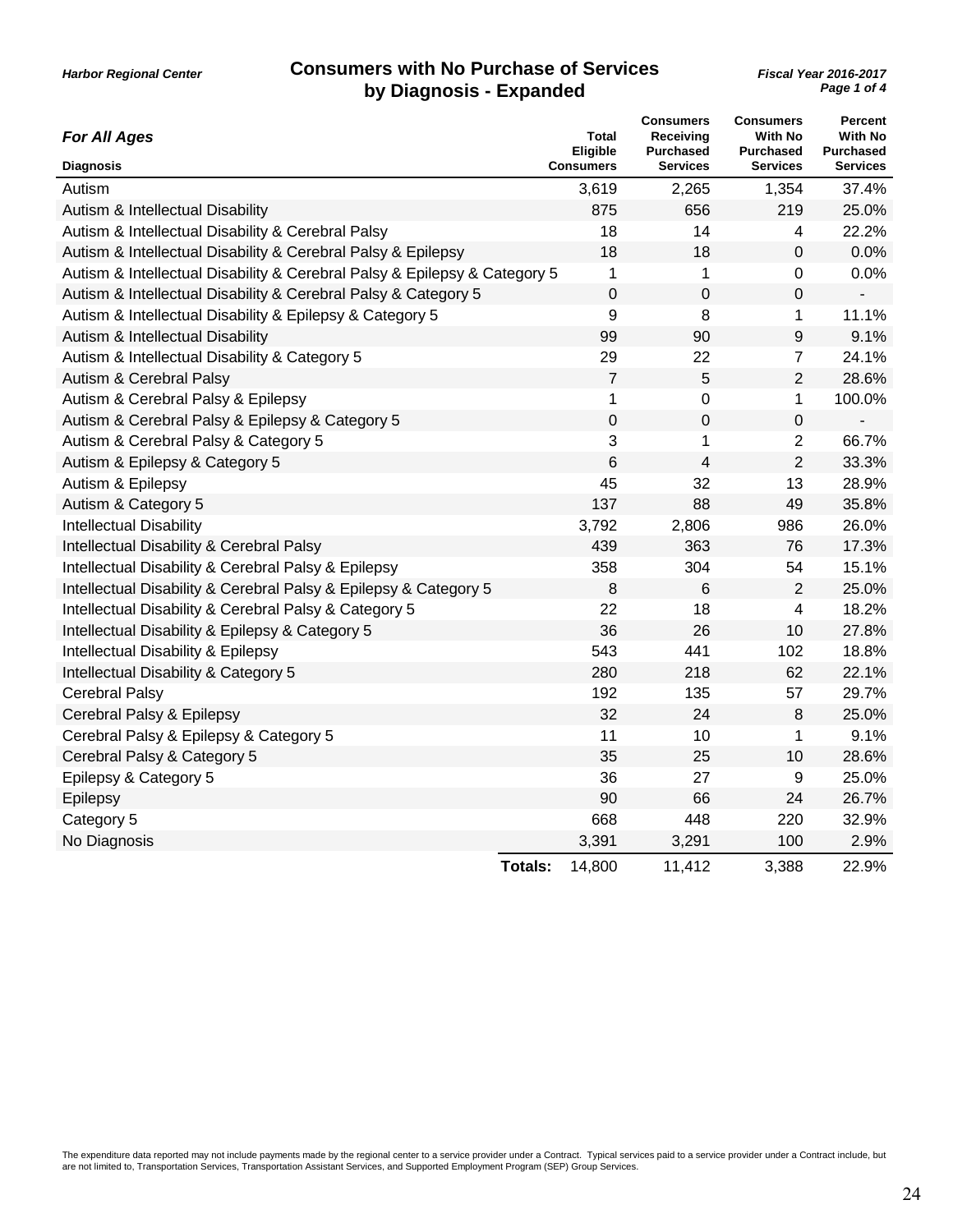Harbor Regional Center

# Consumers with No Purchase of Services by Diagnosis - Expanded

Fiscal Year 2016-2017

## *For All Ages*

| Diagnosis | Total Eligible Consumers | Consumers Receiving Purchased Services | Consumers With No Purchased Services | Percent With No Purchased Services |
|---|---|---|---|---|
| Autism | 3,619 | 2,265 | 1,354 | 37.4% |
| Autism & Intellectual Disability | 875 | 656 | 219 | 25.0% |
| Autism & Intellectual Disability & Cerebral Palsy | 18 | 14 | 4 | 22.2% |
| Autism & Intellectual Disability & Cerebral Palsy & Epilepsy | 18 | 18 | 0 | 0.0% |
| Autism & Intellectual Disability & Cerebral Palsy & Epilepsy & Category 5 | 1 | 1 | 0 | 0.0% |
| Autism & Intellectual Disability & Cerebral Palsy & Category 5 | 0 | 0 | 0 | - |
| Autism & Intellectual Disability & Epilepsy & Category 5 | 9 | 8 | 1 | 11.1% |
| Autism & Intellectual Disability | 99 | 90 | 9 | 9.1% |
| Autism & Intellectual Disability & Category 5 | 29 | 22 | 7 | 24.1% |
| Autism & Cerebral Palsy | 7 | 5 | 2 | 28.6% |
| Autism & Cerebral Palsy & Epilepsy | 1 | 0 | 1 | 100.0% |
| Autism & Cerebral Palsy & Epilepsy & Category 5 | 0 | 0 | 0 | - |
| Autism & Cerebral Palsy & Category 5 | 3 | 1 | 2 | 66.7% |
| Autism & Epilepsy & Category 5 | 6 | 4 | 2 | 33.3% |
| Autism & Epilepsy | 45 | 32 | 13 | 28.9% |
| Autism & Category 5 | 137 | 88 | 49 | 35.8% |
| Intellectual Disability | 3,792 | 2,806 | 986 | 26.0% |
| Intellectual Disability & Cerebral Palsy | 439 | 363 | 76 | 17.3% |
| Intellectual Disability & Cerebral Palsy & Epilepsy | 358 | 304 | 54 | 15.1% |
| Intellectual Disability & Cerebral Palsy & Epilepsy & Category 5 | 8 | 6 | 2 | 25.0% |
| Intellectual Disability & Cerebral Palsy & Category 5 | 22 | 18 | 4 | 18.2% |
| Intellectual Disability & Epilepsy & Category 5 | 36 | 26 | 10 | 27.8% |
| Intellectual Disability & Epilepsy | 543 | 441 | 102 | 18.8% |
| Intellectual Disability & Category 5 | 280 | 218 | 62 | 22.1% |
| Cerebral Palsy | 192 | 135 | 57 | 29.7% |
| Cerebral Palsy & Epilepsy | 32 | 24 | 8 | 25.0% |
| Cerebral Palsy & Epilepsy & Category 5 | 11 | 10 | 1 | 9.1% |
| Cerebral Palsy & Category 5 | 35 | 25 | 10 | 28.6% |
| Epilepsy & Category 5 | 36 | 27 | 9 | 25.0% |
| Epilepsy | 90 | 66 | 24 | 26.7% |
| Category 5 | 668 | 448 | 220 | 32.9% |
| No Diagnosis | 3,391 | 3,291 | 100 | 2.9% |
| **Totals:** | 14,800 | 11,412 | 3,388 | 22.9% |

The expenditure data reported may not include payments made by the regional center to a service provider under a Contract. Typical services paid to a service provider under a Contract include, but are not limited to, Transportation Services, Transportation Assistant Services, and Supported Employment Program (SEP) Group Services.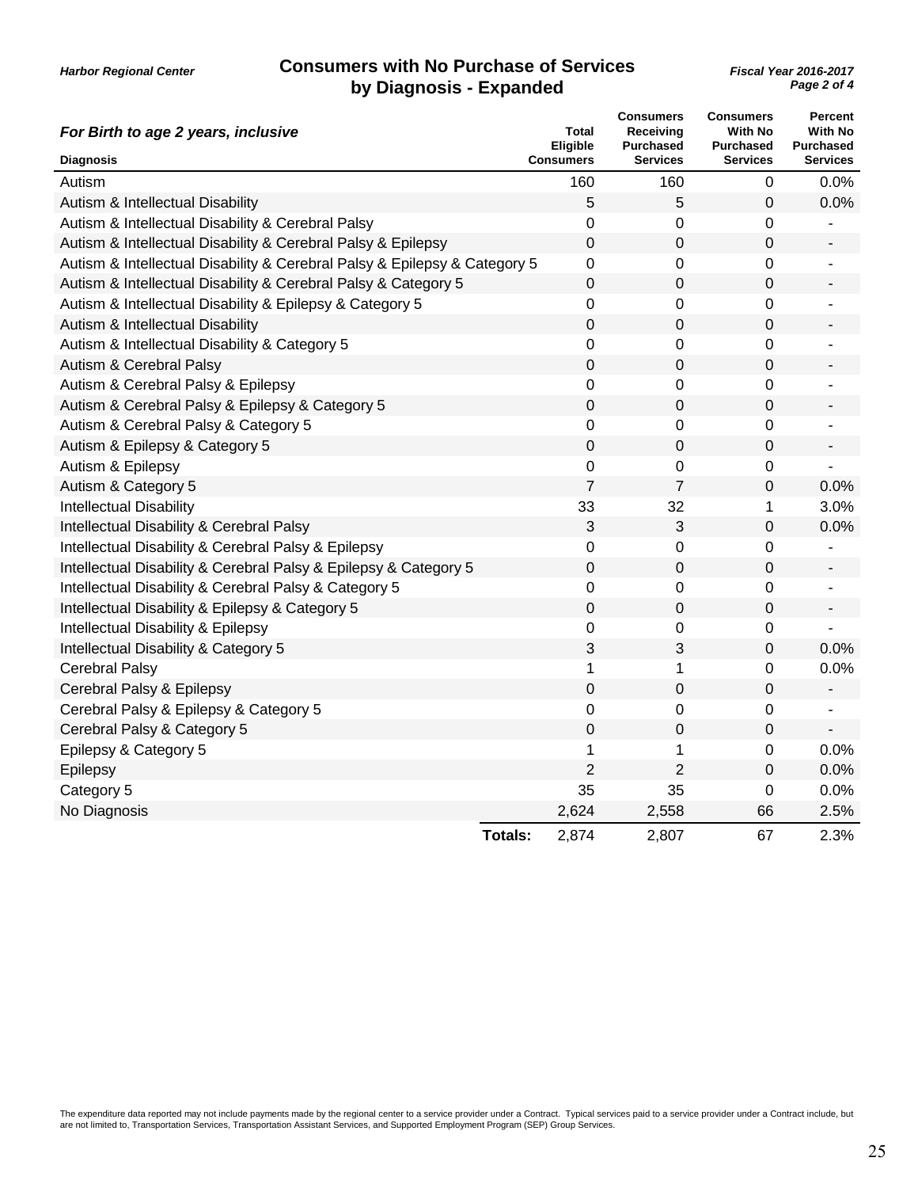Harbor Regional Center

# Consumers with No Purchase of Services by Diagnosis - Expanded

Fiscal Year 2016-2017

## *For Birth to age 2 years, inclusive*

| Diagnosis | Total Eligible Consumers | Consumers Receiving Purchased Services | Consumers With No Purchased Services | Percent With No Purchased Services |
|---|---|---|---|---|
| Autism | 160 | 160 | 0 | 0.0% |
| Autism & Intellectual Disability | 5 | 5 | 0 | 0.0% |
| Autism & Intellectual Disability & Cerebral Palsy | 0 | 0 | 0 | - |
| Autism & Intellectual Disability & Cerebral Palsy & Epilepsy | 0 | 0 | 0 | - |
| Autism & Intellectual Disability & Cerebral Palsy & Epilepsy & Category 5 | 0 | 0 | 0 | - |
| Autism & Intellectual Disability & Cerebral Palsy & Category 5 | 0 | 0 | 0 | - |
| Autism & Intellectual Disability & Epilepsy & Category 5 | 0 | 0 | 0 | - |
| Autism & Intellectual Disability | 0 | 0 | 0 | - |
| Autism & Intellectual Disability & Category 5 | 0 | 0 | 0 | - |
| Autism & Cerebral Palsy | 0 | 0 | 0 | - |
| Autism & Cerebral Palsy & Epilepsy | 0 | 0 | 0 | - |
| Autism & Cerebral Palsy & Epilepsy & Category 5 | 0 | 0 | 0 | - |
| Autism & Cerebral Palsy & Category 5 | 0 | 0 | 0 | - |
| Autism & Epilepsy & Category 5 | 0 | 0 | 0 | - |
| Autism & Epilepsy | 0 | 0 | 0 | - |
| Autism & Category 5 | 7 | 7 | 0 | 0.0% |
| Intellectual Disability | 33 | 32 | 1 | 3.0% |
| Intellectual Disability & Cerebral Palsy | 3 | 3 | 0 | 0.0% |
| Intellectual Disability & Cerebral Palsy & Epilepsy | 0 | 0 | 0 | - |
| Intellectual Disability & Cerebral Palsy & Epilepsy & Category 5 | 0 | 0 | 0 | - |
| Intellectual Disability & Cerebral Palsy & Category 5 | 0 | 0 | 0 | - |
| Intellectual Disability & Epilepsy & Category 5 | 0 | 0 | 0 | - |
| Intellectual Disability & Epilepsy | 0 | 0 | 0 | - |
| Intellectual Disability & Category 5 | 3 | 3 | 0 | 0.0% |
| Cerebral Palsy | 1 | 1 | 0 | 0.0% |
| Cerebral Palsy & Epilepsy | 0 | 0 | 0 | - |
| Cerebral Palsy & Epilepsy & Category 5 | 0 | 0 | 0 | - |
| Cerebral Palsy & Category 5 | 0 | 0 | 0 | - |
| Epilepsy & Category 5 | 1 | 1 | 0 | 0.0% |
| Epilepsy | 2 | 2 | 0 | 0.0% |
| Category 5 | 35 | 35 | 0 | 0.0% |
| No Diagnosis | 2,624 | 2,558 | 66 | 2.5% |
| **Totals:** | 2,874 | 2,807 | 67 | 2.3% |

The expenditure data reported may not include payments made by the regional center to a service provider under a Contract. Typical services paid to a service provider under a Contract include, but are not limited to, Transportation Services, Transportation Assistant Services, and Supported Employment Program (SEP) Group Services.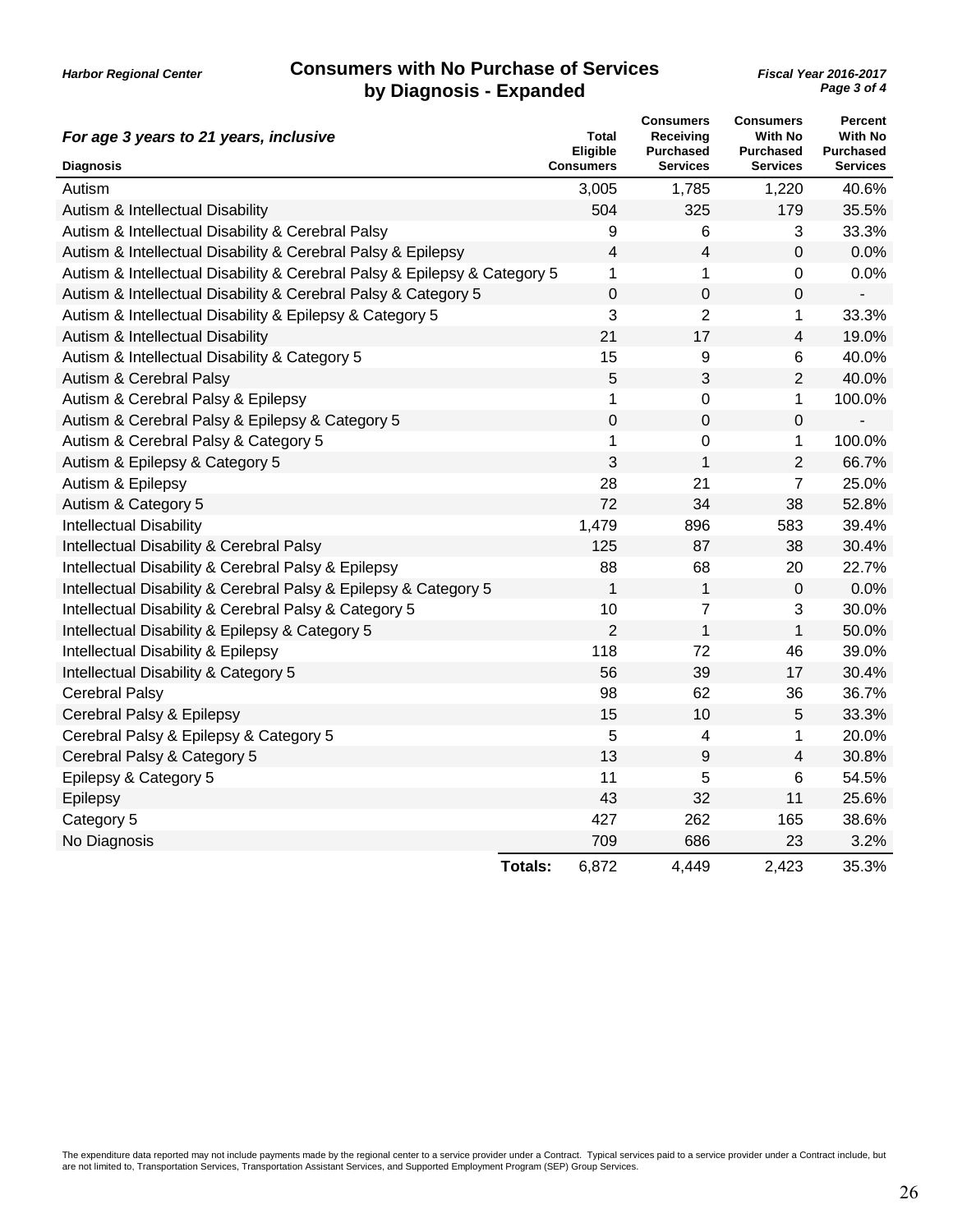*Harbor Regional Center*

# Consumers with No Purchase of Services by Diagnosis - Expanded

*Fiscal Year 2016-2017*

***For age 3 years to 21 years, inclusive***

| Diagnosis | Total Eligible Consumers | Consumers Receiving Purchased Services | Consumers With No Purchased Services | Percent With No Purchased Services |
|---|---|---|---|---|
| Autism | 3,005 | 1,785 | 1,220 | 40.6% |
| Autism & Intellectual Disability | 504 | 325 | 179 | 35.5% |
| Autism & Intellectual Disability & Cerebral Palsy | 9 | 6 | 3 | 33.3% |
| Autism & Intellectual Disability & Cerebral Palsy & Epilepsy | 4 | 4 | 0 | 0.0% |
| Autism & Intellectual Disability & Cerebral Palsy & Epilepsy & Category 5 | 1 | 1 | 0 | 0.0% |
| Autism & Intellectual Disability & Cerebral Palsy & Category 5 | 0 | 0 | 0 | - |
| Autism & Intellectual Disability & Epilepsy & Category 5 | 3 | 2 | 1 | 33.3% |
| Autism & Intellectual Disability | 21 | 17 | 4 | 19.0% |
| Autism & Intellectual Disability & Category 5 | 15 | 9 | 6 | 40.0% |
| Autism & Cerebral Palsy | 5 | 3 | 2 | 40.0% |
| Autism & Cerebral Palsy & Epilepsy | 1 | 0 | 1 | 100.0% |
| Autism & Cerebral Palsy & Epilepsy & Category 5 | 0 | 0 | 0 | - |
| Autism & Cerebral Palsy & Category 5 | 1 | 0 | 1 | 100.0% |
| Autism & Epilepsy & Category 5 | 3 | 1 | 2 | 66.7% |
| Autism & Epilepsy | 28 | 21 | 7 | 25.0% |
| Autism & Category 5 | 72 | 34 | 38 | 52.8% |
| Intellectual Disability | 1,479 | 896 | 583 | 39.4% |
| Intellectual Disability & Cerebral Palsy | 125 | 87 | 38 | 30.4% |
| Intellectual Disability & Cerebral Palsy & Epilepsy | 88 | 68 | 20 | 22.7% |
| Intellectual Disability & Cerebral Palsy & Epilepsy & Category 5 | 1 | 1 | 0 | 0.0% |
| Intellectual Disability & Cerebral Palsy & Category 5 | 10 | 7 | 3 | 30.0% |
| Intellectual Disability & Epilepsy & Category 5 | 2 | 1 | 1 | 50.0% |
| Intellectual Disability & Epilepsy | 118 | 72 | 46 | 39.0% |
| Intellectual Disability & Category 5 | 56 | 39 | 17 | 30.4% |
| Cerebral Palsy | 98 | 62 | 36 | 36.7% |
| Cerebral Palsy & Epilepsy | 15 | 10 | 5 | 33.3% |
| Cerebral Palsy & Epilepsy & Category 5 | 5 | 4 | 1 | 20.0% |
| Cerebral Palsy & Category 5 | 13 | 9 | 4 | 30.8% |
| Epilepsy & Category 5 | 11 | 5 | 6 | 54.5% |
| Epilepsy | 43 | 32 | 11 | 25.6% |
| Category 5 | 427 | 262 | 165 | 38.6% |
| No Diagnosis | 709 | 686 | 23 | 3.2% |
| **Totals:** | 6,872 | 4,449 | 2,423 | 35.3% |

The expenditure data reported may not include payments made by the regional center to a service provider under a Contract. Typical services paid to a service provider under a Contract include, but are not limited to, Transportation Services, Transportation Assistant Services, and Supported Employment Program (SEP) Group Services.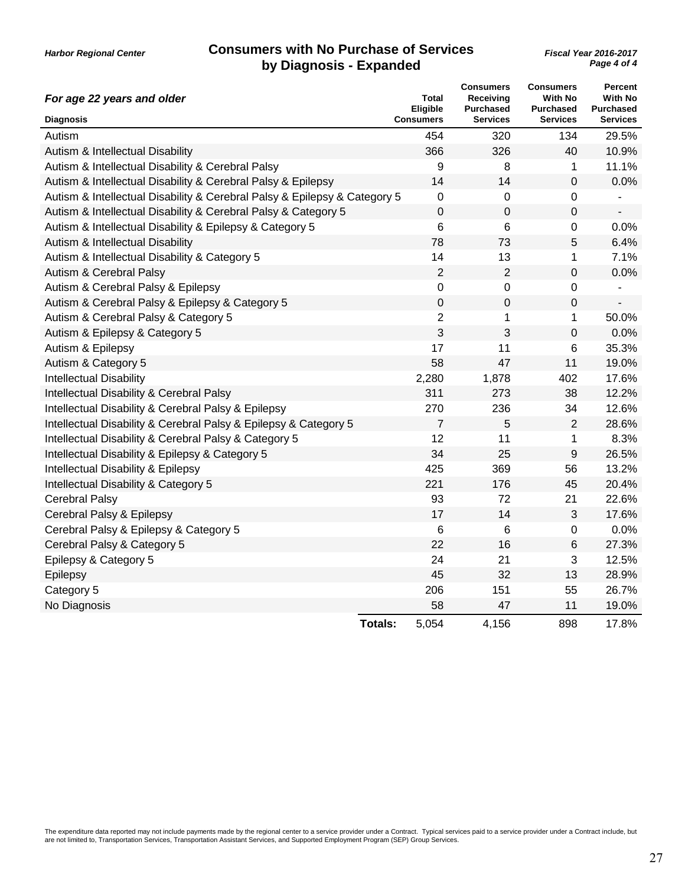Harbor Regional Center

# Consumers with No Purchase of Services by Diagnosis - Expanded

*Fiscal Year 2016-2017*

### *For age 22 years and older*

| Diagnosis | Total Eligible Consumers | Consumers Receiving Purchased Services | Consumers With No Purchased Services | Percent With No Purchased Services |
|---|---|---|---|---|
| Autism | 454 | 320 | 134 | 29.5% |
| Autism & Intellectual Disability | 366 | 326 | 40 | 10.9% |
| Autism & Intellectual Disability & Cerebral Palsy | 9 | 8 | 1 | 11.1% |
| Autism & Intellectual Disability & Cerebral Palsy & Epilepsy | 14 | 14 | 0 | 0.0% |
| Autism & Intellectual Disability & Cerebral Palsy & Epilepsy & Category 5 | 0 | 0 | 0 | - |
| Autism & Intellectual Disability & Cerebral Palsy & Category 5 | 0 | 0 | 0 | - |
| Autism & Intellectual Disability & Epilepsy & Category 5 | 6 | 6 | 0 | 0.0% |
| Autism & Intellectual Disability | 78 | 73 | 5 | 6.4% |
| Autism & Intellectual Disability & Category 5 | 14 | 13 | 1 | 7.1% |
| Autism & Cerebral Palsy | 2 | 2 | 0 | 0.0% |
| Autism & Cerebral Palsy & Epilepsy | 0 | 0 | 0 | - |
| Autism & Cerebral Palsy & Epilepsy & Category 5 | 0 | 0 | 0 | - |
| Autism & Cerebral Palsy & Category 5 | 2 | 1 | 1 | 50.0% |
| Autism & Epilepsy & Category 5 | 3 | 3 | 0 | 0.0% |
| Autism & Epilepsy | 17 | 11 | 6 | 35.3% |
| Autism & Category 5 | 58 | 47 | 11 | 19.0% |
| Intellectual Disability | 2,280 | 1,878 | 402 | 17.6% |
| Intellectual Disability & Cerebral Palsy | 311 | 273 | 38 | 12.2% |
| Intellectual Disability & Cerebral Palsy & Epilepsy | 270 | 236 | 34 | 12.6% |
| Intellectual Disability & Cerebral Palsy & Epilepsy & Category 5 | 7 | 5 | 2 | 28.6% |
| Intellectual Disability & Cerebral Palsy & Category 5 | 12 | 11 | 1 | 8.3% |
| Intellectual Disability & Epilepsy & Category 5 | 34 | 25 | 9 | 26.5% |
| Intellectual Disability & Epilepsy | 425 | 369 | 56 | 13.2% |
| Intellectual Disability & Category 5 | 221 | 176 | 45 | 20.4% |
| Cerebral Palsy | 93 | 72 | 21 | 22.6% |
| Cerebral Palsy & Epilepsy | 17 | 14 | 3 | 17.6% |
| Cerebral Palsy & Epilepsy & Category 5 | 6 | 6 | 0 | 0.0% |
| Cerebral Palsy & Category 5 | 22 | 16 | 6 | 27.3% |
| Epilepsy & Category 5 | 24 | 21 | 3 | 12.5% |
| Epilepsy | 45 | 32 | 13 | 28.9% |
| Category 5 | 206 | 151 | 55 | 26.7% |
| No Diagnosis | 58 | 47 | 11 | 19.0% |
| **Totals:** | 5,054 | 4,156 | 898 | 17.8% |

The expenditure data reported may not include payments made by the regional center to a service provider under a Contract. Typical services paid to a service provider under a Contract include, but are not limited to, Transportation Services, Transportation Assistant Services, and Supported Employment Program (SEP) Group Services.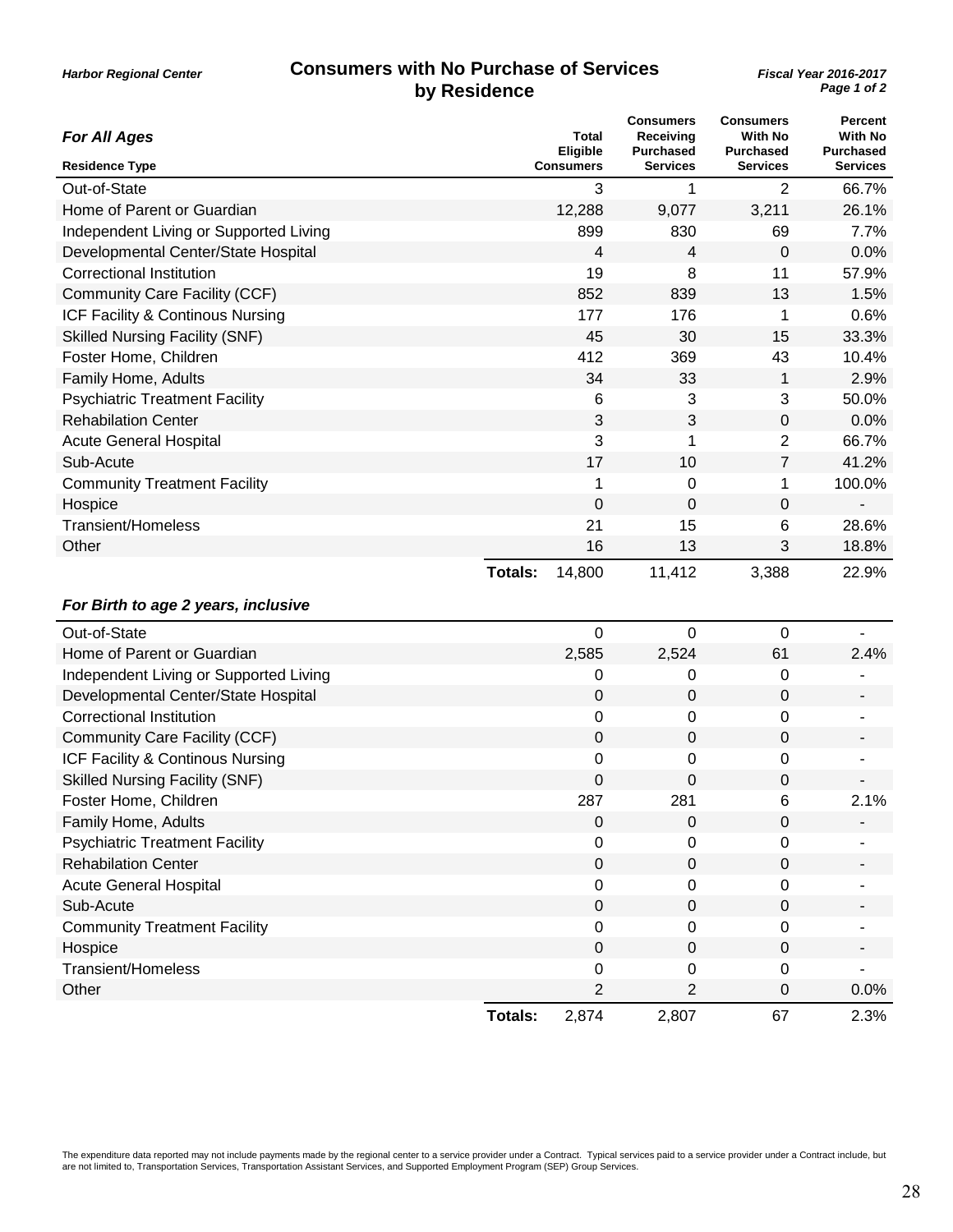Harbor Regional Center

# Consumers with No Purchase of Services by Residence

Fiscal Year 2016-2017

### For All Ages

| Residence Type | Total Eligible Consumers | Consumers Receiving Purchased Services | Consumers With No Purchased Services | Percent With No Purchased Services |
|---|---|---|---|---|
| Out-of-State | 3 | 1 | 2 | 66.7% |
| Home of Parent or Guardian | 12,288 | 9,077 | 3,211 | 26.1% |
| Independent Living or Supported Living | 899 | 830 | 69 | 7.7% |
| Developmental Center/State Hospital | 4 | 4 | 0 | 0.0% |
| Correctional Institution | 19 | 8 | 11 | 57.9% |
| Community Care Facility (CCF) | 852 | 839 | 13 | 1.5% |
| ICF Facility & Continous Nursing | 177 | 176 | 1 | 0.6% |
| Skilled Nursing Facility (SNF) | 45 | 30 | 15 | 33.3% |
| Foster Home, Children | 412 | 369 | 43 | 10.4% |
| Family Home, Adults | 34 | 33 | 1 | 2.9% |
| Psychiatric Treatment Facility | 6 | 3 | 3 | 50.0% |
| Rehabilitation Center | 3 | 3 | 0 | 0.0% |
| Acute General Hospital | 3 | 1 | 2 | 66.7% |
| Sub-Acute | 17 | 10 | 7 | 41.2% |
| Community Treatment Facility | 1 | 0 | 1 | 100.0% |
| Hospice | 0 | 0 | 0 | - |
| Transient/Homeless | 21 | 15 | 6 | 28.6% |
| Other | 16 | 13 | 3 | 18.8% |
| **Totals:** | 14,800 | 11,412 | 3,388 | 22.9% |

### For Birth to age 2 years, inclusive

| Residence Type | Total Eligible Consumers | Consumers Receiving Purchased Services | Consumers With No Purchased Services | Percent With No Purchased Services |
|---|---|---|---|---|
| Out-of-State | 0 | 0 | 0 | - |
| Home of Parent or Guardian | 2,585 | 2,524 | 61 | 2.4% |
| Independent Living or Supported Living | 0 | 0 | 0 | - |
| Developmental Center/State Hospital | 0 | 0 | 0 | - |
| Correctional Institution | 0 | 0 | 0 | - |
| Community Care Facility (CCF) | 0 | 0 | 0 | - |
| ICF Facility & Continous Nursing | 0 | 0 | 0 | - |
| Skilled Nursing Facility (SNF) | 0 | 0 | 0 | - |
| Foster Home, Children | 287 | 281 | 6 | 2.1% |
| Family Home, Adults | 0 | 0 | 0 | - |
| Psychiatric Treatment Facility | 0 | 0 | 0 | - |
| Rehabilitation Center | 0 | 0 | 0 | - |
| Acute General Hospital | 0 | 0 | 0 | - |
| Sub-Acute | 0 | 0 | 0 | - |
| Community Treatment Facility | 0 | 0 | 0 | - |
| Hospice | 0 | 0 | 0 | - |
| Transient/Homeless | 0 | 0 | 0 | - |
| Other | 2 | 2 | 0 | 0.0% |
| **Totals:** | 2,874 | 2,807 | 67 | 2.3% |

The expenditure data reported may not include payments made by the regional center to a service provider under a Contract. Typical services paid to a service provider under a Contract include, but are not limited to, Transportation Services, Transportation Assistant Services, and Supported Employment Program (SEP) Group Services.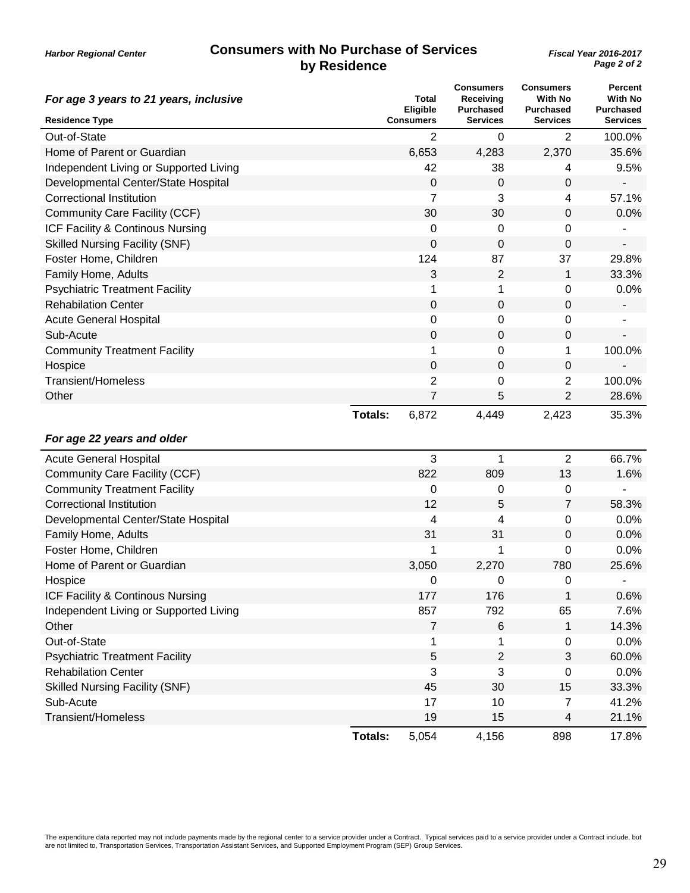Harbor Regional Center

# Consumers with No Purchase of Services by Residence

Fiscal Year 2016-2017

***For age 3 years to 21 years, inclusive***

| Residence Type | | Total Eligible Consumers | Consumers Receiving Purchased Services | Consumers With No Purchased Services | Percent With No Purchased Services |
|---|---|---|---|---|---|
| Out-of-State | | 2 | 0 | 2 | 100.0% |
| Home of Parent or Guardian | | 6,653 | 4,283 | 2,370 | 35.6% |
| Independent Living or Supported Living | | 42 | 38 | 4 | 9.5% |
| Developmental Center/State Hospital | | 0 | 0 | 0 | - |
| Correctional Institution | | 7 | 3 | 4 | 57.1% |
| Community Care Facility (CCF) | | 30 | 30 | 0 | 0.0% |
| ICF Facility & Continous Nursing | | 0 | 0 | 0 | - |
| Skilled Nursing Facility (SNF) | | 0 | 0 | 0 | - |
| Foster Home, Children | | 124 | 87 | 37 | 29.8% |
| Family Home, Adults | | 3 | 2 | 1 | 33.3% |
| Psychiatric Treatment Facility | | 1 | 1 | 0 | 0.0% |
| Rehabilation Center | | 0 | 0 | 0 | - |
| Acute General Hospital | | 0 | 0 | 0 | - |
| Sub-Acute | | 0 | 0 | 0 | - |
| Community Treatment Facility | | 1 | 0 | 1 | 100.0% |
| Hospice | | 0 | 0 | 0 | - |
| Transient/Homeless | | 2 | 0 | 2 | 100.0% |
| Other | | 7 | 5 | 2 | 28.6% |
| | **Totals:** | 6,872 | 4,449 | 2,423 | 35.3% |

***For age 22 years and older***

| Residence Type | | Total Eligible Consumers | Consumers Receiving Purchased Services | Consumers With No Purchased Services | Percent With No Purchased Services |
|---|---|---|---|---|---|
| Acute General Hospital | | 3 | 1 | 2 | 66.7% |
| Community Care Facility (CCF) | | 822 | 809 | 13 | 1.6% |
| Community Treatment Facility | | 0 | 0 | 0 | - |
| Correctional Institution | | 12 | 5 | 7 | 58.3% |
| Developmental Center/State Hospital | | 4 | 4 | 0 | 0.0% |
| Family Home, Adults | | 31 | 31 | 0 | 0.0% |
| Foster Home, Children | | 1 | 1 | 0 | 0.0% |
| Home of Parent or Guardian | | 3,050 | 2,270 | 780 | 25.6% |
| Hospice | | 0 | 0 | 0 | - |
| ICF Facility & Continous Nursing | | 177 | 176 | 1 | 0.6% |
| Independent Living or Supported Living | | 857 | 792 | 65 | 7.6% |
| Other | | 7 | 6 | 1 | 14.3% |
| Out-of-State | | 1 | 1 | 0 | 0.0% |
| Psychiatric Treatment Facility | | 5 | 2 | 3 | 60.0% |
| Rehabilation Center | | 3 | 3 | 0 | 0.0% |
| Skilled Nursing Facility (SNF) | | 45 | 30 | 15 | 33.3% |
| Sub-Acute | | 17 | 10 | 7 | 41.2% |
| Transient/Homeless | | 19 | 15 | 4 | 21.1% |
| | **Totals:** | 5,054 | 4,156 | 898 | 17.8% |

The expenditure data reported may not include payments made by the regional center to a service provider under a Contract. Typical services paid to a service provider under a Contract include, but are not limited to, Transportation Services, Transportation Assistant Services, and Supported Employment Program (SEP) Group Services.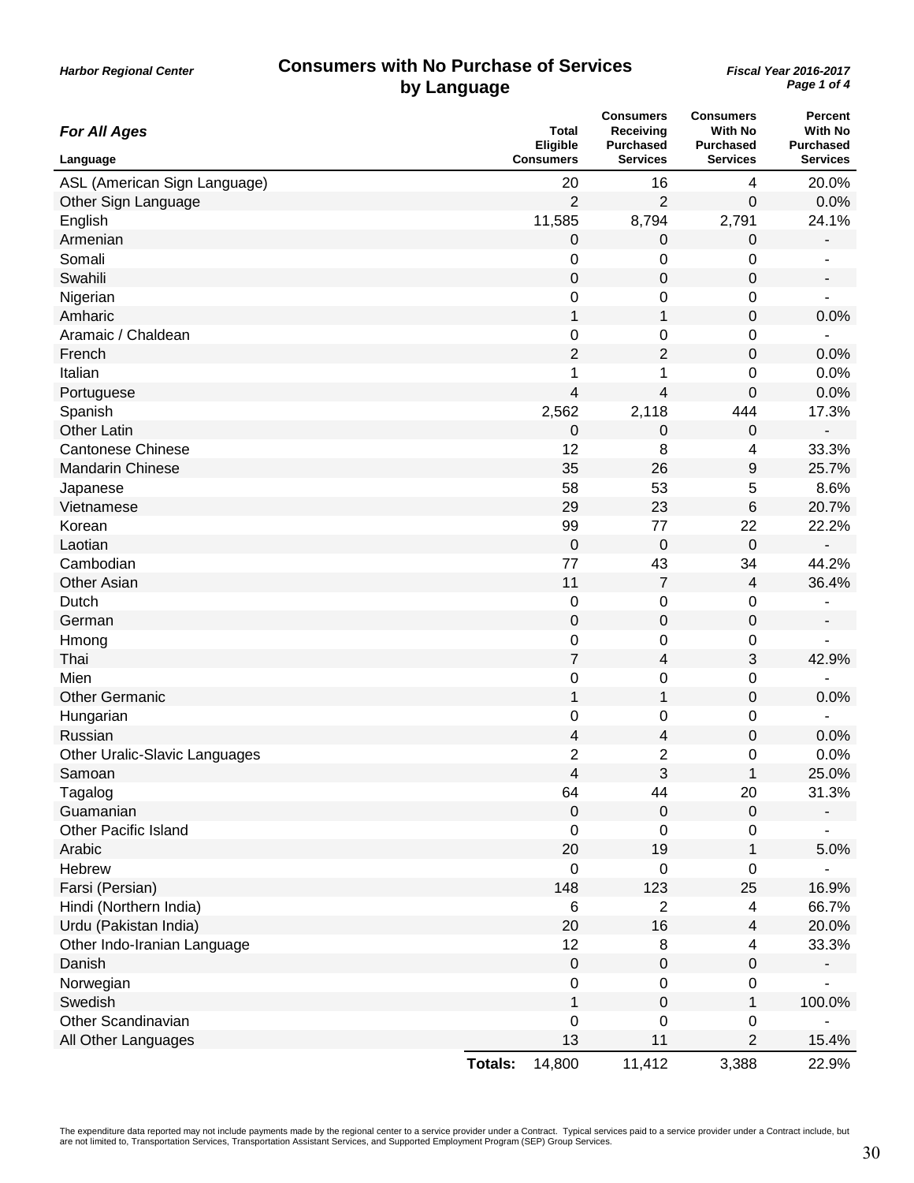*Harbor Regional Center*

# Consumers with No Purchase of Services by Language

*Fiscal Year 2016-2017*

***For All Ages***

| Language | Total Eligible Consumers | Consumers Receiving Purchased Services | Consumers With No Purchased Services | Percent With No Purchased Services |
|---|---|---|---|---|
| ASL (American Sign Language) | 20 | 16 | 4 | 20.0% |
| Other Sign Language | 2 | 2 | 0 | 0.0% |
| English | 11,585 | 8,794 | 2,791 | 24.1% |
| Armenian | 0 | 0 | 0 | - |
| Somali | 0 | 0 | 0 | - |
| Swahili | 0 | 0 | 0 | - |
| Nigerian | 0 | 0 | 0 | - |
| Amharic | 1 | 1 | 0 | 0.0% |
| Aramaic / Chaldean | 0 | 0 | 0 | - |
| French | 2 | 2 | 0 | 0.0% |
| Italian | 1 | 1 | 0 | 0.0% |
| Portuguese | 4 | 4 | 0 | 0.0% |
| Spanish | 2,562 | 2,118 | 444 | 17.3% |
| Other Latin | 0 | 0 | 0 | - |
| Cantonese Chinese | 12 | 8 | 4 | 33.3% |
| Mandarin Chinese | 35 | 26 | 9 | 25.7% |
| Japanese | 58 | 53 | 5 | 8.6% |
| Vietnamese | 29 | 23 | 6 | 20.7% |
| Korean | 99 | 77 | 22 | 22.2% |
| Laotian | 0 | 0 | 0 | - |
| Cambodian | 77 | 43 | 34 | 44.2% |
| Other Asian | 11 | 7 | 4 | 36.4% |
| Dutch | 0 | 0 | 0 | - |
| German | 0 | 0 | 0 | - |
| Hmong | 0 | 0 | 0 | - |
| Thai | 7 | 4 | 3 | 42.9% |
| Mien | 0 | 0 | 0 | - |
| Other Germanic | 1 | 1 | 0 | 0.0% |
| Hungarian | 0 | 0 | 0 | - |
| Russian | 4 | 4 | 0 | 0.0% |
| Other Uralic-Slavic Languages | 2 | 2 | 0 | 0.0% |
| Samoan | 4 | 3 | 1 | 25.0% |
| Tagalog | 64 | 44 | 20 | 31.3% |
| Guamanian | 0 | 0 | 0 | - |
| Other Pacific Island | 0 | 0 | 0 | - |
| Arabic | 20 | 19 | 1 | 5.0% |
| Hebrew | 0 | 0 | 0 | - |
| Farsi (Persian) | 148 | 123 | 25 | 16.9% |
| Hindi (Northern India) | 6 | 2 | 4 | 66.7% |
| Urdu (Pakistan India) | 20 | 16 | 4 | 20.0% |
| Other Indo-Iranian Language | 12 | 8 | 4 | 33.3% |
| Danish | 0 | 0 | 0 | - |
| Norwegian | 0 | 0 | 0 | - |
| Swedish | 1 | 0 | 1 | 100.0% |
| Other Scandinavian | 0 | 0 | 0 | - |
| All Other Languages | 13 | 11 | 2 | 15.4% |
| **Totals:** | 14,800 | 11,412 | 3,388 | 22.9% |

The expenditure data reported may not include payments made by the regional center to a service provider under a Contract. Typical services paid to a service provider under a Contract include, but are not limited to, Transportation Services, Transportation Assistant Services, and Supported Employment Program (SEP) Group Services.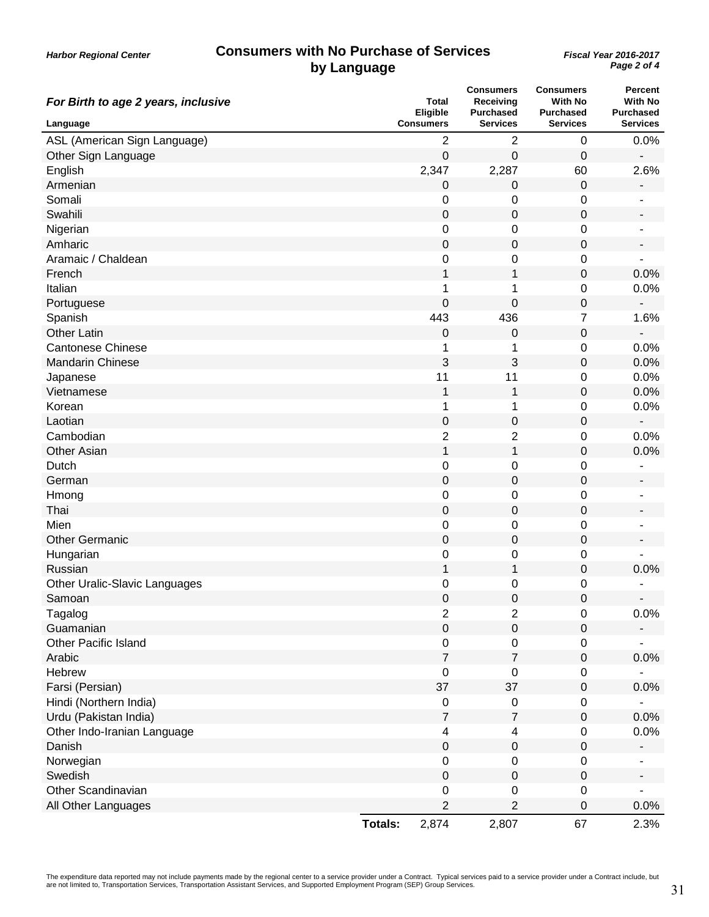Harbor Regional Center

# Consumers with No Purchase of Services by Language

Fiscal Year 2016-2017

## For Birth to age 2 years, inclusive

| Language | Total Eligible Consumers | Consumers Receiving Purchased Services | Consumers With No Purchased Services | Percent With No Purchased Services |
|---|---|---|---|---|
| ASL (American Sign Language) | 2 | 2 | 0 | 0.0% |
| Other Sign Language | 0 | 0 | 0 | - |
| English | 2,347 | 2,287 | 60 | 2.6% |
| Armenian | 0 | 0 | 0 | - |
| Somali | 0 | 0 | 0 | - |
| Swahili | 0 | 0 | 0 | - |
| Nigerian | 0 | 0 | 0 | - |
| Amharic | 0 | 0 | 0 | - |
| Aramaic / Chaldean | 0 | 0 | 0 | - |
| French | 1 | 1 | 0 | 0.0% |
| Italian | 1 | 1 | 0 | 0.0% |
| Portuguese | 0 | 0 | 0 | - |
| Spanish | 443 | 436 | 7 | 1.6% |
| Other Latin | 0 | 0 | 0 | - |
| Cantonese Chinese | 1 | 1 | 0 | 0.0% |
| Mandarin Chinese | 3 | 3 | 0 | 0.0% |
| Japanese | 11 | 11 | 0 | 0.0% |
| Vietnamese | 1 | 1 | 0 | 0.0% |
| Korean | 1 | 1 | 0 | 0.0% |
| Laotian | 0 | 0 | 0 | - |
| Cambodian | 2 | 2 | 0 | 0.0% |
| Other Asian | 1 | 1 | 0 | 0.0% |
| Dutch | 0 | 0 | 0 | - |
| German | 0 | 0 | 0 | - |
| Hmong | 0 | 0 | 0 | - |
| Thai | 0 | 0 | 0 | - |
| Mien | 0 | 0 | 0 | - |
| Other Germanic | 0 | 0 | 0 | - |
| Hungarian | 0 | 0 | 0 | - |
| Russian | 1 | 1 | 0 | 0.0% |
| Other Uralic-Slavic Languages | 0 | 0 | 0 | - |
| Samoan | 0 | 0 | 0 | - |
| Tagalog | 2 | 2 | 0 | 0.0% |
| Guamanian | 0 | 0 | 0 | - |
| Other Pacific Island | 0 | 0 | 0 | - |
| Arabic | 7 | 7 | 0 | 0.0% |
| Hebrew | 0 | 0 | 0 | - |
| Farsi (Persian) | 37 | 37 | 0 | 0.0% |
| Hindi (Northern India) | 0 | 0 | 0 | - |
| Urdu (Pakistan India) | 7 | 7 | 0 | 0.0% |
| Other Indo-Iranian Language | 4 | 4 | 0 | 0.0% |
| Danish | 0 | 0 | 0 | - |
| Norwegian | 0 | 0 | 0 | - |
| Swedish | 0 | 0 | 0 | - |
| Other Scandinavian | 0 | 0 | 0 | - |
| All Other Languages | 2 | 2 | 0 | 0.0% |
| **Totals:** | 2,874 | 2,807 | 67 | 2.3% |

The expenditure data reported may not include payments made by the regional center to a service provider under a Contract. Typical services paid to a service provider under a Contract include, but are not limited to, Transportation Services, Transportation Assistant Services, and Supported Employment Program (SEP) Group Services.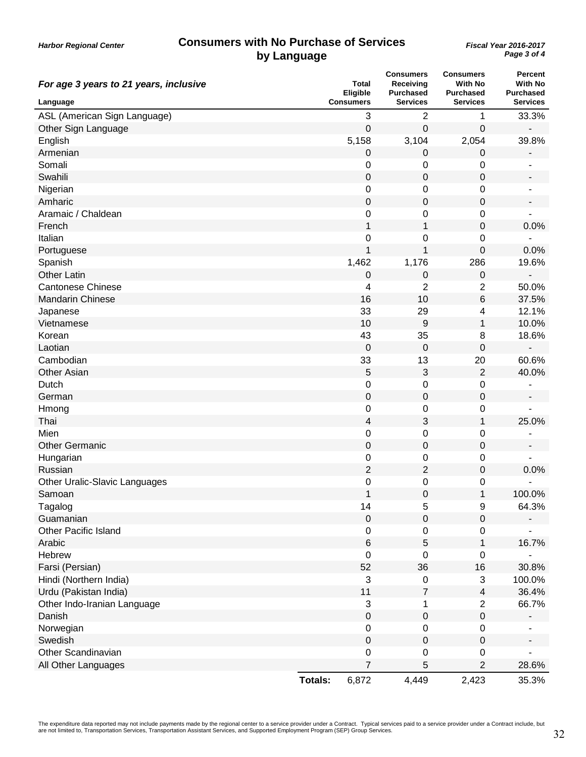*Harbor Regional Center*

# Consumers with No Purchase of Services by Language

*Fiscal Year 2016-2017*

***For age 3 years to 21 years, inclusive***

| Language | Total Eligible Consumers | Consumers Receiving Purchased Services | Consumers With No Purchased Services | Percent With No Purchased Services |
|---|---|---|---|---|
| ASL (American Sign Language) | 3 | 2 | 1 | 33.3% |
| Other Sign Language | 0 | 0 | 0 | - |
| English | 5,158 | 3,104 | 2,054 | 39.8% |
| Armenian | 0 | 0 | 0 | - |
| Somali | 0 | 0 | 0 | - |
| Swahili | 0 | 0 | 0 | - |
| Nigerian | 0 | 0 | 0 | - |
| Amharic | 0 | 0 | 0 | - |
| Aramaic / Chaldean | 0 | 0 | 0 | - |
| French | 1 | 1 | 0 | 0.0% |
| Italian | 0 | 0 | 0 | - |
| Portuguese | 1 | 1 | 0 | 0.0% |
| Spanish | 1,462 | 1,176 | 286 | 19.6% |
| Other Latin | 0 | 0 | 0 | - |
| Cantonese Chinese | 4 | 2 | 2 | 50.0% |
| Mandarin Chinese | 16 | 10 | 6 | 37.5% |
| Japanese | 33 | 29 | 4 | 12.1% |
| Vietnamese | 10 | 9 | 1 | 10.0% |
| Korean | 43 | 35 | 8 | 18.6% |
| Laotian | 0 | 0 | 0 | - |
| Cambodian | 33 | 13 | 20 | 60.6% |
| Other Asian | 5 | 3 | 2 | 40.0% |
| Dutch | 0 | 0 | 0 | - |
| German | 0 | 0 | 0 | - |
| Hmong | 0 | 0 | 0 | - |
| Thai | 4 | 3 | 1 | 25.0% |
| Mien | 0 | 0 | 0 | - |
| Other Germanic | 0 | 0 | 0 | - |
| Hungarian | 0 | 0 | 0 | - |
| Russian | 2 | 2 | 0 | 0.0% |
| Other Uralic-Slavic Languages | 0 | 0 | 0 | - |
| Samoan | 1 | 0 | 1 | 100.0% |
| Tagalog | 14 | 5 | 9 | 64.3% |
| Guamanian | 0 | 0 | 0 | - |
| Other Pacific Island | 0 | 0 | 0 | - |
| Arabic | 6 | 5 | 1 | 16.7% |
| Hebrew | 0 | 0 | 0 | - |
| Farsi (Persian) | 52 | 36 | 16 | 30.8% |
| Hindi (Northern India) | 3 | 0 | 3 | 100.0% |
| Urdu (Pakistan India) | 11 | 7 | 4 | 36.4% |
| Other Indo-Iranian Language | 3 | 1 | 2 | 66.7% |
| Danish | 0 | 0 | 0 | - |
| Norwegian | 0 | 0 | 0 | - |
| Swedish | 0 | 0 | 0 | - |
| Other Scandinavian | 0 | 0 | 0 | - |
| All Other Languages | 7 | 5 | 2 | 28.6% |
| **Totals:** | 6,872 | 4,449 | 2,423 | 35.3% |

The expenditure data reported may not include payments made by the regional center to a service provider under a Contract. Typical services paid to a service provider under a Contract include, but are not limited to, Transportation Services, Transportation Assistant Services, and Supported Employment Program (SEP) Group Services.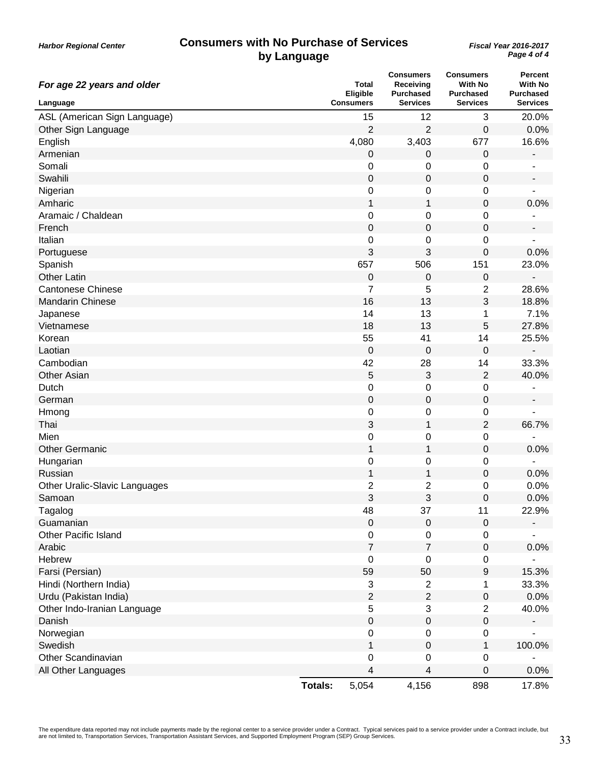Harbor Regional Center

# Consumers with No Purchase of Services by Language

*Fiscal Year 2016-2017*

## For age 22 years and older

| Language | Total Eligible Consumers | Consumers Receiving Purchased Services | Consumers With No Purchased Services | Percent With No Purchased Services |
|---|---|---|---|---|
| ASL (American Sign Language) | 15 | 12 | 3 | 20.0% |
| Other Sign Language | 2 | 2 | 0 | 0.0% |
| English | 4,080 | 3,403 | 677 | 16.6% |
| Armenian | 0 | 0 | 0 | - |
| Somali | 0 | 0 | 0 | - |
| Swahili | 0 | 0 | 0 | - |
| Nigerian | 0 | 0 | 0 | - |
| Amharic | 1 | 1 | 0 | 0.0% |
| Aramaic / Chaldean | 0 | 0 | 0 | - |
| French | 0 | 0 | 0 | - |
| Italian | 0 | 0 | 0 | - |
| Portuguese | 3 | 3 | 0 | 0.0% |
| Spanish | 657 | 506 | 151 | 23.0% |
| Other Latin | 0 | 0 | 0 | - |
| Cantonese Chinese | 7 | 5 | 2 | 28.6% |
| Mandarin Chinese | 16 | 13 | 3 | 18.8% |
| Japanese | 14 | 13 | 1 | 7.1% |
| Vietnamese | 18 | 13 | 5 | 27.8% |
| Korean | 55 | 41 | 14 | 25.5% |
| Laotian | 0 | 0 | 0 | - |
| Cambodian | 42 | 28 | 14 | 33.3% |
| Other Asian | 5 | 3 | 2 | 40.0% |
| Dutch | 0 | 0 | 0 | - |
| German | 0 | 0 | 0 | - |
| Hmong | 0 | 0 | 0 | - |
| Thai | 3 | 1 | 2 | 66.7% |
| Mien | 0 | 0 | 0 | - |
| Other Germanic | 1 | 1 | 0 | 0.0% |
| Hungarian | 0 | 0 | 0 | - |
| Russian | 1 | 1 | 0 | 0.0% |
| Other Uralic-Slavic Languages | 2 | 2 | 0 | 0.0% |
| Samoan | 3 | 3 | 0 | 0.0% |
| Tagalog | 48 | 37 | 11 | 22.9% |
| Guamanian | 0 | 0 | 0 | - |
| Other Pacific Island | 0 | 0 | 0 | - |
| Arabic | 7 | 7 | 0 | 0.0% |
| Hebrew | 0 | 0 | 0 | - |
| Farsi (Persian) | 59 | 50 | 9 | 15.3% |
| Hindi (Northern India) | 3 | 2 | 1 | 33.3% |
| Urdu (Pakistan India) | 2 | 2 | 0 | 0.0% |
| Other Indo-Iranian Language | 5 | 3 | 2 | 40.0% |
| Danish | 0 | 0 | 0 | - |
| Norwegian | 0 | 0 | 0 | - |
| Swedish | 1 | 0 | 1 | 100.0% |
| Other Scandinavian | 0 | 0 | 0 | - |
| All Other Languages | 4 | 4 | 0 | 0.0% |
| **Totals:** | 5,054 | 4,156 | 898 | 17.8% |

The expenditure data reported may not include payments made by the regional center to a service provider under a Contract. Typical services paid to a service provider under a Contract include, but are not limited to, Transportation Services, Transportation Assistant Services, and Supported Employment Program (SEP) Group Services.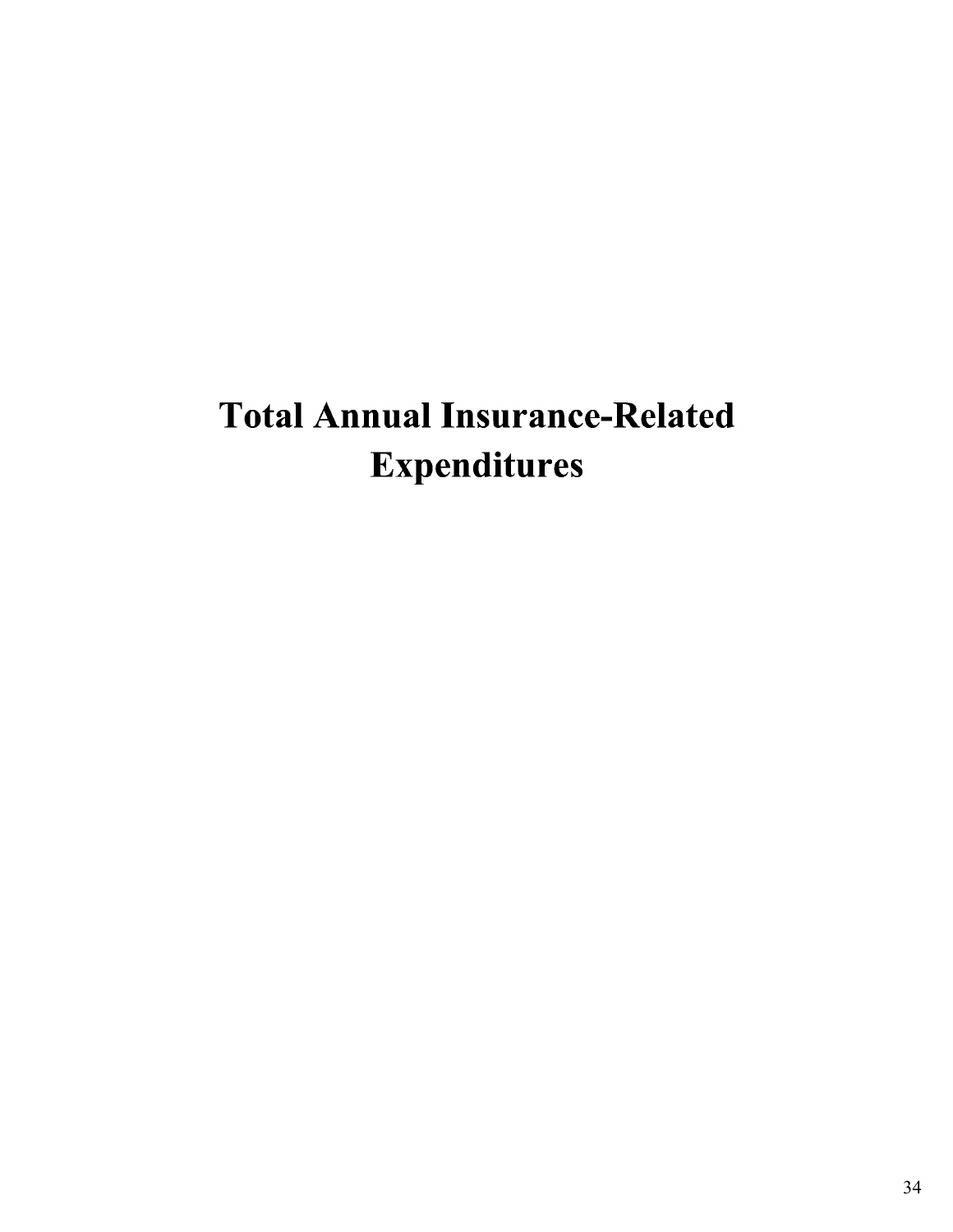# Total Annual Insurance-Related Expenditures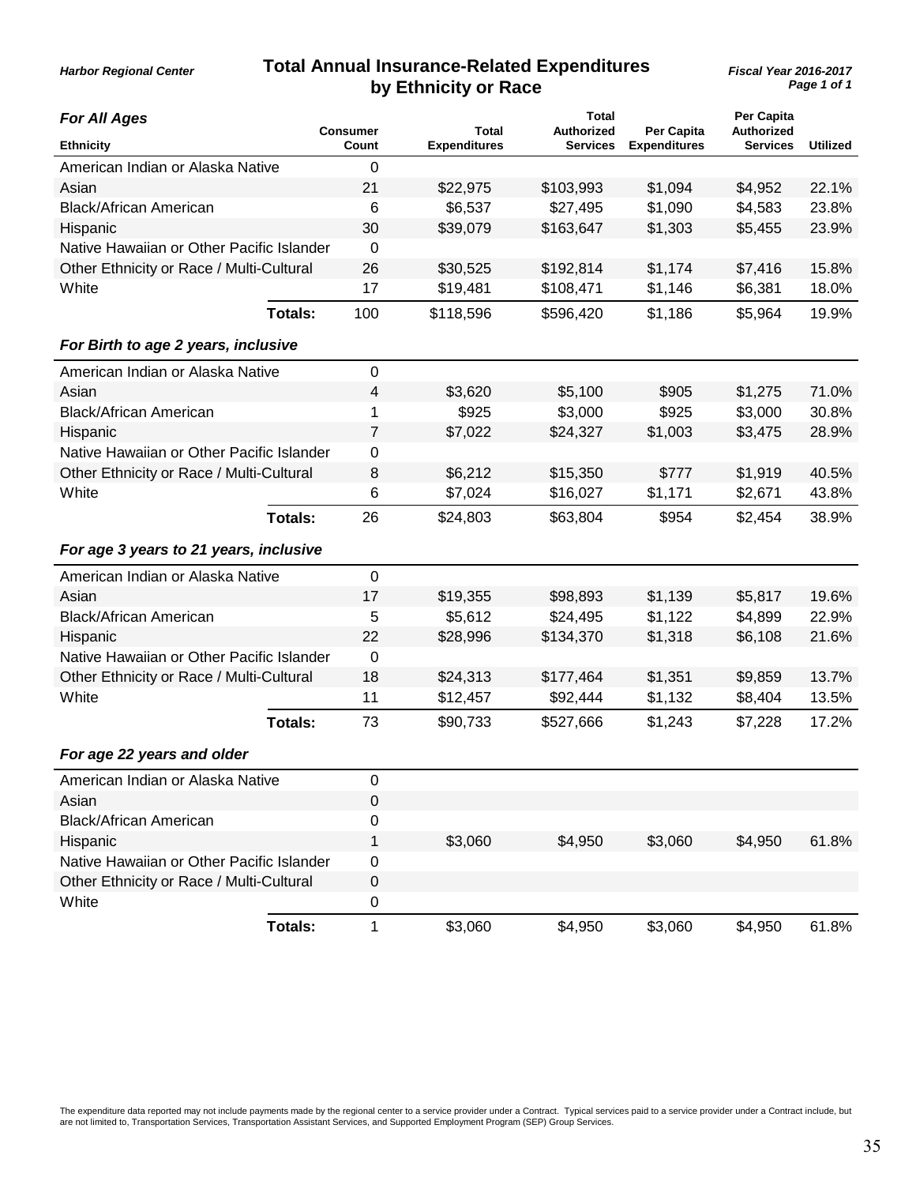Harbor Regional Center

# Total Annual Insurance-Related Expenditures by Ethnicity or Race

Fiscal Year 2016-2017

### For All Ages

| Ethnicity | Consumer Count | Total Expenditures | Total Authorized Services | Per Capita Expenditures | Per Capita Authorized Services | Utilized |
|---|---|---|---|---|---|---|
| American Indian or Alaska Native | 0 | | | | | |
| Asian | 21 | $22,975 | $103,993 | $1,094 | $4,952 | 22.1% |
| Black/African American | 6 | $6,537 | $27,495 | $1,090 | $4,583 | 23.8% |
| Hispanic | 30 | $39,079 | $163,647 | $1,303 | $5,455 | 23.9% |
| Native Hawaiian or Other Pacific Islander | 0 | | | | | |
| Other Ethnicity or Race / Multi-Cultural | 26 | $30,525 | $192,814 | $1,174 | $7,416 | 15.8% |
| White | 17 | $19,481 | $108,471 | $1,146 | $6,381 | 18.0% |
| **Totals:** | 100 | $118,596 | $596,420 | $1,186 | $5,964 | 19.9% |

### For Birth to age 2 years, inclusive

| Ethnicity | Consumer Count | Total Expenditures | Total Authorized Services | Per Capita Expenditures | Per Capita Authorized Services | Utilized |
|---|---|---|---|---|---|---|
| American Indian or Alaska Native | 0 | | | | | |
| Asian | 4 | $3,620 | $5,100 | $905 | $1,275 | 71.0% |
| Black/African American | 1 | $925 | $3,000 | $925 | $3,000 | 30.8% |
| Hispanic | 7 | $7,022 | $24,327 | $1,003 | $3,475 | 28.9% |
| Native Hawaiian or Other Pacific Islander | 0 | | | | | |
| Other Ethnicity or Race / Multi-Cultural | 8 | $6,212 | $15,350 | $777 | $1,919 | 40.5% |
| White | 6 | $7,024 | $16,027 | $1,171 | $2,671 | 43.8% |
| **Totals:** | 26 | $24,803 | $63,804 | $954 | $2,454 | 38.9% |

### For age 3 years to 21 years, inclusive

| Ethnicity | Consumer Count | Total Expenditures | Total Authorized Services | Per Capita Expenditures | Per Capita Authorized Services | Utilized |
|---|---|---|---|---|---|---|
| American Indian or Alaska Native | 0 | | | | | |
| Asian | 17 | $19,355 | $98,893 | $1,139 | $5,817 | 19.6% |
| Black/African American | 5 | $5,612 | $24,495 | $1,122 | $4,899 | 22.9% |
| Hispanic | 22 | $28,996 | $134,370 | $1,318 | $6,108 | 21.6% |
| Native Hawaiian or Other Pacific Islander | 0 | | | | | |
| Other Ethnicity or Race / Multi-Cultural | 18 | $24,313 | $177,464 | $1,351 | $9,859 | 13.7% |
| White | 11 | $12,457 | $92,444 | $1,132 | $8,404 | 13.5% |
| **Totals:** | 73 | $90,733 | $527,666 | $1,243 | $7,228 | 17.2% |

### For age 22 years and older

| Ethnicity | Consumer Count | Total Expenditures | Total Authorized Services | Per Capita Expenditures | Per Capita Authorized Services | Utilized |
|---|---|---|---|---|---|---|
| American Indian or Alaska Native | 0 | | | | | |
| Asian | 0 | | | | | |
| Black/African American | 0 | | | | | |
| Hispanic | 1 | $3,060 | $4,950 | $3,060 | $4,950 | 61.8% |
| Native Hawaiian or Other Pacific Islander | 0 | | | | | |
| Other Ethnicity or Race / Multi-Cultural | 0 | | | | | |
| White | 0 | | | | | |
| **Totals:** | 1 | $3,060 | $4,950 | $3,060 | $4,950 | 61.8% |

The expenditure data reported may not include payments made by the regional center to a service provider under a Contract. Typical services paid to a service provider under a Contract include, but are not limited to, Transportation Services, Transportation Assistant Services, and Supported Employment Program (SEP) Group Services.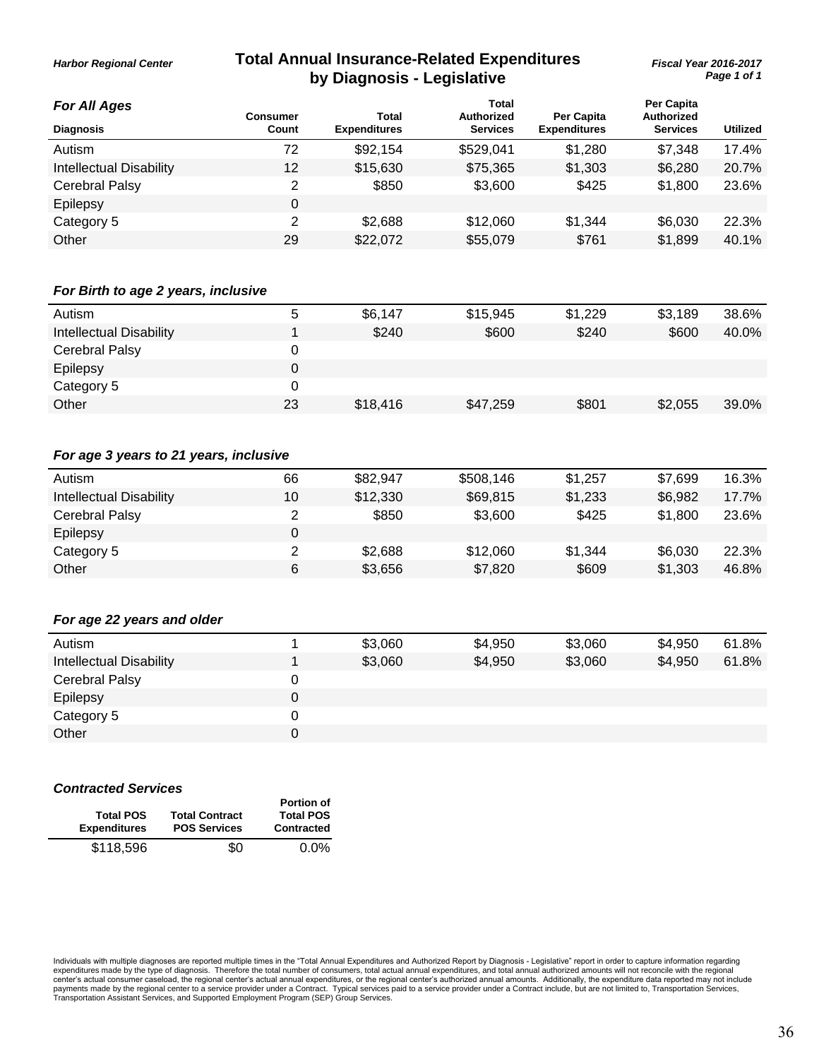Harbor Regional Center

# Total Annual Insurance-Related Expenditures by Diagnosis - Legislative

Fiscal Year 2016-2017

### For All Ages

| Diagnosis | Consumer Count | Total Expenditures | Total Authorized Services | Per Capita Expenditures | Per Capita Authorized Services | Utilized |
|---|---|---|---|---|---|---|
| Autism | 72 | $92,154 | $529,041 | $1,280 | $7,348 | 17.4% |
| Intellectual Disability | 12 | $15,630 | $75,365 | $1,303 | $6,280 | 20.7% |
| Cerebral Palsy | 2 | $850 | $3,600 | $425 | $1,800 | 23.6% |
| Epilepsy | 0 | | | | | |
| Category 5 | 2 | $2,688 | $12,060 | $1,344 | $6,030 | 22.3% |
| Other | 29 | $22,072 | $55,079 | $761 | $1,899 | 40.1% |

### For Birth to age 2 years, inclusive

| Diagnosis | Consumer Count | Total Expenditures | Total Authorized Services | Per Capita Expenditures | Per Capita Authorized Services | Utilized |
|---|---|---|---|---|---|---|
| Autism | 5 | $6,147 | $15,945 | $1,229 | $3,189 | 38.6% |
| Intellectual Disability | 1 | $240 | $600 | $240 | $600 | 40.0% |
| Cerebral Palsy | 0 | | | | | |
| Epilepsy | 0 | | | | | |
| Category 5 | 0 | | | | | |
| Other | 23 | $18,416 | $47,259 | $801 | $2,055 | 39.0% |

### For age 3 years to 21 years, inclusive

| Diagnosis | Consumer Count | Total Expenditures | Total Authorized Services | Per Capita Expenditures | Per Capita Authorized Services | Utilized |
|---|---|---|---|---|---|---|
| Autism | 66 | $82,947 | $508,146 | $1,257 | $7,699 | 16.3% |
| Intellectual Disability | 10 | $12,330 | $69,815 | $1,233 | $6,982 | 17.7% |
| Cerebral Palsy | 2 | $850 | $3,600 | $425 | $1,800 | 23.6% |
| Epilepsy | 0 | | | | | |
| Category 5 | 2 | $2,688 | $12,060 | $1,344 | $6,030 | 22.3% |
| Other | 6 | $3,656 | $7,820 | $609 | $1,303 | 46.8% |

### For age 22 years and older

| Diagnosis | Consumer Count | Total Expenditures | Total Authorized Services | Per Capita Expenditures | Per Capita Authorized Services | Utilized |
|---|---|---|---|---|---|---|
| Autism | 1 | $3,060 | $4,950 | $3,060 | $4,950 | 61.8% |
| Intellectual Disability | 1 | $3,060 | $4,950 | $3,060 | $4,950 | 61.8% |
| Cerebral Palsy | 0 | | | | | |
| Epilepsy | 0 | | | | | |
| Category 5 | 0 | | | | | |
| Other | 0 | | | | | |

### Contracted Services

| Total POS Expenditures | Total Contract POS Services | Portion of Total POS Contracted |
|---|---|---|
| $118,596 | $0 | 0.0% |

Individuals with multiple diagnoses are reported multiple times in the "Total Annual Expenditures and Authorized Report by Diagnosis - Legislative" report in order to capture information regarding expenditures made by the type of diagnosis. Therefore the total number of consumers, total actual annual expenditures, and total annual authorized amounts will not reconcile with the regional center's actual consumer caseload, the regional center's actual annual expenditures, or the regional center's authorized annual amounts. Additionally, the expenditure data reported may not include payments made by the regional center to a service provider under a Contract. Typical services paid to a service provider under a Contract include, but are not limited to, Transportation Services, Transportation Assistant Services, and Supported Employment Program (SEP) Group Services.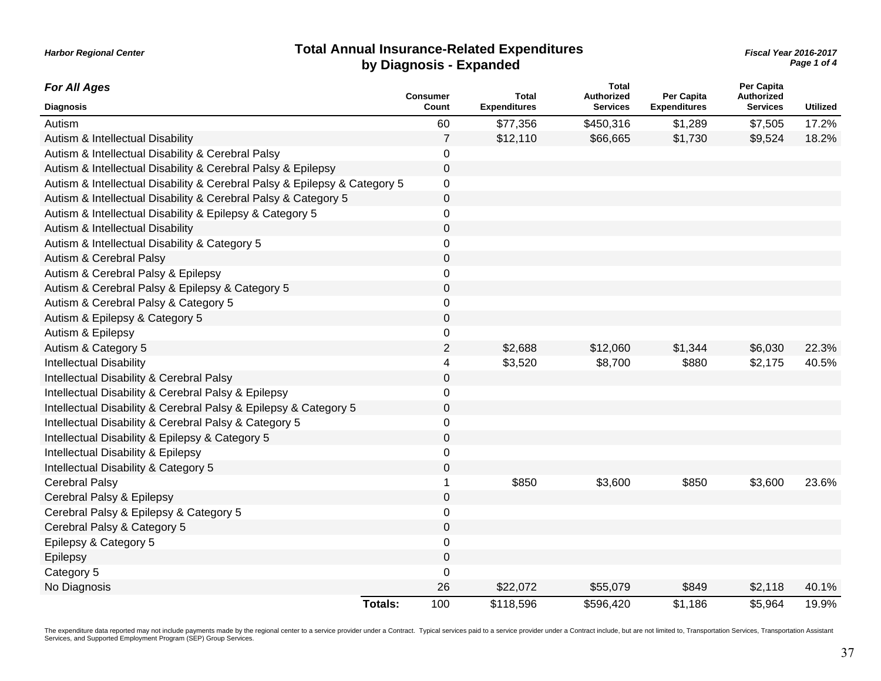**Harbor Regional Center**

# Total Annual Insurance-Related Expenditures by Diagnosis - Expanded

***Fiscal Year 2016-2017***

## *For All Ages*

| Diagnosis | Consumer Count | Total Expenditures | Total Authorized Services | Per Capita Expenditures | Per Capita Authorized Services | Utilized |
|---|---|---|---|---|---|---|
| Autism | 60 | $77,356 | $450,316 | $1,289 | $7,505 | 17.2% |
| Autism & Intellectual Disability | 7 | $12,110 | $66,665 | $1,730 | $9,524 | 18.2% |
| Autism & Intellectual Disability & Cerebral Palsy | 0 | | | | | |
| Autism & Intellectual Disability & Cerebral Palsy & Epilepsy | 0 | | | | | |
| Autism & Intellectual Disability & Cerebral Palsy & Epilepsy & Category 5 | 0 | | | | | |
| Autism & Intellectual Disability & Cerebral Palsy & Category 5 | 0 | | | | | |
| Autism & Intellectual Disability & Epilepsy & Category 5 | 0 | | | | | |
| Autism & Intellectual Disability | 0 | | | | | |
| Autism & Intellectual Disability & Category 5 | 0 | | | | | |
| Autism & Cerebral Palsy | 0 | | | | | |
| Autism & Cerebral Palsy & Epilepsy | 0 | | | | | |
| Autism & Cerebral Palsy & Epilepsy & Category 5 | 0 | | | | | |
| Autism & Cerebral Palsy & Category 5 | 0 | | | | | |
| Autism & Epilepsy & Category 5 | 0 | | | | | |
| Autism & Epilepsy | 0 | | | | | |
| Autism & Category 5 | 2 | $2,688 | $12,060 | $1,344 | $6,030 | 22.3% |
| Intellectual Disability | 4 | $3,520 | $8,700 | $880 | $2,175 | 40.5% |
| Intellectual Disability & Cerebral Palsy | 0 | | | | | |
| Intellectual Disability & Cerebral Palsy & Epilepsy | 0 | | | | | |
| Intellectual Disability & Cerebral Palsy & Epilepsy & Category 5 | 0 | | | | | |
| Intellectual Disability & Cerebral Palsy & Category 5 | 0 | | | | | |
| Intellectual Disability & Epilepsy & Category 5 | 0 | | | | | |
| Intellectual Disability & Epilepsy | 0 | | | | | |
| Intellectual Disability & Category 5 | 0 | | | | | |
| Cerebral Palsy | 1 | $850 | $3,600 | $850 | $3,600 | 23.6% |
| Cerebral Palsy & Epilepsy | 0 | | | | | |
| Cerebral Palsy & Epilepsy & Category 5 | 0 | | | | | |
| Cerebral Palsy & Category 5 | 0 | | | | | |
| Epilepsy & Category 5 | 0 | | | | | |
| Epilepsy | 0 | | | | | |
| Category 5 | 0 | | | | | |
| No Diagnosis | 26 | $22,072 | $55,079 | $849 | $2,118 | 40.1% |
| **Totals:** | 100 | $118,596 | $596,420 | $1,186 | $5,964 | 19.9% |

The expenditure data reported may not include payments made by the regional center to a service provider under a Contract. Typical services paid to a service provider under a Contract include, but are not limited to, Transportation Services, Transportation Assistant Services, and Supported Employment Program (SEP) Group Services.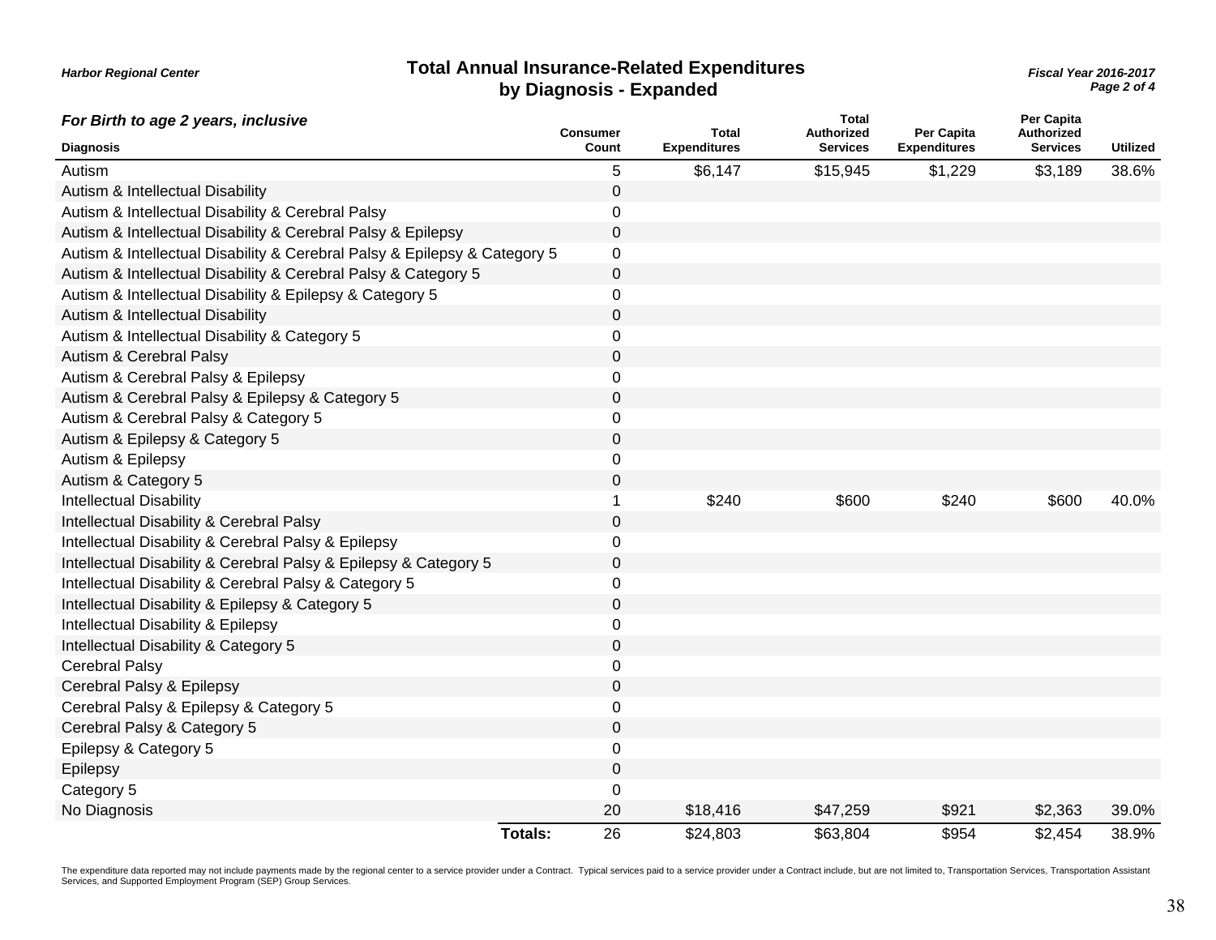*Harbor Regional Center*

# Total Annual Insurance-Related Expenditures by Diagnosis - Expanded

*Fiscal Year 2016-2017*

### *For Birth to age 2 years, inclusive*

| Diagnosis | Consumer Count | Total Expenditures | Total Authorized Services | Per Capita Expenditures | Per Capita Authorized Services | Utilized |
|---|---|---|---|---|---|---|
| Autism | 5 | $6,147 | $15,945 | $1,229 | $3,189 | 38.6% |
| Autism & Intellectual Disability | 0 | | | | | |
| Autism & Intellectual Disability & Cerebral Palsy | 0 | | | | | |
| Autism & Intellectual Disability & Cerebral Palsy & Epilepsy | 0 | | | | | |
| Autism & Intellectual Disability & Cerebral Palsy & Epilepsy & Category 5 | 0 | | | | | |
| Autism & Intellectual Disability & Cerebral Palsy & Category 5 | 0 | | | | | |
| Autism & Intellectual Disability & Epilepsy & Category 5 | 0 | | | | | |
| Autism & Intellectual Disability | 0 | | | | | |
| Autism & Intellectual Disability & Category 5 | 0 | | | | | |
| Autism & Cerebral Palsy | 0 | | | | | |
| Autism & Cerebral Palsy & Epilepsy | 0 | | | | | |
| Autism & Cerebral Palsy & Epilepsy & Category 5 | 0 | | | | | |
| Autism & Cerebral Palsy & Category 5 | 0 | | | | | |
| Autism & Epilepsy & Category 5 | 0 | | | | | |
| Autism & Epilepsy | 0 | | | | | |
| Autism & Category 5 | 0 | | | | | |
| Intellectual Disability | 1 | $240 | $600 | $240 | $600 | 40.0% |
| Intellectual Disability & Cerebral Palsy | 0 | | | | | |
| Intellectual Disability & Cerebral Palsy & Epilepsy | 0 | | | | | |
| Intellectual Disability & Cerebral Palsy & Epilepsy & Category 5 | 0 | | | | | |
| Intellectual Disability & Cerebral Palsy & Category 5 | 0 | | | | | |
| Intellectual Disability & Epilepsy & Category 5 | 0 | | | | | |
| Intellectual Disability & Epilepsy | 0 | | | | | |
| Intellectual Disability & Category 5 | 0 | | | | | |
| Cerebral Palsy | 0 | | | | | |
| Cerebral Palsy & Epilepsy | 0 | | | | | |
| Cerebral Palsy & Epilepsy & Category 5 | 0 | | | | | |
| Cerebral Palsy & Category 5 | 0 | | | | | |
| Epilepsy & Category 5 | 0 | | | | | |
| Epilepsy | 0 | | | | | |
| Category 5 | 0 | | | | | |
| No Diagnosis | 20 | $18,416 | $47,259 | $921 | $2,363 | 39.0% |
| **Totals:** | 26 | $24,803 | $63,804 | $954 | $2,454 | 38.9% |

The expenditure data reported may not include payments made by the regional center to a service provider under a Contract. Typical services paid to a service provider under a Contract include, but are not limited to, Transportation Services, Transportation Assistant Services, and Supported Employment Program (SEP) Group Services.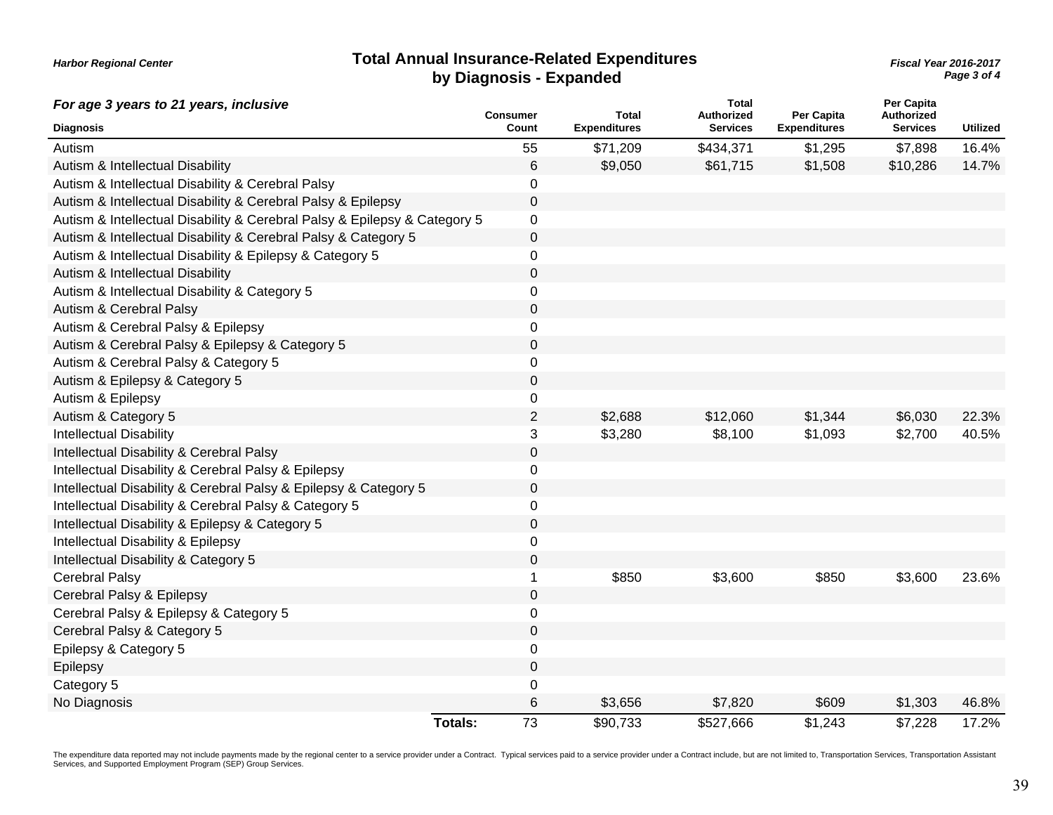Harbor Regional Center

# Total Annual Insurance-Related Expenditures by Diagnosis - Expanded

Fiscal Year 2016-2017

### For age 3 years to 21 years, inclusive

| Diagnosis | Consumer Count | Total Expenditures | Total Authorized Services | Per Capita Expenditures | Per Capita Authorized Services | Utilized |
|---|---|---|---|---|---|---|
| Autism | 55 | $71,209 | $434,371 | $1,295 | $7,898 | 16.4% |
| Autism & Intellectual Disability | 6 | $9,050 | $61,715 | $1,508 | $10,286 | 14.7% |
| Autism & Intellectual Disability & Cerebral Palsy | 0 | | | | | |
| Autism & Intellectual Disability & Cerebral Palsy & Epilepsy | 0 | | | | | |
| Autism & Intellectual Disability & Cerebral Palsy & Epilepsy & Category 5 | 0 | | | | | |
| Autism & Intellectual Disability & Cerebral Palsy & Category 5 | 0 | | | | | |
| Autism & Intellectual Disability & Epilepsy & Category 5 | 0 | | | | | |
| Autism & Intellectual Disability | 0 | | | | | |
| Autism & Intellectual Disability & Category 5 | 0 | | | | | |
| Autism & Cerebral Palsy | 0 | | | | | |
| Autism & Cerebral Palsy & Epilepsy | 0 | | | | | |
| Autism & Cerebral Palsy & Epilepsy & Category 5 | 0 | | | | | |
| Autism & Cerebral Palsy & Category 5 | 0 | | | | | |
| Autism & Epilepsy & Category 5 | 0 | | | | | |
| Autism & Epilepsy | 0 | | | | | |
| Autism & Category 5 | 2 | $2,688 | $12,060 | $1,344 | $6,030 | 22.3% |
| Intellectual Disability | 3 | $3,280 | $8,100 | $1,093 | $2,700 | 40.5% |
| Intellectual Disability & Cerebral Palsy | 0 | | | | | |
| Intellectual Disability & Cerebral Palsy & Epilepsy | 0 | | | | | |
| Intellectual Disability & Cerebral Palsy & Epilepsy & Category 5 | 0 | | | | | |
| Intellectual Disability & Cerebral Palsy & Category 5 | 0 | | | | | |
| Intellectual Disability & Epilepsy & Category 5 | 0 | | | | | |
| Intellectual Disability & Epilepsy | 0 | | | | | |
| Intellectual Disability & Category 5 | 0 | | | | | |
| Cerebral Palsy | 1 | $850 | $3,600 | $850 | $3,600 | 23.6% |
| Cerebral Palsy & Epilepsy | 0 | | | | | |
| Cerebral Palsy & Epilepsy & Category 5 | 0 | | | | | |
| Cerebral Palsy & Category 5 | 0 | | | | | |
| Epilepsy & Category 5 | 0 | | | | | |
| Epilepsy | 0 | | | | | |
| Category 5 | 0 | | | | | |
| No Diagnosis | 6 | $3,656 | $7,820 | $609 | $1,303 | 46.8% |
| **Totals:** | 73 | $90,733 | $527,666 | $1,243 | $7,228 | 17.2% |

The expenditure data reported may not include payments made by the regional center to a service provider under a Contract. Typical services paid to a service provider under a Contract include, but are not limited to, Transportation Services, Transportation Assistant Services, and Supported Employment Program (SEP) Group Services.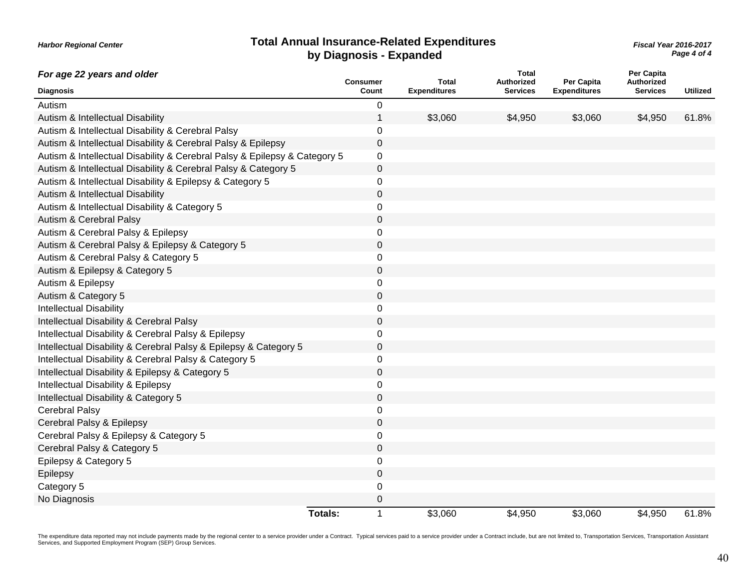**Harbor Regional Center**

# Total Annual Insurance-Related Expenditures by Diagnosis - Expanded

**Fiscal Year 2016-2017**

## For age 22 years and older

| Diagnosis | Consumer Count | Total Expenditures | Total Authorized Services | Per Capita Expenditures | Per Capita Authorized Services | Utilized |
|---|---|---|---|---|---|---|
| Autism | 0 | | | | | |
| Autism & Intellectual Disability | 1 | $3,060 | $4,950 | $3,060 | $4,950 | 61.8% |
| Autism & Intellectual Disability & Cerebral Palsy | 0 | | | | | |
| Autism & Intellectual Disability & Cerebral Palsy & Epilepsy | 0 | | | | | |
| Autism & Intellectual Disability & Cerebral Palsy & Epilepsy & Category 5 | 0 | | | | | |
| Autism & Intellectual Disability & Cerebral Palsy & Category 5 | 0 | | | | | |
| Autism & Intellectual Disability & Epilepsy & Category 5 | 0 | | | | | |
| Autism & Intellectual Disability | 0 | | | | | |
| Autism & Intellectual Disability & Category 5 | 0 | | | | | |
| Autism & Cerebral Palsy | 0 | | | | | |
| Autism & Cerebral Palsy & Epilepsy | 0 | | | | | |
| Autism & Cerebral Palsy & Epilepsy & Category 5 | 0 | | | | | |
| Autism & Cerebral Palsy & Category 5 | 0 | | | | | |
| Autism & Epilepsy & Category 5 | 0 | | | | | |
| Autism & Epilepsy | 0 | | | | | |
| Autism & Category 5 | 0 | | | | | |
| Intellectual Disability | 0 | | | | | |
| Intellectual Disability & Cerebral Palsy | 0 | | | | | |
| Intellectual Disability & Cerebral Palsy & Epilepsy | 0 | | | | | |
| Intellectual Disability & Cerebral Palsy & Epilepsy & Category 5 | 0 | | | | | |
| Intellectual Disability & Cerebral Palsy & Category 5 | 0 | | | | | |
| Intellectual Disability & Epilepsy & Category 5 | 0 | | | | | |
| Intellectual Disability & Epilepsy | 0 | | | | | |
| Intellectual Disability & Category 5 | 0 | | | | | |
| Cerebral Palsy | 0 | | | | | |
| Cerebral Palsy & Epilepsy | 0 | | | | | |
| Cerebral Palsy & Epilepsy & Category 5 | 0 | | | | | |
| Cerebral Palsy & Category 5 | 0 | | | | | |
| Epilepsy & Category 5 | 0 | | | | | |
| Epilepsy | 0 | | | | | |
| Category 5 | 0 | | | | | |
| No Diagnosis | 0 | | | | | |
| **Totals:** | 1 | $3,060 | $4,950 | $3,060 | $4,950 | 61.8% |

The expenditure data reported may not include payments made by the regional center to a service provider under a Contract. Typical services paid to a service provider under a Contract include, but are not limited to, Transportation Services, Transportation Assistant Services, and Supported Employment Program (SEP) Group Services.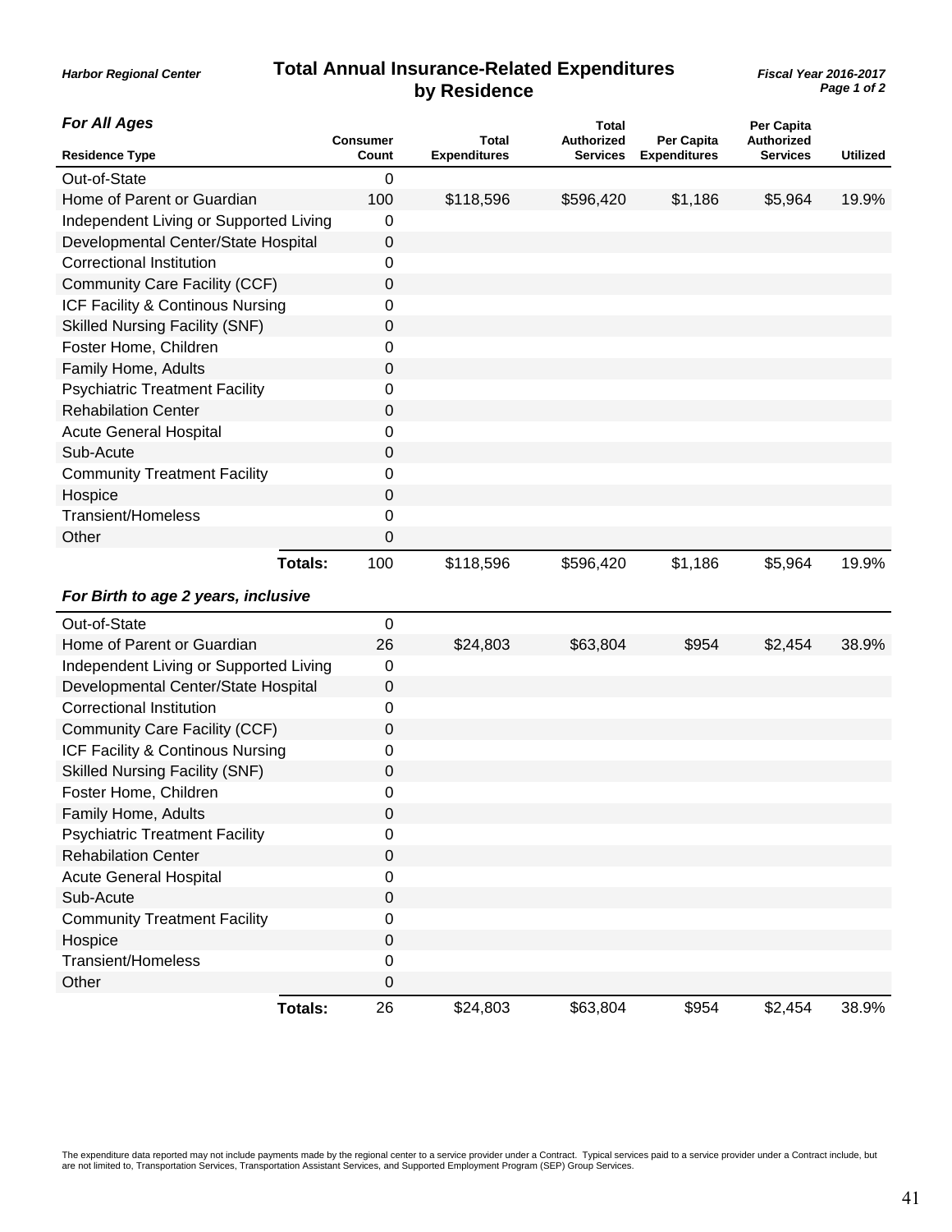Harbor Regional Center

# Total Annual Insurance-Related Expenditures by Residence

*Fiscal Year 2016-2017*

### *For All Ages*

| Residence Type | Consumer Count | Total Expenditures | Total Authorized Services | Per Capita Expenditures | Per Capita Authorized Services | Utilized |
|---|---|---|---|---|---|---|
| Out-of-State | 0 | | | | | |
| Home of Parent or Guardian | 100 | $118,596 | $596,420 | $1,186 | $5,964 | 19.9% |
| Independent Living or Supported Living | 0 | | | | | |
| Developmental Center/State Hospital | 0 | | | | | |
| Correctional Institution | 0 | | | | | |
| Community Care Facility (CCF) | 0 | | | | | |
| ICF Facility & Continous Nursing | 0 | | | | | |
| Skilled Nursing Facility (SNF) | 0 | | | | | |
| Foster Home, Children | 0 | | | | | |
| Family Home, Adults | 0 | | | | | |
| Psychiatric Treatment Facility | 0 | | | | | |
| Rehabilitation Center | 0 | | | | | |
| Acute General Hospital | 0 | | | | | |
| Sub-Acute | 0 | | | | | |
| Community Treatment Facility | 0 | | | | | |
| Hospice | 0 | | | | | |
| Transient/Homeless | 0 | | | | | |
| Other | 0 | | | | | |
| **Totals:** | 100 | $118,596 | $596,420 | $1,186 | $5,964 | 19.9% |

### *For Birth to age 2 years, inclusive*

| Residence Type | Consumer Count | Total Expenditures | Total Authorized Services | Per Capita Expenditures | Per Capita Authorized Services | Utilized |
|---|---|---|---|---|---|---|
| Out-of-State | 0 | | | | | |
| Home of Parent or Guardian | 26 | $24,803 | $63,804 | $954 | $2,454 | 38.9% |
| Independent Living or Supported Living | 0 | | | | | |
| Developmental Center/State Hospital | 0 | | | | | |
| Correctional Institution | 0 | | | | | |
| Community Care Facility (CCF) | 0 | | | | | |
| ICF Facility & Continous Nursing | 0 | | | | | |
| Skilled Nursing Facility (SNF) | 0 | | | | | |
| Foster Home, Children | 0 | | | | | |
| Family Home, Adults | 0 | | | | | |
| Psychiatric Treatment Facility | 0 | | | | | |
| Rehabilitation Center | 0 | | | | | |
| Acute General Hospital | 0 | | | | | |
| Sub-Acute | 0 | | | | | |
| Community Treatment Facility | 0 | | | | | |
| Hospice | 0 | | | | | |
| Transient/Homeless | 0 | | | | | |
| Other | 0 | | | | | |
| **Totals:** | 26 | $24,803 | $63,804 | $954 | $2,454 | 38.9% |

The expenditure data reported may not include payments made by the regional center to a service provider under a Contract. Typical services paid to a service provider under a Contract include, but are not limited to, Transportation Services, Transportation Assistant Services, and Supported Employment Program (SEP) Group Services.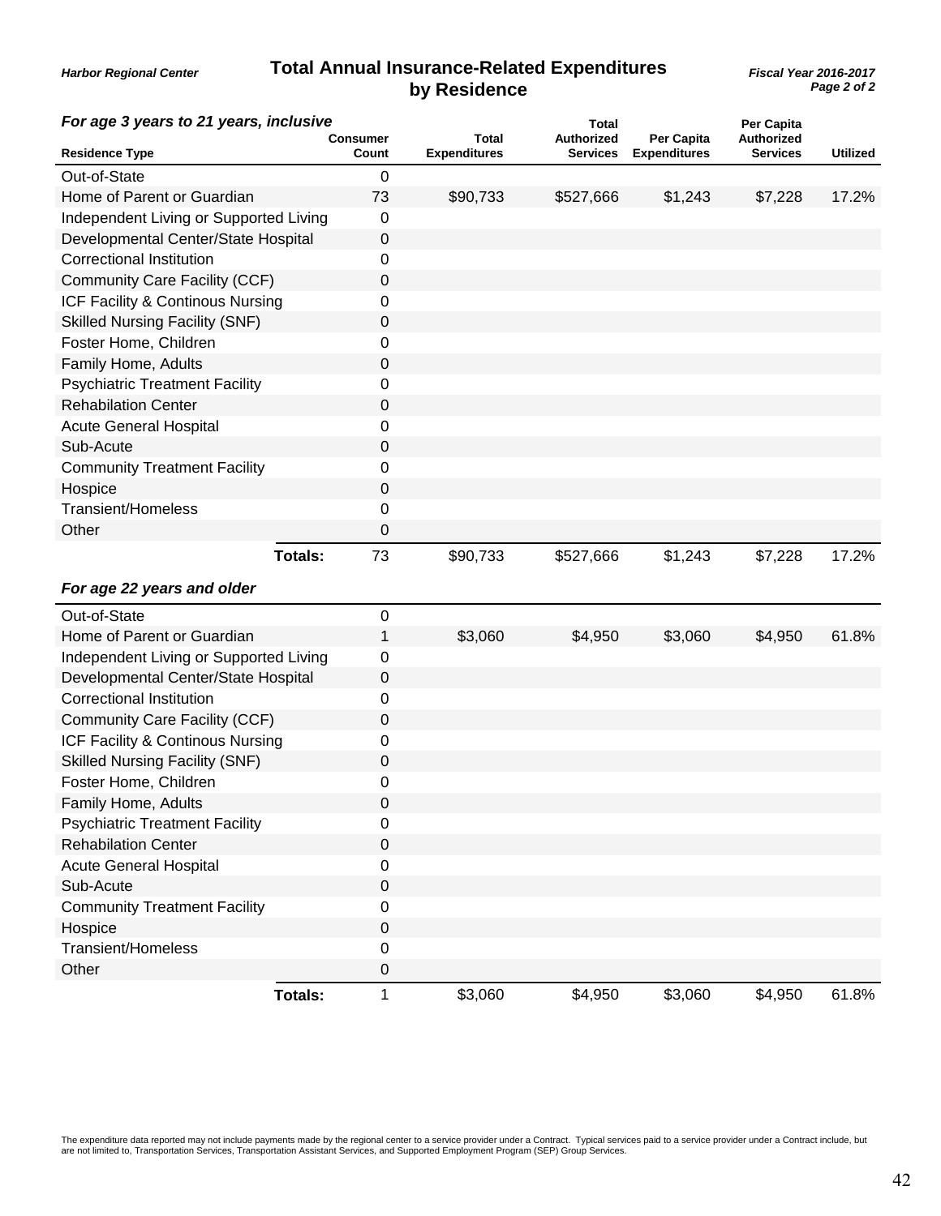**Harbor Regional Center**

# Total Annual Insurance-Related Expenditures by Residence

**Fiscal Year 2016-2017**

### *For age 3 years to 21 years, inclusive*

| Residence Type | Consumer Count | Total Expenditures | Total Authorized Services | Per Capita Expenditures | Per Capita Authorized Services | Utilized |
|---|---|---|---|---|---|---|
| Out-of-State | 0 | | | | | |
| Home of Parent or Guardian | 73 | $90,733 | $527,666 | $1,243 | $7,228 | 17.2% |
| Independent Living or Supported Living | 0 | | | | | |
| Developmental Center/State Hospital | 0 | | | | | |
| Correctional Institution | 0 | | | | | |
| Community Care Facility (CCF) | 0 | | | | | |
| ICF Facility & Continous Nursing | 0 | | | | | |
| Skilled Nursing Facility (SNF) | 0 | | | | | |
| Foster Home, Children | 0 | | | | | |
| Family Home, Adults | 0 | | | | | |
| Psychiatric Treatment Facility | 0 | | | | | |
| Rehabilation Center | 0 | | | | | |
| Acute General Hospital | 0 | | | | | |
| Sub-Acute | 0 | | | | | |
| Community Treatment Facility | 0 | | | | | |
| Hospice | 0 | | | | | |
| Transient/Homeless | 0 | | | | | |
| Other | 0 | | | | | |
| **Totals:** | 73 | $90,733 | $527,666 | $1,243 | $7,228 | 17.2% |

### *For age 22 years and older*

| Residence Type | Consumer Count | Total Expenditures | Total Authorized Services | Per Capita Expenditures | Per Capita Authorized Services | Utilized |
|---|---|---|---|---|---|---|
| Out-of-State | 0 | | | | | |
| Home of Parent or Guardian | 1 | $3,060 | $4,950 | $3,060 | $4,950 | 61.8% |
| Independent Living or Supported Living | 0 | | | | | |
| Developmental Center/State Hospital | 0 | | | | | |
| Correctional Institution | 0 | | | | | |
| Community Care Facility (CCF) | 0 | | | | | |
| ICF Facility & Continous Nursing | 0 | | | | | |
| Skilled Nursing Facility (SNF) | 0 | | | | | |
| Foster Home, Children | 0 | | | | | |
| Family Home, Adults | 0 | | | | | |
| Psychiatric Treatment Facility | 0 | | | | | |
| Rehabilation Center | 0 | | | | | |
| Acute General Hospital | 0 | | | | | |
| Sub-Acute | 0 | | | | | |
| Community Treatment Facility | 0 | | | | | |
| Hospice | 0 | | | | | |
| Transient/Homeless | 0 | | | | | |
| Other | 0 | | | | | |
| **Totals:** | 1 | $3,060 | $4,950 | $3,060 | $4,950 | 61.8% |

The expenditure data reported may not include payments made by the regional center to a service provider under a Contract. Typical services paid to a service provider under a Contract include, but are not limited to, Transportation Services, Transportation Assistant Services, and Supported Employment Program (SEP) Group Services.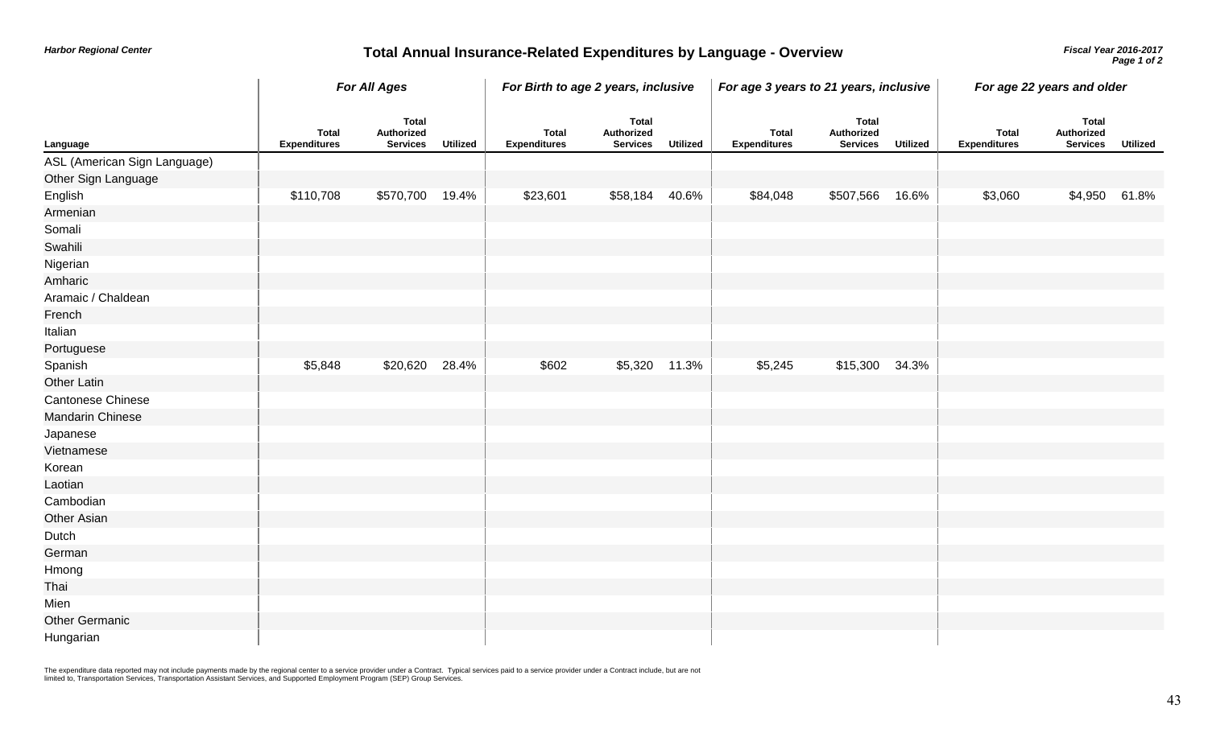Harbor Regional Center

# Total Annual Insurance-Related Expenditures by Language - Overview

Fiscal Year 2016-2017

| Language | For All Ages | | | For Birth to age 2 years, inclusive | | | For age 3 years to 21 years, inclusive | | | For age 22 years and older | | |
|---|---|---|---|---|---|---|---|---|---|---|---|---|
| | Total Expenditures | Total Authorized Services | Utilized | Total Expenditures | Total Authorized Services | Utilized | Total Expenditures | Total Authorized Services | Utilized | Total Expenditures | Total Authorized Services | Utilized |
| ASL (American Sign Language) | | | | | | | | | | | | |
| Other Sign Language | | | | | | | | | | | | |
| English | $110,708 | $570,700 | 19.4% | $23,601 | $58,184 | 40.6% | $84,048 | $507,566 | 16.6% | $3,060 | $4,950 | 61.8% |
| Armenian | | | | | | | | | | | | |
| Somali | | | | | | | | | | | | |
| Swahili | | | | | | | | | | | | |
| Nigerian | | | | | | | | | | | | |
| Amharic | | | | | | | | | | | | |
| Aramaic / Chaldean | | | | | | | | | | | | |
| French | | | | | | | | | | | | |
| Italian | | | | | | | | | | | | |
| Portuguese | | | | | | | | | | | | |
| Spanish | $5,848 | $20,620 | 28.4% | $602 | $5,320 | 11.3% | $5,245 | $15,300 | 34.3% | | | |
| Other Latin | | | | | | | | | | | | |
| Cantonese Chinese | | | | | | | | | | | | |
| Mandarin Chinese | | | | | | | | | | | | |
| Japanese | | | | | | | | | | | | |
| Vietnamese | | | | | | | | | | | | |
| Korean | | | | | | | | | | | | |
| Laotian | | | | | | | | | | | | |
| Cambodian | | | | | | | | | | | | |
| Other Asian | | | | | | | | | | | | |
| Dutch | | | | | | | | | | | | |
| German | | | | | | | | | | | | |
| Hmong | | | | | | | | | | | | |
| Thai | | | | | | | | | | | | |
| Mien | | | | | | | | | | | | |
| Other Germanic | | | | | | | | | | | | |
| Hungarian | | | | | | | | | | | | |

The expenditure data reported may not include payments made by the regional center to a service provider under a Contract. Typical services paid to a service provider under a Contract include, but are not limited to, Transportation Services, Transportation Assistant Services, and Supported Employment Program (SEP) Group Services.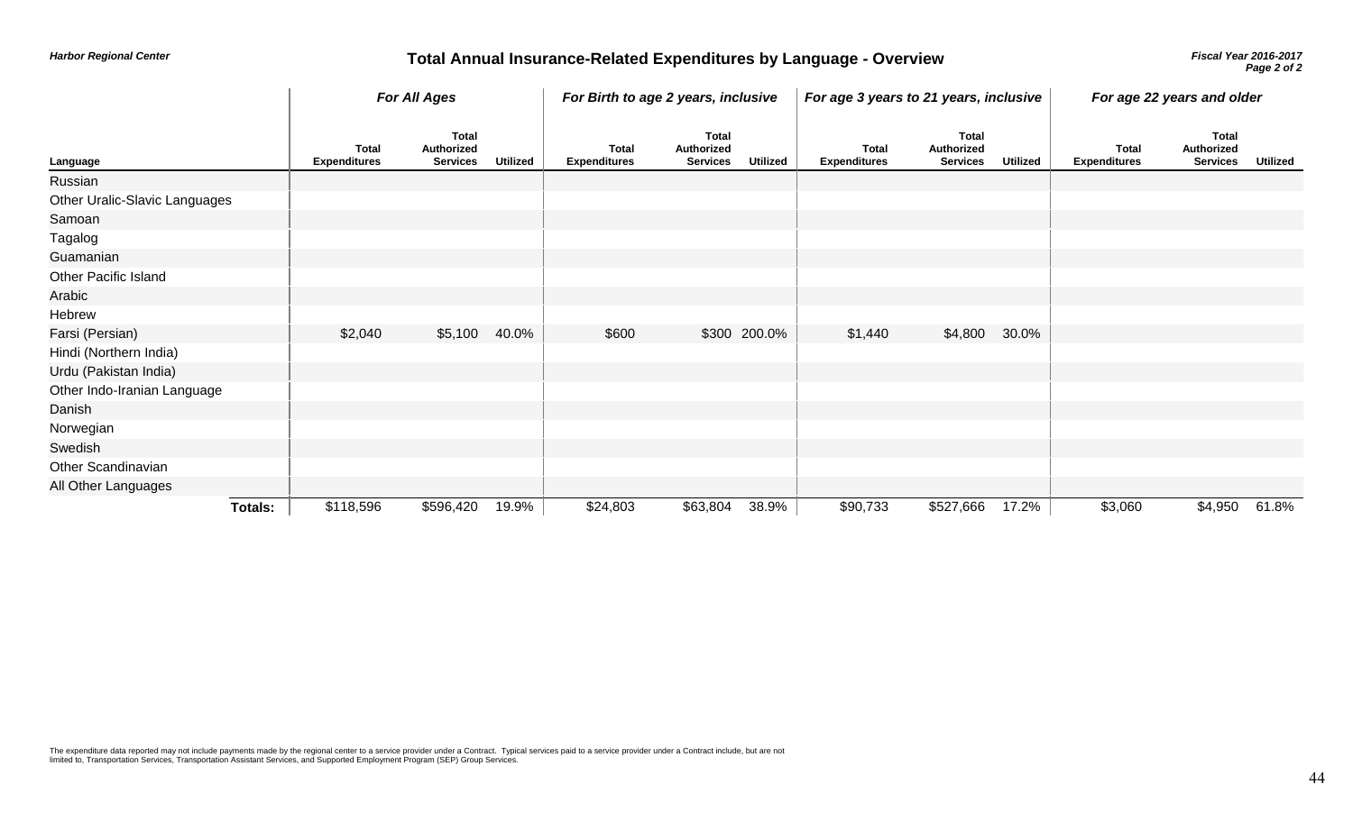Harbor Regional Center

# Total Annual Insurance-Related Expenditures by Language - Overview

Fiscal Year 2016-2017

| Language | For All Ages | | | For Birth to age 2 years, inclusive | | | For age 3 years to 21 years, inclusive | | | For age 22 years and older | | |
|---|---|---|---|---|---|---|---|---|---|---|---|---|
| | Total Expenditures | Total Authorized Services | Utilized | Total Expenditures | Total Authorized Services | Utilized | Total Expenditures | Total Authorized Services | Utilized | Total Expenditures | Total Authorized Services | Utilized |
| Russian | | | | | | | | | | | | |
| Other Uralic-Slavic Languages | | | | | | | | | | | | |
| Samoan | | | | | | | | | | | | |
| Tagalog | | | | | | | | | | | | |
| Guamanian | | | | | | | | | | | | |
| Other Pacific Island | | | | | | | | | | | | |
| Arabic | | | | | | | | | | | | |
| Hebrew | | | | | | | | | | | | |
| Farsi (Persian) | $2,040 | $5,100 | 40.0% | $600 | $300 | 200.0% | $1,440 | $4,800 | 30.0% | | | |
| Hindi (Northern India) | | | | | | | | | | | | |
| Urdu (Pakistan India) | | | | | | | | | | | | |
| Other Indo-Iranian Language | | | | | | | | | | | | |
| Danish | | | | | | | | | | | | |
| Norwegian | | | | | | | | | | | | |
| Swedish | | | | | | | | | | | | |
| Other Scandinavian | | | | | | | | | | | | |
| All Other Languages | | | | | | | | | | | | |
| **Totals:** | $118,596 | $596,420 | 19.9% | $24,803 | $63,804 | 38.9% | $90,733 | $527,666 | 17.2% | $3,060 | $4,950 | 61.8% |

The expenditure data reported may not include payments made by the regional center to a service provider under a Contract. Typical services paid to a service provider under a Contract include, but are not limited to, Transportation Services, Transportation Assistant Services, and Supported Employment Program (SEP) Group Services.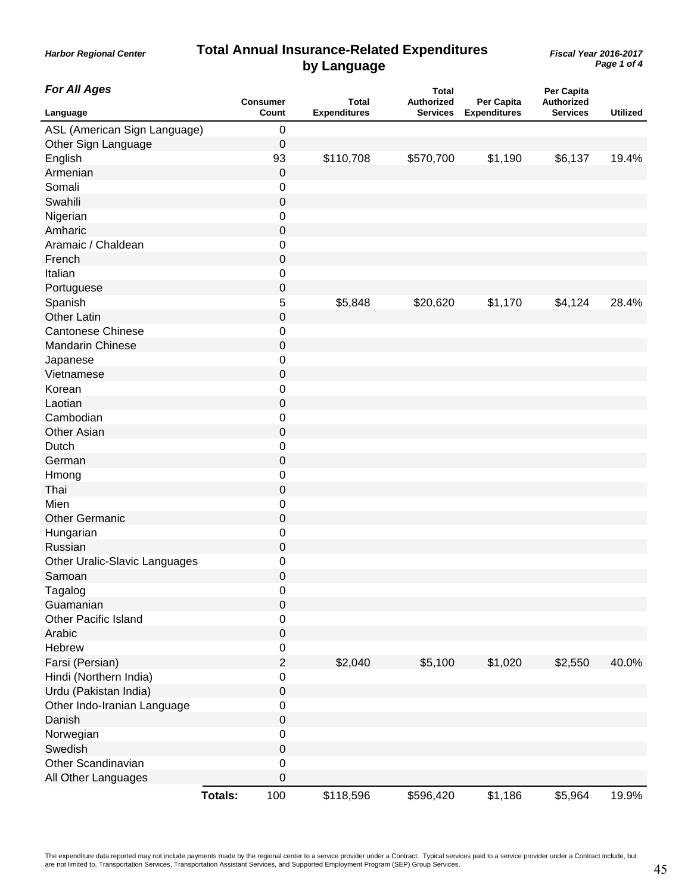Harbor Regional Center

# Total Annual Insurance-Related Expenditures by Language

*Fiscal Year 2016-2017*

***For All Ages***

| Language | Consumer Count | Total Expenditures | Total Authorized Services | Per Capita Expenditures | Per Capita Authorized Services | Utilized |
|---|---|---|---|---|---|---|
| ASL (American Sign Language) | 0 | | | | | |
| Other Sign Language | 0 | | | | | |
| English | 93 | $110,708 | $570,700 | $1,190 | $6,137 | 19.4% |
| Armenian | 0 | | | | | |
| Somali | 0 | | | | | |
| Swahili | 0 | | | | | |
| Nigerian | 0 | | | | | |
| Amharic | 0 | | | | | |
| Aramaic / Chaldean | 0 | | | | | |
| French | 0 | | | | | |
| Italian | 0 | | | | | |
| Portuguese | 0 | | | | | |
| Spanish | 5 | $5,848 | $20,620 | $1,170 | $4,124 | 28.4% |
| Other Latin | 0 | | | | | |
| Cantonese Chinese | 0 | | | | | |
| Mandarin Chinese | 0 | | | | | |
| Japanese | 0 | | | | | |
| Vietnamese | 0 | | | | | |
| Korean | 0 | | | | | |
| Laotian | 0 | | | | | |
| Cambodian | 0 | | | | | |
| Other Asian | 0 | | | | | |
| Dutch | 0 | | | | | |
| German | 0 | | | | | |
| Hmong | 0 | | | | | |
| Thai | 0 | | | | | |
| Mien | 0 | | | | | |
| Other Germanic | 0 | | | | | |
| Hungarian | 0 | | | | | |
| Russian | 0 | | | | | |
| Other Uralic-Slavic Languages | 0 | | | | | |
| Samoan | 0 | | | | | |
| Tagalog | 0 | | | | | |
| Guamanian | 0 | | | | | |
| Other Pacific Island | 0 | | | | | |
| Arabic | 0 | | | | | |
| Hebrew | 0 | | | | | |
| Farsi (Persian) | 2 | $2,040 | $5,100 | $1,020 | $2,550 | 40.0% |
| Hindi (Northern India) | 0 | | | | | |
| Urdu (Pakistan India) | 0 | | | | | |
| Other Indo-Iranian Language | 0 | | | | | |
| Danish | 0 | | | | | |
| Norwegian | 0 | | | | | |
| Swedish | 0 | | | | | |
| Other Scandinavian | 0 | | | | | |
| All Other Languages | 0 | | | | | |
| **Totals:** | 100 | $118,596 | $596,420 | $1,186 | $5,964 | 19.9% |

The expenditure data reported may not include payments made by the regional center to a service provider under a Contract. Typical services paid to a service provider under a Contract include, but are not limited to, Transportation Services, Transportation Assistant Services, and Supported Employment Program (SEP) Group Services.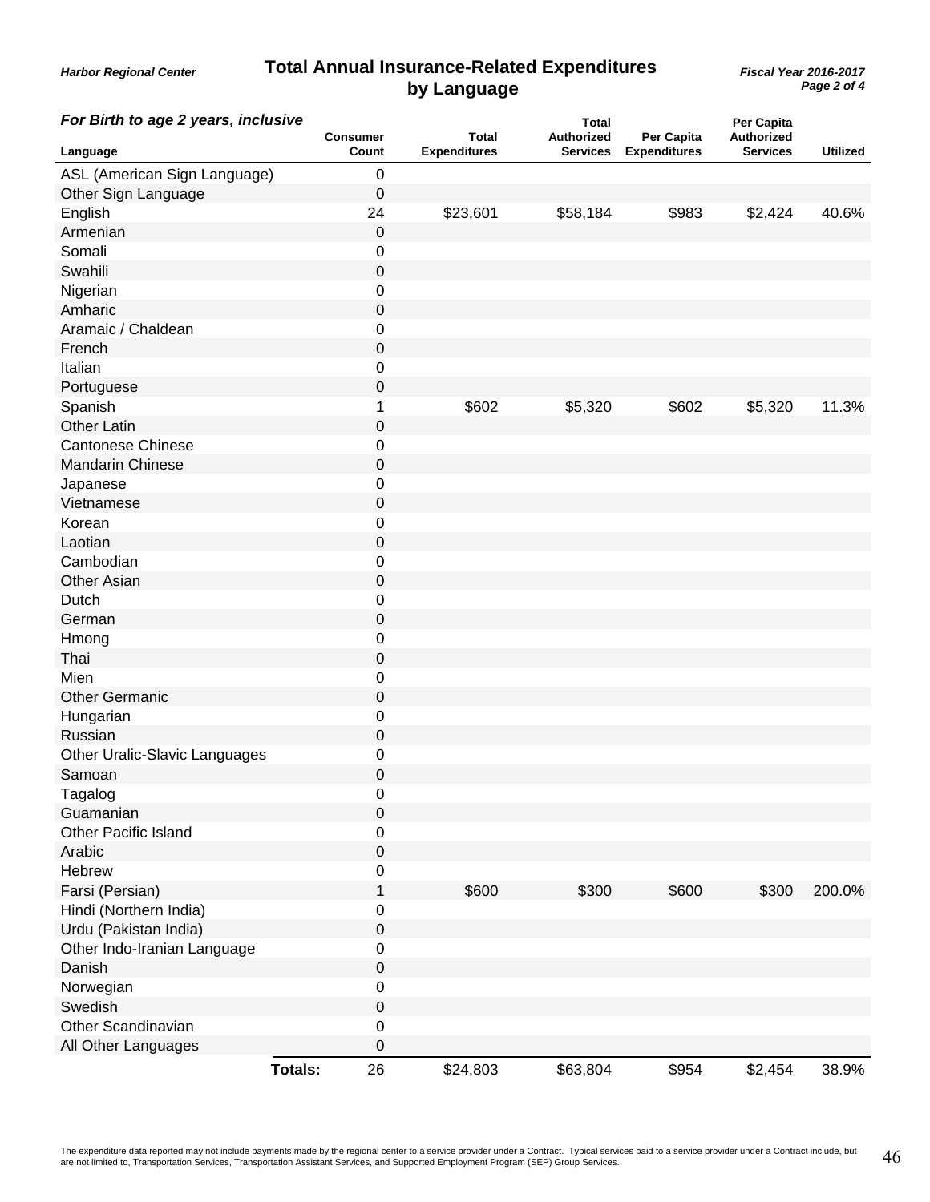Harbor Regional Center

# Total Annual Insurance-Related Expenditures by Language

Fiscal Year 2016-2017

***For Birth to age 2 years, inclusive***

| Language | Consumer Count | Total Expenditures | Total Authorized Services | Per Capita Expenditures | Per Capita Authorized Services | Utilized |
|---|---|---|---|---|---|---|
| ASL (American Sign Language) | 0 | | | | | |
| Other Sign Language | 0 | | | | | |
| English | 24 | $23,601 | $58,184 | $983 | $2,424 | 40.6% |
| Armenian | 0 | | | | | |
| Somali | 0 | | | | | |
| Swahili | 0 | | | | | |
| Nigerian | 0 | | | | | |
| Amharic | 0 | | | | | |
| Aramaic / Chaldean | 0 | | | | | |
| French | 0 | | | | | |
| Italian | 0 | | | | | |
| Portuguese | 0 | | | | | |
| Spanish | 1 | $602 | $5,320 | $602 | $5,320 | 11.3% |
| Other Latin | 0 | | | | | |
| Cantonese Chinese | 0 | | | | | |
| Mandarin Chinese | 0 | | | | | |
| Japanese | 0 | | | | | |
| Vietnamese | 0 | | | | | |
| Korean | 0 | | | | | |
| Laotian | 0 | | | | | |
| Cambodian | 0 | | | | | |
| Other Asian | 0 | | | | | |
| Dutch | 0 | | | | | |
| German | 0 | | | | | |
| Hmong | 0 | | | | | |
| Thai | 0 | | | | | |
| Mien | 0 | | | | | |
| Other Germanic | 0 | | | | | |
| Hungarian | 0 | | | | | |
| Russian | 0 | | | | | |
| Other Uralic-Slavic Languages | 0 | | | | | |
| Samoan | 0 | | | | | |
| Tagalog | 0 | | | | | |
| Guamanian | 0 | | | | | |
| Other Pacific Island | 0 | | | | | |
| Arabic | 0 | | | | | |
| Hebrew | 0 | | | | | |
| Farsi (Persian) | 1 | $600 | $300 | $600 | $300 | 200.0% |
| Hindi (Northern India) | 0 | | | | | |
| Urdu (Pakistan India) | 0 | | | | | |
| Other Indo-Iranian Language | 0 | | | | | |
| Danish | 0 | | | | | |
| Norwegian | 0 | | | | | |
| Swedish | 0 | | | | | |
| Other Scandinavian | 0 | | | | | |
| All Other Languages | 0 | | | | | |
| **Totals:** | 26 | $24,803 | $63,804 | $954 | $2,454 | 38.9% |

The expenditure data reported may not include payments made by the regional center to a service provider under a Contract. Typical services paid to a service provider under a Contract include, but are not limited to, Transportation Services, Transportation Assistant Services, and Supported Employment Program (SEP) Group Services.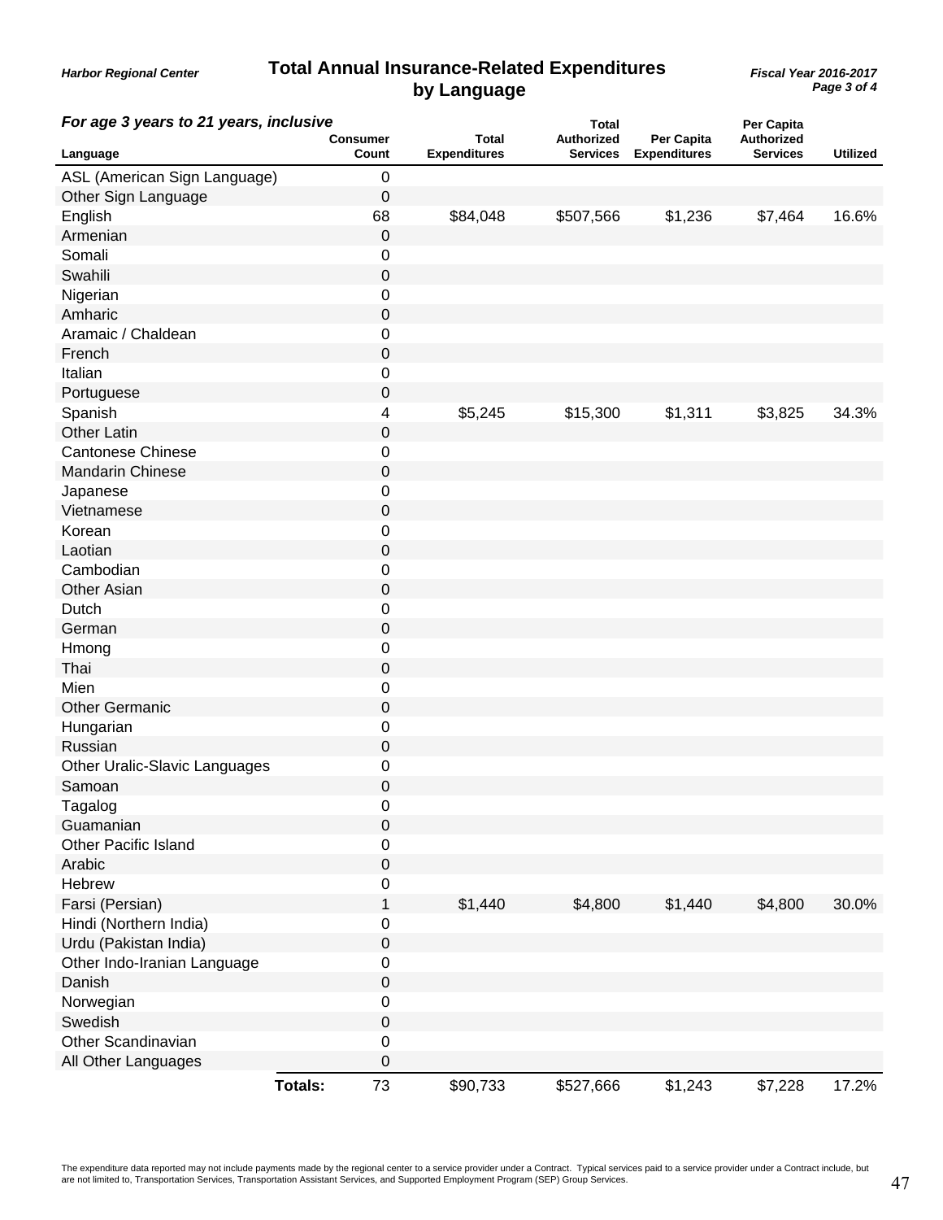**Harbor Regional Center**

# Total Annual Insurance-Related Expenditures by Language

**Fiscal Year 2016-2017**

***For age 3 years to 21 years, inclusive***

| Language | Consumer Count | Total Expenditures | Total Authorized Services | Per Capita Expenditures | Per Capita Authorized Services | Utilized |
|---|---|---|---|---|---|---|
| ASL (American Sign Language) | 0 | | | | | |
| Other Sign Language | 0 | | | | | |
| English | 68 | $84,048 | $507,566 | $1,236 | $7,464 | 16.6% |
| Armenian | 0 | | | | | |
| Somali | 0 | | | | | |
| Swahili | 0 | | | | | |
| Nigerian | 0 | | | | | |
| Amharic | 0 | | | | | |
| Aramaic / Chaldean | 0 | | | | | |
| French | 0 | | | | | |
| Italian | 0 | | | | | |
| Portuguese | 0 | | | | | |
| Spanish | 4 | $5,245 | $15,300 | $1,311 | $3,825 | 34.3% |
| Other Latin | 0 | | | | | |
| Cantonese Chinese | 0 | | | | | |
| Mandarin Chinese | 0 | | | | | |
| Japanese | 0 | | | | | |
| Vietnamese | 0 | | | | | |
| Korean | 0 | | | | | |
| Laotian | 0 | | | | | |
| Cambodian | 0 | | | | | |
| Other Asian | 0 | | | | | |
| Dutch | 0 | | | | | |
| German | 0 | | | | | |
| Hmong | 0 | | | | | |
| Thai | 0 | | | | | |
| Mien | 0 | | | | | |
| Other Germanic | 0 | | | | | |
| Hungarian | 0 | | | | | |
| Russian | 0 | | | | | |
| Other Uralic-Slavic Languages | 0 | | | | | |
| Samoan | 0 | | | | | |
| Tagalog | 0 | | | | | |
| Guamanian | 0 | | | | | |
| Other Pacific Island | 0 | | | | | |
| Arabic | 0 | | | | | |
| Hebrew | 0 | | | | | |
| Farsi (Persian) | 1 | $1,440 | $4,800 | $1,440 | $4,800 | 30.0% |
| Hindi (Northern India) | 0 | | | | | |
| Urdu (Pakistan India) | 0 | | | | | |
| Other Indo-Iranian Language | 0 | | | | | |
| Danish | 0 | | | | | |
| Norwegian | 0 | | | | | |
| Swedish | 0 | | | | | |
| Other Scandinavian | 0 | | | | | |
| All Other Languages | 0 | | | | | |
| **Totals:** | 73 | $90,733 | $527,666 | $1,243 | $7,228 | 17.2% |

The expenditure data reported may not include payments made by the regional center to a service provider under a Contract. Typical services paid to a service provider under a Contract include, but are not limited to, Transportation Services, Transportation Assistant Services, and Supported Employment Program (SEP) Group Services.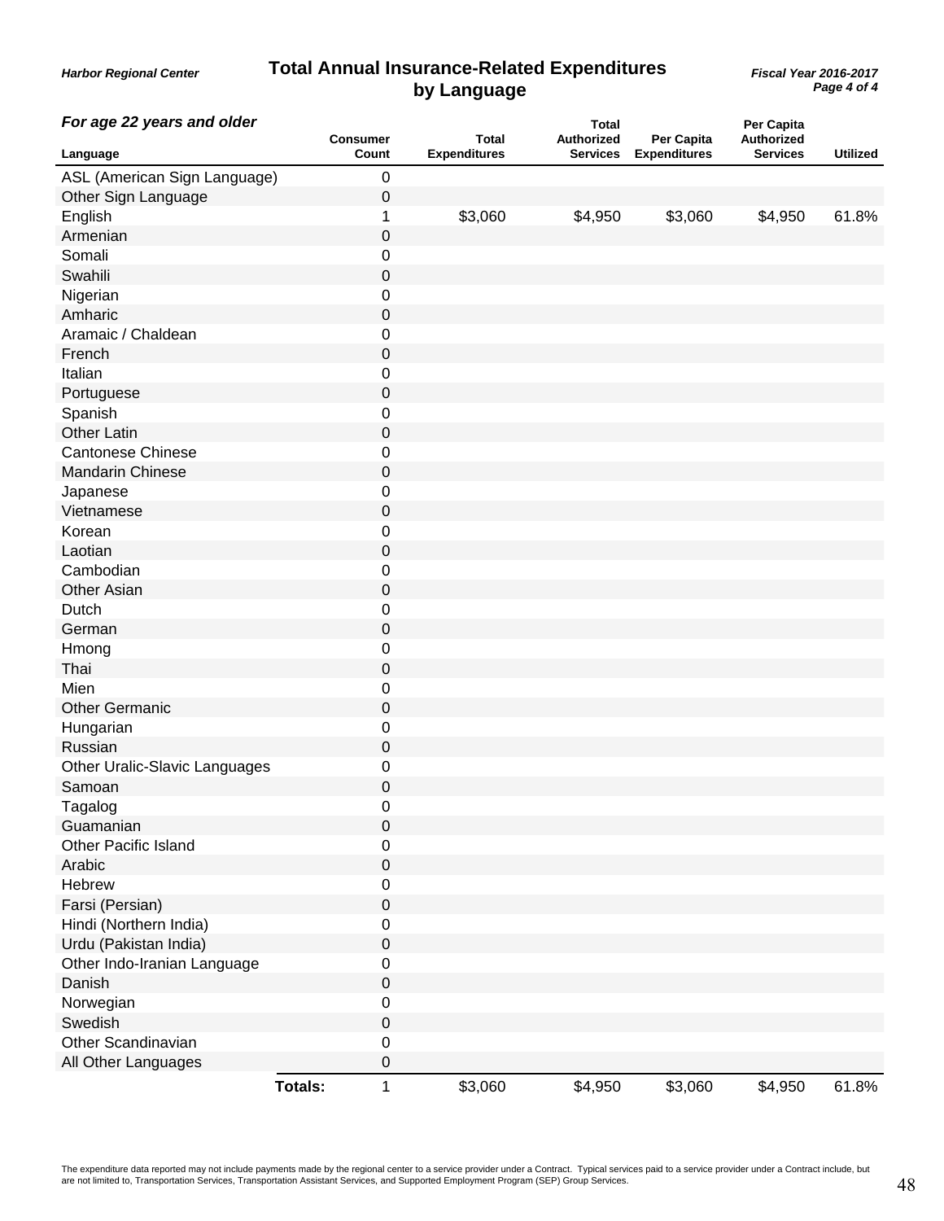Harbor Regional Center

# Total Annual Insurance-Related Expenditures by Language

*Fiscal Year 2016-2017*

### *For age 22 years and older*

| Language | Consumer Count | Total Expenditures | Total Authorized Services | Per Capita Expenditures | Per Capita Authorized Services | Utilized |
|---|---|---|---|---|---|---|
| ASL (American Sign Language) | 0 | | | | | |
| Other Sign Language | 0 | | | | | |
| English | 1 | $3,060 | $4,950 | $3,060 | $4,950 | 61.8% |
| Armenian | 0 | | | | | |
| Somali | 0 | | | | | |
| Swahili | 0 | | | | | |
| Nigerian | 0 | | | | | |
| Amharic | 0 | | | | | |
| Aramaic / Chaldean | 0 | | | | | |
| French | 0 | | | | | |
| Italian | 0 | | | | | |
| Portuguese | 0 | | | | | |
| Spanish | 0 | | | | | |
| Other Latin | 0 | | | | | |
| Cantonese Chinese | 0 | | | | | |
| Mandarin Chinese | 0 | | | | | |
| Japanese | 0 | | | | | |
| Vietnamese | 0 | | | | | |
| Korean | 0 | | | | | |
| Laotian | 0 | | | | | |
| Cambodian | 0 | | | | | |
| Other Asian | 0 | | | | | |
| Dutch | 0 | | | | | |
| German | 0 | | | | | |
| Hmong | 0 | | | | | |
| Thai | 0 | | | | | |
| Mien | 0 | | | | | |
| Other Germanic | 0 | | | | | |
| Hungarian | 0 | | | | | |
| Russian | 0 | | | | | |
| Other Uralic-Slavic Languages | 0 | | | | | |
| Samoan | 0 | | | | | |
| Tagalog | 0 | | | | | |
| Guamanian | 0 | | | | | |
| Other Pacific Island | 0 | | | | | |
| Arabic | 0 | | | | | |
| Hebrew | 0 | | | | | |
| Farsi (Persian) | 0 | | | | | |
| Hindi (Northern India) | 0 | | | | | |
| Urdu (Pakistan India) | 0 | | | | | |
| Other Indo-Iranian Language | 0 | | | | | |
| Danish | 0 | | | | | |
| Norwegian | 0 | | | | | |
| Swedish | 0 | | | | | |
| Other Scandinavian | 0 | | | | | |
| All Other Languages | 0 | | | | | |
| **Totals:** | 1 | $3,060 | $4,950 | $3,060 | $4,950 | 61.8% |

The expenditure data reported may not include payments made by the regional center to a service provider under a Contract. Typical services paid to a service provider under a Contract include, but are not limited to, Transportation Services, Transportation Assistant Services, and Supported Employment Program (SEP) Group Services.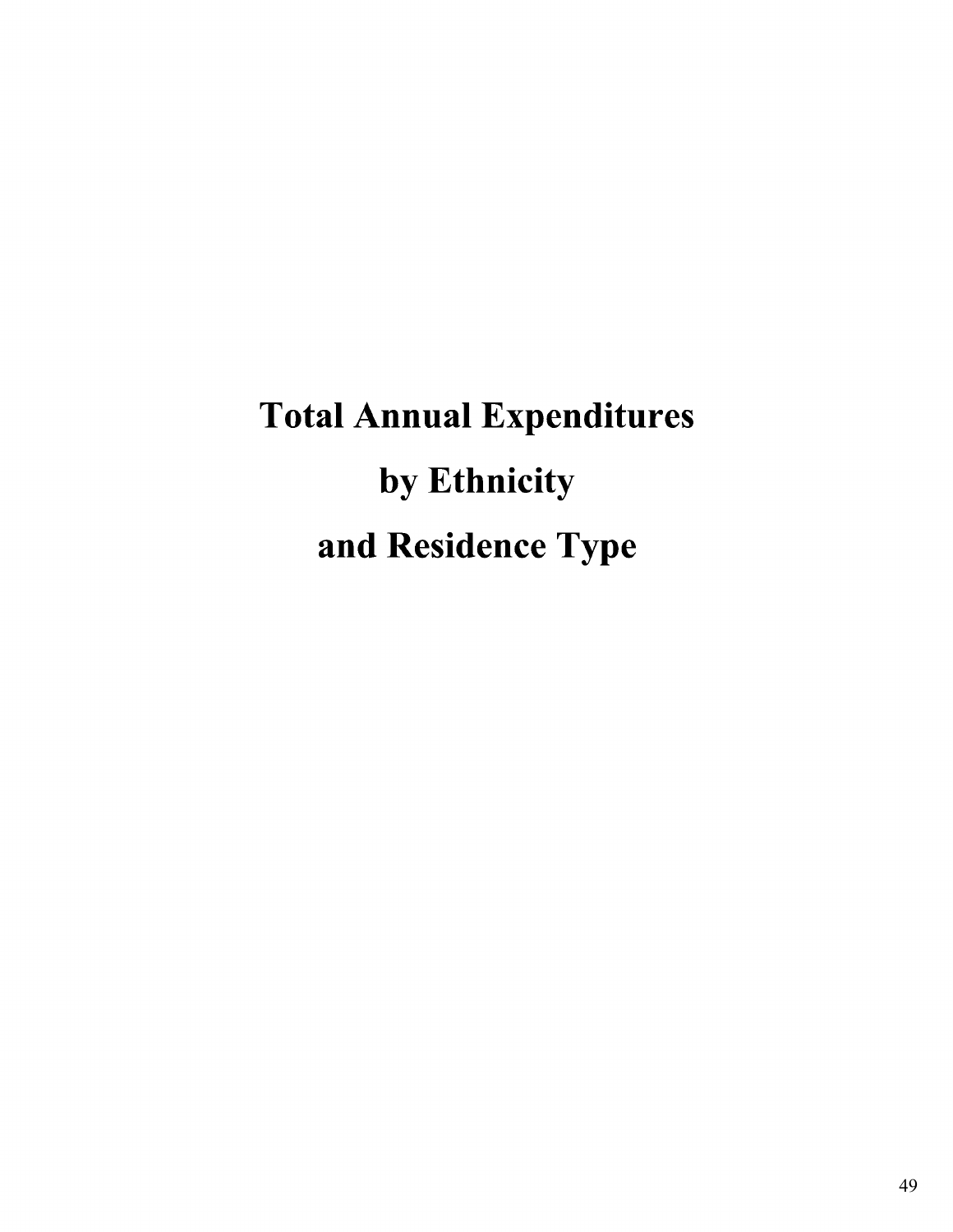# Total Annual Expenditures by Ethnicity and Residence Type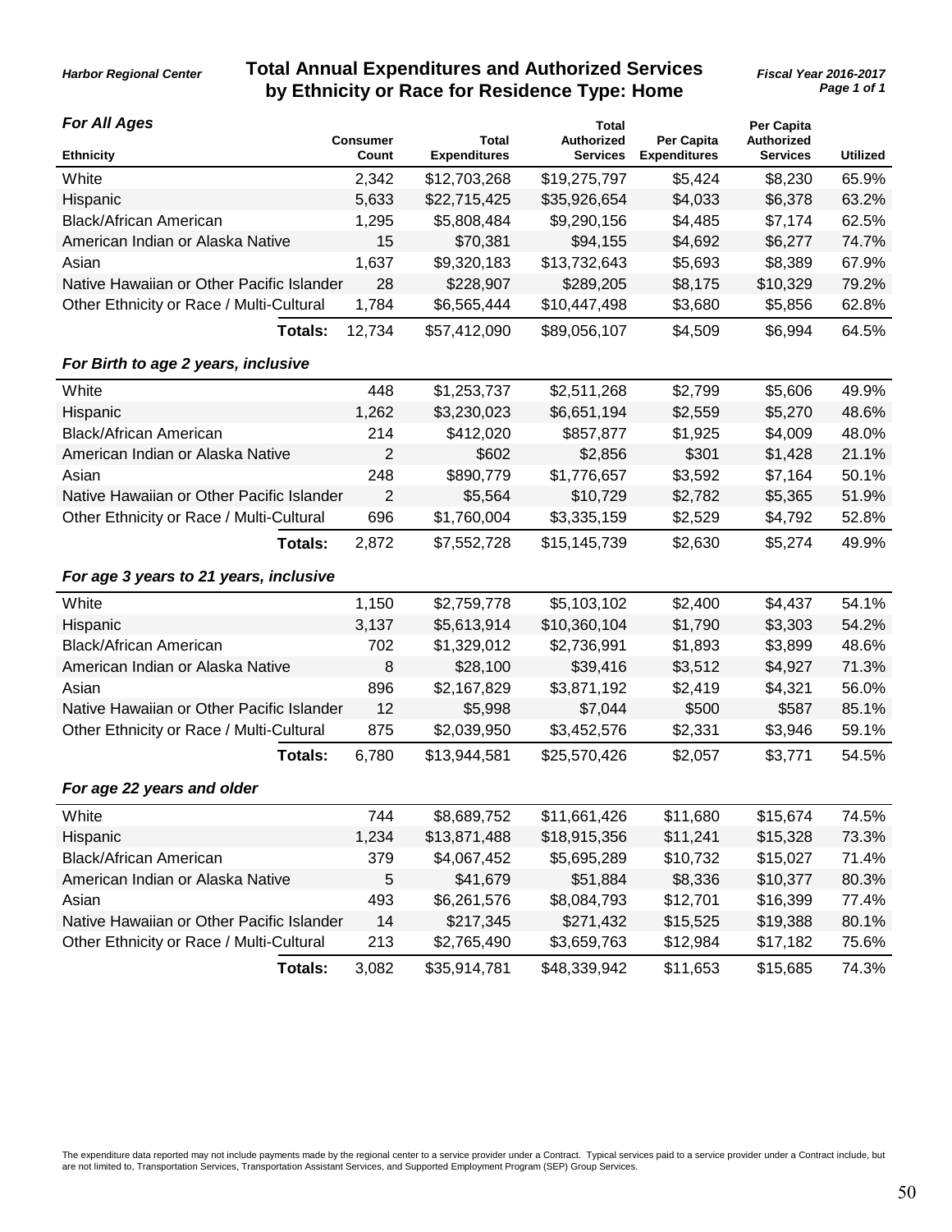Harbor Regional Center

# Total Annual Expenditures and Authorized Services by Ethnicity or Race for Residence Type: Home

Fiscal Year 2016-2017

### *For All Ages*

| Ethnicity | Consumer Count | Total Expenditures | Total Authorized Services | Per Capita Expenditures | Per Capita Authorized Services | Utilized |
|---|---|---|---|---|---|---|
| White | 2,342 | $12,703,268 | $19,275,797 | $5,424 | $8,230 | 65.9% |
| Hispanic | 5,633 | $22,715,425 | $35,926,654 | $4,033 | $6,378 | 63.2% |
| Black/African American | 1,295 | $5,808,484 | $9,290,156 | $4,485 | $7,174 | 62.5% |
| American Indian or Alaska Native | 15 | $70,381 | $94,155 | $4,692 | $6,277 | 74.7% |
| Asian | 1,637 | $9,320,183 | $13,732,643 | $5,693 | $8,389 | 67.9% |
| Native Hawaiian or Other Pacific Islander | 28 | $228,907 | $289,205 | $8,175 | $10,329 | 79.2% |
| Other Ethnicity or Race / Multi-Cultural | 1,784 | $6,565,444 | $10,447,498 | $3,680 | $5,856 | 62.8% |
| **Totals:** | 12,734 | $57,412,090 | $89,056,107 | $4,509 | $6,994 | 64.5% |

### *For Birth to age 2 years, inclusive*

| Ethnicity | Consumer Count | Total Expenditures | Total Authorized Services | Per Capita Expenditures | Per Capita Authorized Services | Utilized |
|---|---|---|---|---|---|---|
| White | 448 | $1,253,737 | $2,511,268 | $2,799 | $5,606 | 49.9% |
| Hispanic | 1,262 | $3,230,023 | $6,651,194 | $2,559 | $5,270 | 48.6% |
| Black/African American | 214 | $412,020 | $857,877 | $1,925 | $4,009 | 48.0% |
| American Indian or Alaska Native | 2 | $602 | $2,856 | $301 | $1,428 | 21.1% |
| Asian | 248 | $890,779 | $1,776,657 | $3,592 | $7,164 | 50.1% |
| Native Hawaiian or Other Pacific Islander | 2 | $5,564 | $10,729 | $2,782 | $5,365 | 51.9% |
| Other Ethnicity or Race / Multi-Cultural | 696 | $1,760,004 | $3,335,159 | $2,529 | $4,792 | 52.8% |
| **Totals:** | 2,872 | $7,552,728 | $15,145,739 | $2,630 | $5,274 | 49.9% |

### *For age 3 years to 21 years, inclusive*

| Ethnicity | Consumer Count | Total Expenditures | Total Authorized Services | Per Capita Expenditures | Per Capita Authorized Services | Utilized |
|---|---|---|---|---|---|---|
| White | 1,150 | $2,759,778 | $5,103,102 | $2,400 | $4,437 | 54.1% |
| Hispanic | 3,137 | $5,613,914 | $10,360,104 | $1,790 | $3,303 | 54.2% |
| Black/African American | 702 | $1,329,012 | $2,736,991 | $1,893 | $3,899 | 48.6% |
| American Indian or Alaska Native | 8 | $28,100 | $39,416 | $3,512 | $4,927 | 71.3% |
| Asian | 896 | $2,167,829 | $3,871,192 | $2,419 | $4,321 | 56.0% |
| Native Hawaiian or Other Pacific Islander | 12 | $5,998 | $7,044 | $500 | $587 | 85.1% |
| Other Ethnicity or Race / Multi-Cultural | 875 | $2,039,950 | $3,452,576 | $2,331 | $3,946 | 59.1% |
| **Totals:** | 6,780 | $13,944,581 | $25,570,426 | $2,057 | $3,771 | 54.5% |

### *For age 22 years and older*

| Ethnicity | Consumer Count | Total Expenditures | Total Authorized Services | Per Capita Expenditures | Per Capita Authorized Services | Utilized |
|---|---|---|---|---|---|---|
| White | 744 | $8,689,752 | $11,661,426 | $11,680 | $15,674 | 74.5% |
| Hispanic | 1,234 | $13,871,488 | $18,915,356 | $11,241 | $15,328 | 73.3% |
| Black/African American | 379 | $4,067,452 | $5,695,289 | $10,732 | $15,027 | 71.4% |
| American Indian or Alaska Native | 5 | $41,679 | $51,884 | $8,336 | $10,377 | 80.3% |
| Asian | 493 | $6,261,576 | $8,084,793 | $12,701 | $16,399 | 77.4% |
| Native Hawaiian or Other Pacific Islander | 14 | $217,345 | $271,432 | $15,525 | $19,388 | 80.1% |
| Other Ethnicity or Race / Multi-Cultural | 213 | $2,765,490 | $3,659,763 | $12,984 | $17,182 | 75.6% |
| **Totals:** | 3,082 | $35,914,781 | $48,339,942 | $11,653 | $15,685 | 74.3% |

The expenditure data reported may not include payments made by the regional center to a service provider under a Contract. Typical services paid to a service provider under a Contract include, but are not limited to, Transportation Services, Transportation Assistant Services, and Supported Employment Program (SEP) Group Services.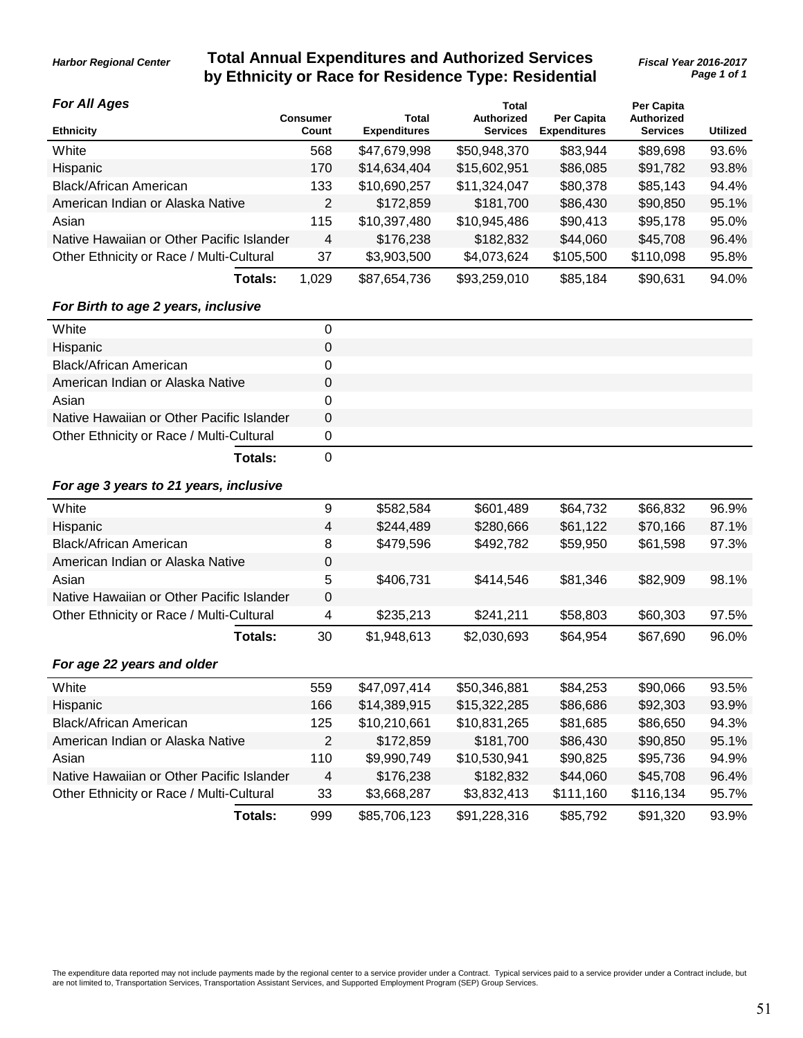Harbor Regional Center

## Total Annual Expenditures and Authorized Services by Ethnicity or Race for Residence Type: Residential

Fiscal Year 2016-2017

***For All Ages***

| Ethnicity | Consumer Count | Total Expenditures | Total Authorized Services | Per Capita Expenditures | Per Capita Authorized Services | Utilized |
|---|---|---|---|---|---|---|
| White | 568 | $47,679,998 | $50,948,370 | $83,944 | $89,698 | 93.6% |
| Hispanic | 170 | $14,634,404 | $15,602,951 | $86,085 | $91,782 | 93.8% |
| Black/African American | 133 | $10,690,257 | $11,324,047 | $80,378 | $85,143 | 94.4% |
| American Indian or Alaska Native | 2 | $172,859 | $181,700 | $86,430 | $90,850 | 95.1% |
| Asian | 115 | $10,397,480 | $10,945,486 | $90,413 | $95,178 | 95.0% |
| Native Hawaiian or Other Pacific Islander | 4 | $176,238 | $182,832 | $44,060 | $45,708 | 96.4% |
| Other Ethnicity or Race / Multi-Cultural | 37 | $3,903,500 | $4,073,624 | $105,500 | $110,098 | 95.8% |
| **Totals:** | 1,029 | $87,654,736 | $93,259,010 | $85,184 | $90,631 | 94.0% |

***For Birth to age 2 years, inclusive***

| Ethnicity | Consumer Count | Total Expenditures | Total Authorized Services | Per Capita Expenditures | Per Capita Authorized Services | Utilized |
|---|---|---|---|---|---|---|
| White | 0 | | | | | |
| Hispanic | 0 | | | | | |
| Black/African American | 0 | | | | | |
| American Indian or Alaska Native | 0 | | | | | |
| Asian | 0 | | | | | |
| Native Hawaiian or Other Pacific Islander | 0 | | | | | |
| Other Ethnicity or Race / Multi-Cultural | 0 | | | | | |
| **Totals:** | 0 | | | | | |

***For age 3 years to 21 years, inclusive***

| Ethnicity | Consumer Count | Total Expenditures | Total Authorized Services | Per Capita Expenditures | Per Capita Authorized Services | Utilized |
|---|---|---|---|---|---|---|
| White | 9 | $582,584 | $601,489 | $64,732 | $66,832 | 96.9% |
| Hispanic | 4 | $244,489 | $280,666 | $61,122 | $70,166 | 87.1% |
| Black/African American | 8 | $479,596 | $492,782 | $59,950 | $61,598 | 97.3% |
| American Indian or Alaska Native | 0 | | | | | |
| Asian | 5 | $406,731 | $414,546 | $81,346 | $82,909 | 98.1% |
| Native Hawaiian or Other Pacific Islander | 0 | | | | | |
| Other Ethnicity or Race / Multi-Cultural | 4 | $235,213 | $241,211 | $58,803 | $60,303 | 97.5% |
| **Totals:** | 30 | $1,948,613 | $2,030,693 | $64,954 | $67,690 | 96.0% |

***For age 22 years and older***

| Ethnicity | Consumer Count | Total Expenditures | Total Authorized Services | Per Capita Expenditures | Per Capita Authorized Services | Utilized |
|---|---|---|---|---|---|---|
| White | 559 | $47,097,414 | $50,346,881 | $84,253 | $90,066 | 93.5% |
| Hispanic | 166 | $14,389,915 | $15,322,285 | $86,686 | $92,303 | 93.9% |
| Black/African American | 125 | $10,210,661 | $10,831,265 | $81,685 | $86,650 | 94.3% |
| American Indian or Alaska Native | 2 | $172,859 | $181,700 | $86,430 | $90,850 | 95.1% |
| Asian | 110 | $9,990,749 | $10,530,941 | $90,825 | $95,736 | 94.9% |
| Native Hawaiian or Other Pacific Islander | 4 | $176,238 | $182,832 | $44,060 | $45,708 | 96.4% |
| Other Ethnicity or Race / Multi-Cultural | 33 | $3,668,287 | $3,832,413 | $111,160 | $116,134 | 95.7% |
| **Totals:** | 999 | $85,706,123 | $91,228,316 | $85,792 | $91,320 | 93.9% |

The expenditure data reported may not include payments made by the regional center to a service provider under a Contract. Typical services paid to a service provider under a Contract include, but are not limited to, Transportation Services, Transportation Assistant Services, and Supported Employment Program (SEP) Group Services.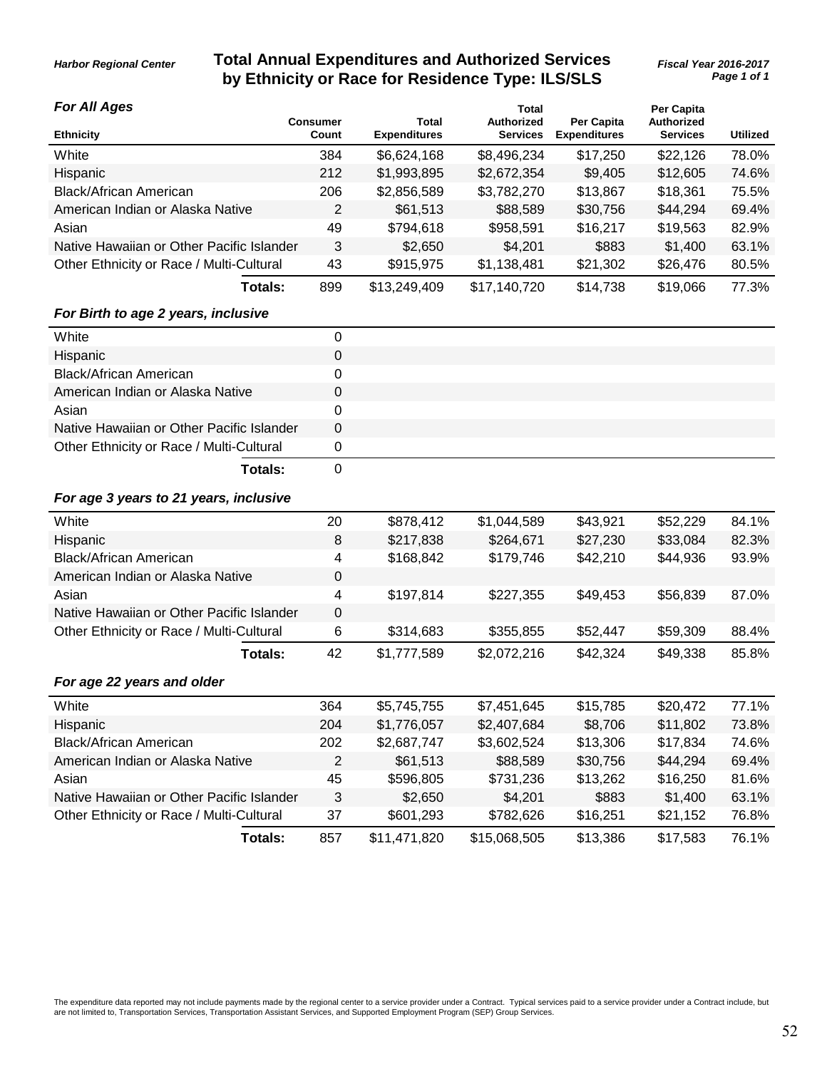Harbor Regional Center

# Total Annual Expenditures and Authorized Services by Ethnicity or Race for Residence Type: ILS/SLS

Fiscal Year 2016-2017

### For All Ages

| Ethnicity | Consumer Count | Total Expenditures | Total Authorized Services | Per Capita Expenditures | Per Capita Authorized Services | Utilized |
|---|---|---|---|---|---|---|
| White | 384 | $6,624,168 | $8,496,234 | $17,250 | $22,126 | 78.0% |
| Hispanic | 212 | $1,993,895 | $2,672,354 | $9,405 | $12,605 | 74.6% |
| Black/African American | 206 | $2,856,589 | $3,782,270 | $13,867 | $18,361 | 75.5% |
| American Indian or Alaska Native | 2 | $61,513 | $88,589 | $30,756 | $44,294 | 69.4% |
| Asian | 49 | $794,618 | $958,591 | $16,217 | $19,563 | 82.9% |
| Native Hawaiian or Other Pacific Islander | 3 | $2,650 | $4,201 | $883 | $1,400 | 63.1% |
| Other Ethnicity or Race / Multi-Cultural | 43 | $915,975 | $1,138,481 | $21,302 | $26,476 | 80.5% |
| **Totals:** | 899 | $13,249,409 | $17,140,720 | $14,738 | $19,066 | 77.3% |

### For Birth to age 2 years, inclusive

| Ethnicity | Consumer Count | Total Expenditures | Total Authorized Services | Per Capita Expenditures | Per Capita Authorized Services | Utilized |
|---|---|---|---|---|---|---|
| White | 0 | | | | | |
| Hispanic | 0 | | | | | |
| Black/African American | 0 | | | | | |
| American Indian or Alaska Native | 0 | | | | | |
| Asian | 0 | | | | | |
| Native Hawaiian or Other Pacific Islander | 0 | | | | | |
| Other Ethnicity or Race / Multi-Cultural | 0 | | | | | |
| **Totals:** | 0 | | | | | |

### For age 3 years to 21 years, inclusive

| Ethnicity | Consumer Count | Total Expenditures | Total Authorized Services | Per Capita Expenditures | Per Capita Authorized Services | Utilized |
|---|---|---|---|---|---|---|
| White | 20 | $878,412 | $1,044,589 | $43,921 | $52,229 | 84.1% |
| Hispanic | 8 | $217,838 | $264,671 | $27,230 | $33,084 | 82.3% |
| Black/African American | 4 | $168,842 | $179,746 | $42,210 | $44,936 | 93.9% |
| American Indian or Alaska Native | 0 | | | | | |
| Asian | 4 | $197,814 | $227,355 | $49,453 | $56,839 | 87.0% |
| Native Hawaiian or Other Pacific Islander | 0 | | | | | |
| Other Ethnicity or Race / Multi-Cultural | 6 | $314,683 | $355,855 | $52,447 | $59,309 | 88.4% |
| **Totals:** | 42 | $1,777,589 | $2,072,216 | $42,324 | $49,338 | 85.8% |

### For age 22 years and older

| Ethnicity | Consumer Count | Total Expenditures | Total Authorized Services | Per Capita Expenditures | Per Capita Authorized Services | Utilized |
|---|---|---|---|---|---|---|
| White | 364 | $5,745,755 | $7,451,645 | $15,785 | $20,472 | 77.1% |
| Hispanic | 204 | $1,776,057 | $2,407,684 | $8,706 | $11,802 | 73.8% |
| Black/African American | 202 | $2,687,747 | $3,602,524 | $13,306 | $17,834 | 74.6% |
| American Indian or Alaska Native | 2 | $61,513 | $88,589 | $30,756 | $44,294 | 69.4% |
| Asian | 45 | $596,805 | $731,236 | $13,262 | $16,250 | 81.6% |
| Native Hawaiian or Other Pacific Islander | 3 | $2,650 | $4,201 | $883 | $1,400 | 63.1% |
| Other Ethnicity or Race / Multi-Cultural | 37 | $601,293 | $782,626 | $16,251 | $21,152 | 76.8% |
| **Totals:** | 857 | $11,471,820 | $15,068,505 | $13,386 | $17,583 | 76.1% |

The expenditure data reported may not include payments made by the regional center to a service provider under a Contract. Typical services paid to a service provider under a Contract include, but are not limited to, Transportation Services, Transportation Assistant Services, and Supported Employment Program (SEP) Group Services.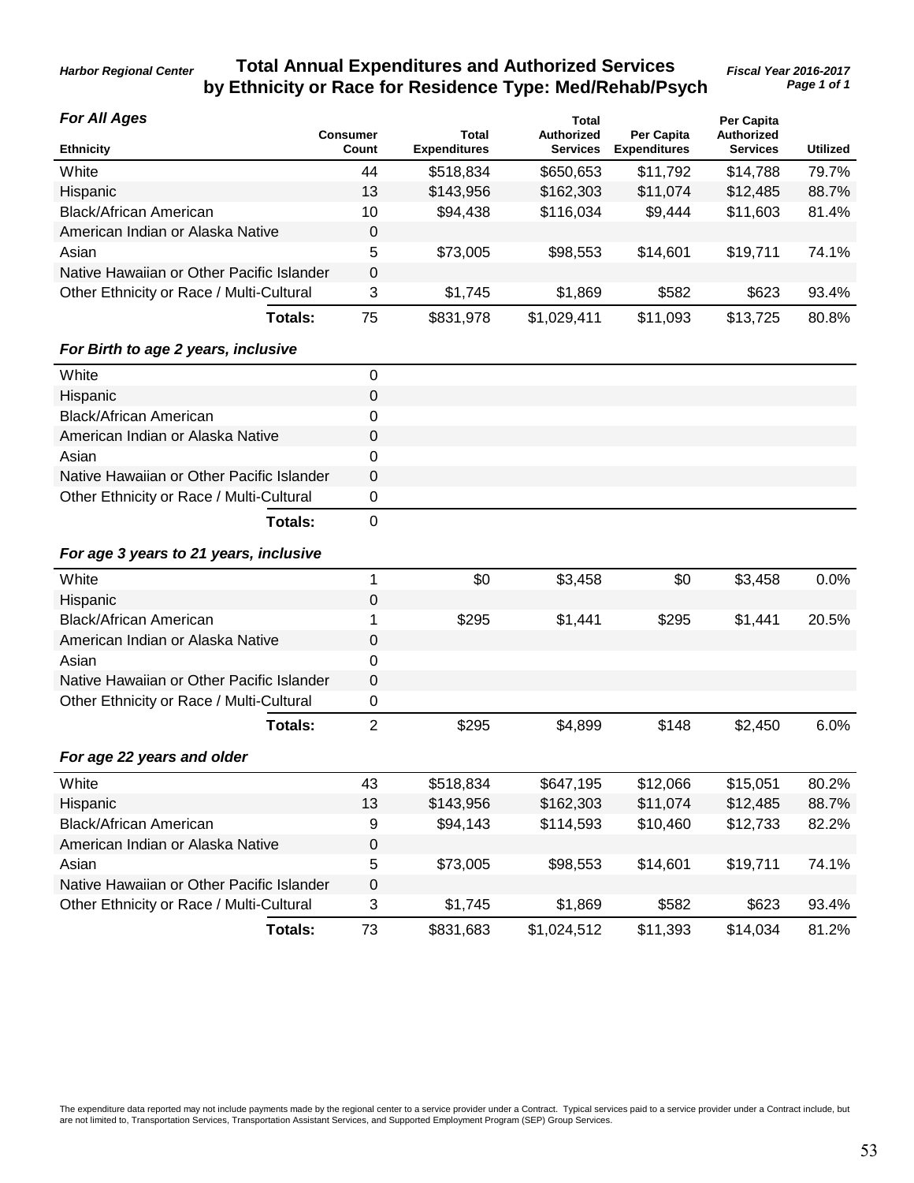Harbor Regional Center

# Total Annual Expenditures and Authorized Services by Ethnicity or Race for Residence Type: Med/Rehab/Psych

Fiscal Year 2016-2017

### *For All Ages*

| Ethnicity | Consumer Count | Total Expenditures | Total Authorized Services | Per Capita Expenditures | Per Capita Authorized Services | Utilized |
|---|---|---|---|---|---|---|
| White | 44 | $518,834 | $650,653 | $11,792 | $14,788 | 79.7% |
| Hispanic | 13 | $143,956 | $162,303 | $11,074 | $12,485 | 88.7% |
| Black/African American | 10 | $94,438 | $116,034 | $9,444 | $11,603 | 81.4% |
| American Indian or Alaska Native | 0 | | | | | |
| Asian | 5 | $73,005 | $98,553 | $14,601 | $19,711 | 74.1% |
| Native Hawaiian or Other Pacific Islander | 0 | | | | | |
| Other Ethnicity or Race / Multi-Cultural | 3 | $1,745 | $1,869 | $582 | $623 | 93.4% |
| **Totals:** | 75 | $831,978 | $1,029,411 | $11,093 | $13,725 | 80.8% |

### *For Birth to age 2 years, inclusive*

| Ethnicity | Consumer Count | Total Expenditures | Total Authorized Services | Per Capita Expenditures | Per Capita Authorized Services | Utilized |
|---|---|---|---|---|---|---|
| White | 0 | | | | | |
| Hispanic | 0 | | | | | |
| Black/African American | 0 | | | | | |
| American Indian or Alaska Native | 0 | | | | | |
| Asian | 0 | | | | | |
| Native Hawaiian or Other Pacific Islander | 0 | | | | | |
| Other Ethnicity or Race / Multi-Cultural | 0 | | | | | |
| **Totals:** | 0 | | | | | |

### *For age 3 years to 21 years, inclusive*

| Ethnicity | Consumer Count | Total Expenditures | Total Authorized Services | Per Capita Expenditures | Per Capita Authorized Services | Utilized |
|---|---|---|---|---|---|---|
| White | 1 | $0 | $3,458 | $0 | $3,458 | 0.0% |
| Hispanic | 0 | | | | | |
| Black/African American | 1 | $295 | $1,441 | $295 | $1,441 | 20.5% |
| American Indian or Alaska Native | 0 | | | | | |
| Asian | 0 | | | | | |
| Native Hawaiian or Other Pacific Islander | 0 | | | | | |
| Other Ethnicity or Race / Multi-Cultural | 0 | | | | | |
| **Totals:** | 2 | $295 | $4,899 | $148 | $2,450 | 6.0% |

### *For age 22 years and older*

| Ethnicity | Consumer Count | Total Expenditures | Total Authorized Services | Per Capita Expenditures | Per Capita Authorized Services | Utilized |
|---|---|---|---|---|---|---|
| White | 43 | $518,834 | $647,195 | $12,066 | $15,051 | 80.2% |
| Hispanic | 13 | $143,956 | $162,303 | $11,074 | $12,485 | 88.7% |
| Black/African American | 9 | $94,143 | $114,593 | $10,460 | $12,733 | 82.2% |
| American Indian or Alaska Native | 0 | | | | | |
| Asian | 5 | $73,005 | $98,553 | $14,601 | $19,711 | 74.1% |
| Native Hawaiian or Other Pacific Islander | 0 | | | | | |
| Other Ethnicity or Race / Multi-Cultural | 3 | $1,745 | $1,869 | $582 | $623 | 93.4% |
| **Totals:** | 73 | $831,683 | $1,024,512 | $11,393 | $14,034 | 81.2% |

The expenditure data reported may not include payments made by the regional center to a service provider under a Contract. Typical services paid to a service provider under a Contract include, but are not limited to, Transportation Services, Transportation Assistant Services, and Supported Employment Program (SEP) Group Services.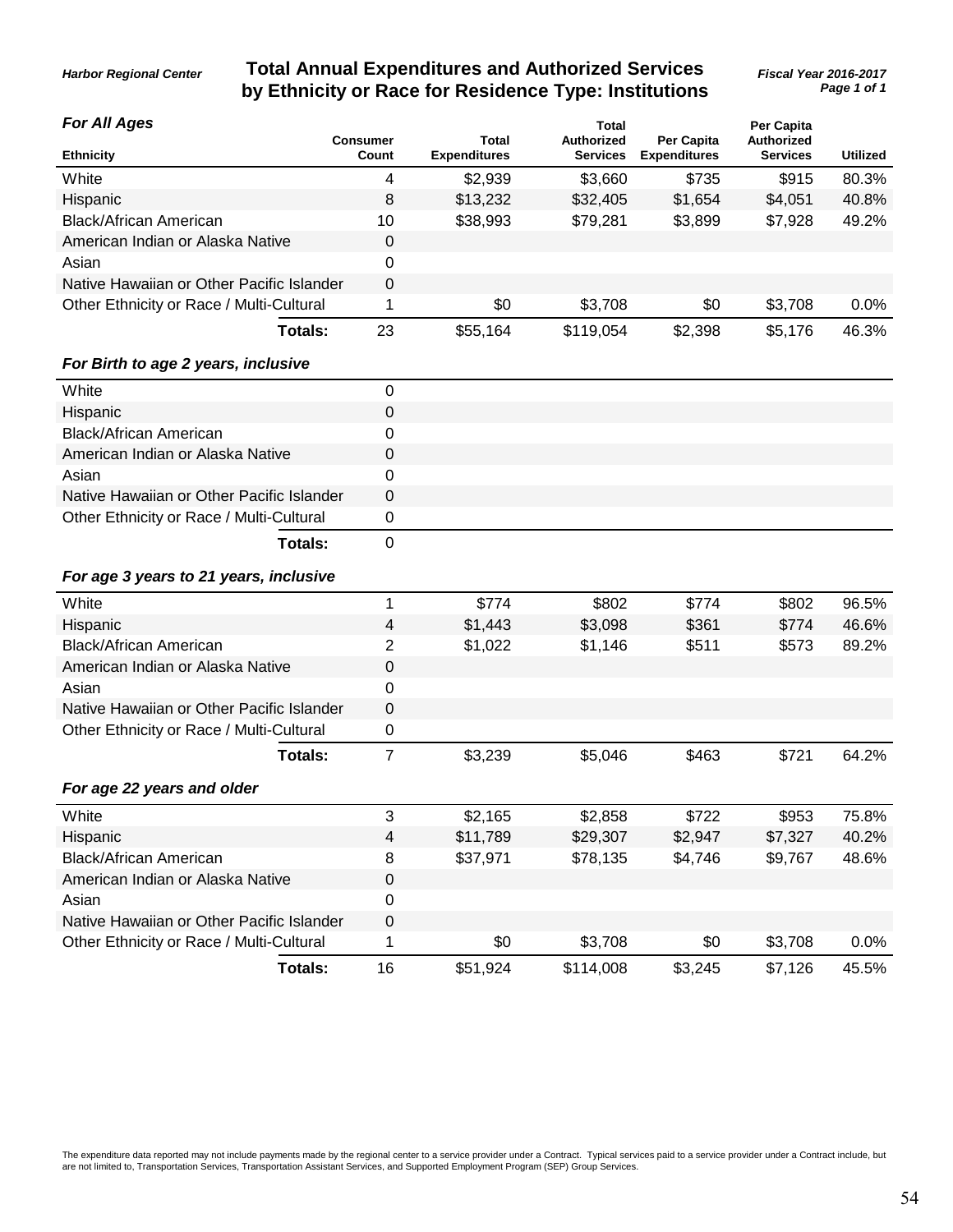Harbor Regional Center

# Total Annual Expenditures and Authorized Services by Ethnicity or Race for Residence Type: Institutions

Fiscal Year 2016-2017

### For All Ages

| Ethnicity | Consumer Count | Total Expenditures | Total Authorized Services | Per Capita Expenditures | Per Capita Authorized Services | Utilized |
|---|---|---|---|---|---|---|
| White | 4 | $2,939 | $3,660 | $735 | $915 | 80.3% |
| Hispanic | 8 | $13,232 | $32,405 | $1,654 | $4,051 | 40.8% |
| Black/African American | 10 | $38,993 | $79,281 | $3,899 | $7,928 | 49.2% |
| American Indian or Alaska Native | 0 | | | | | |
| Asian | 0 | | | | | |
| Native Hawaiian or Other Pacific Islander | 0 | | | | | |
| Other Ethnicity or Race / Multi-Cultural | 1 | $0 | $3,708 | $0 | $3,708 | 0.0% |
| **Totals:** | 23 | $55,164 | $119,054 | $2,398 | $5,176 | 46.3% |

### For Birth to age 2 years, inclusive

| Ethnicity | Consumer Count | Total Expenditures | Total Authorized Services | Per Capita Expenditures | Per Capita Authorized Services | Utilized |
|---|---|---|---|---|---|---|
| White | 0 | | | | | |
| Hispanic | 0 | | | | | |
| Black/African American | 0 | | | | | |
| American Indian or Alaska Native | 0 | | | | | |
| Asian | 0 | | | | | |
| Native Hawaiian or Other Pacific Islander | 0 | | | | | |
| Other Ethnicity or Race / Multi-Cultural | 0 | | | | | |
| **Totals:** | 0 | | | | | |

### For age 3 years to 21 years, inclusive

| Ethnicity | Consumer Count | Total Expenditures | Total Authorized Services | Per Capita Expenditures | Per Capita Authorized Services | Utilized |
|---|---|---|---|---|---|---|
| White | 1 | $774 | $802 | $774 | $802 | 96.5% |
| Hispanic | 4 | $1,443 | $3,098 | $361 | $774 | 46.6% |
| Black/African American | 2 | $1,022 | $1,146 | $511 | $573 | 89.2% |
| American Indian or Alaska Native | 0 | | | | | |
| Asian | 0 | | | | | |
| Native Hawaiian or Other Pacific Islander | 0 | | | | | |
| Other Ethnicity or Race / Multi-Cultural | 0 | | | | | |
| **Totals:** | 7 | $3,239 | $5,046 | $463 | $721 | 64.2% |

### For age 22 years and older

| Ethnicity | Consumer Count | Total Expenditures | Total Authorized Services | Per Capita Expenditures | Per Capita Authorized Services | Utilized |
|---|---|---|---|---|---|---|
| White | 3 | $2,165 | $2,858 | $722 | $953 | 75.8% |
| Hispanic | 4 | $11,789 | $29,307 | $2,947 | $7,327 | 40.2% |
| Black/African American | 8 | $37,971 | $78,135 | $4,746 | $9,767 | 48.6% |
| American Indian or Alaska Native | 0 | | | | | |
| Asian | 0 | | | | | |
| Native Hawaiian or Other Pacific Islander | 0 | | | | | |
| Other Ethnicity or Race / Multi-Cultural | 1 | $0 | $3,708 | $0 | $3,708 | 0.0% |
| **Totals:** | 16 | $51,924 | $114,008 | $3,245 | $7,126 | 45.5% |

The expenditure data reported may not include payments made by the regional center to a service provider under a Contract. Typical services paid to a service provider under a Contract include, but are not limited to, Transportation Services, Transportation Assistant Services, and Supported Employment Program (SEP) Group Services.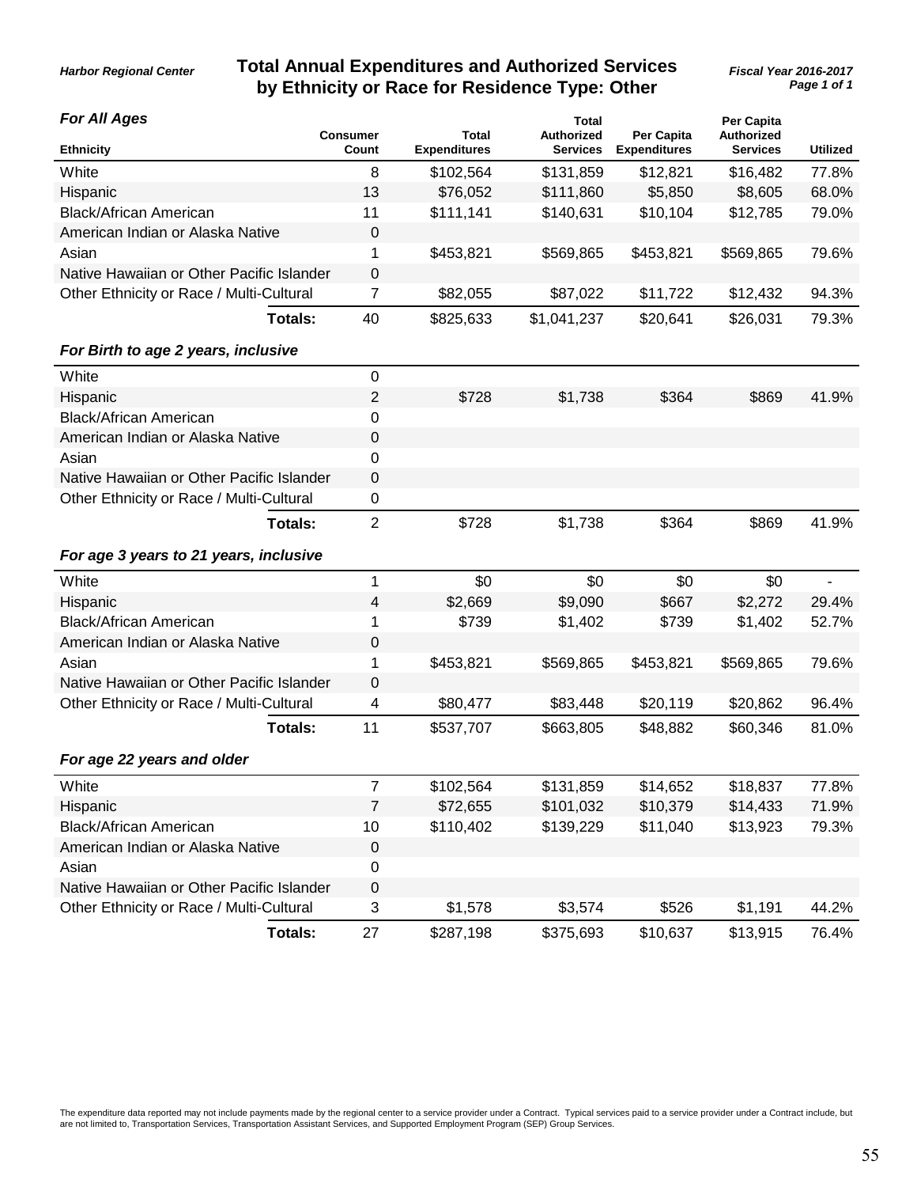*Harbor Regional Center*

# Total Annual Expenditures and Authorized Services by Ethnicity or Race for Residence Type: Other

*Fiscal Year 2016-2017*

### *For All Ages*

| Ethnicity | Consumer Count | Total Expenditures | Total Authorized Services | Per Capita Expenditures | Per Capita Authorized Services | Utilized |
|---|---|---|---|---|---|---|
| White | 8 | $102,564 | $131,859 | $12,821 | $16,482 | 77.8% |
| Hispanic | 13 | $76,052 | $111,860 | $5,850 | $8,605 | 68.0% |
| Black/African American | 11 | $111,141 | $140,631 | $10,104 | $12,785 | 79.0% |
| American Indian or Alaska Native | 0 | | | | | |
| Asian | 1 | $453,821 | $569,865 | $453,821 | $569,865 | 79.6% |
| Native Hawaiian or Other Pacific Islander | 0 | | | | | |
| Other Ethnicity or Race / Multi-Cultural | 7 | $82,055 | $87,022 | $11,722 | $12,432 | 94.3% |
| **Totals:** | 40 | $825,633 | $1,041,237 | $20,641 | $26,031 | 79.3% |

### *For Birth to age 2 years, inclusive*

| Ethnicity | Consumer Count | Total Expenditures | Total Authorized Services | Per Capita Expenditures | Per Capita Authorized Services | Utilized |
|---|---|---|---|---|---|---|
| White | 0 | | | | | |
| Hispanic | 2 | $728 | $1,738 | $364 | $869 | 41.9% |
| Black/African American | 0 | | | | | |
| American Indian or Alaska Native | 0 | | | | | |
| Asian | 0 | | | | | |
| Native Hawaiian or Other Pacific Islander | 0 | | | | | |
| Other Ethnicity or Race / Multi-Cultural | 0 | | | | | |
| **Totals:** | 2 | $728 | $1,738 | $364 | $869 | 41.9% |

### *For age 3 years to 21 years, inclusive*

| Ethnicity | Consumer Count | Total Expenditures | Total Authorized Services | Per Capita Expenditures | Per Capita Authorized Services | Utilized |
|---|---|---|---|---|---|---|
| White | 1 | $0 | $0 | $0 | $0 | - |
| Hispanic | 4 | $2,669 | $9,090 | $667 | $2,272 | 29.4% |
| Black/African American | 1 | $739 | $1,402 | $739 | $1,402 | 52.7% |
| American Indian or Alaska Native | 0 | | | | | |
| Asian | 1 | $453,821 | $569,865 | $453,821 | $569,865 | 79.6% |
| Native Hawaiian or Other Pacific Islander | 0 | | | | | |
| Other Ethnicity or Race / Multi-Cultural | 4 | $80,477 | $83,448 | $20,119 | $20,862 | 96.4% |
| **Totals:** | 11 | $537,707 | $663,805 | $48,882 | $60,346 | 81.0% |

### *For age 22 years and older*

| Ethnicity | Consumer Count | Total Expenditures | Total Authorized Services | Per Capita Expenditures | Per Capita Authorized Services | Utilized |
|---|---|---|---|---|---|---|
| White | 7 | $102,564 | $131,859 | $14,652 | $18,837 | 77.8% |
| Hispanic | 7 | $72,655 | $101,032 | $10,379 | $14,433 | 71.9% |
| Black/African American | 10 | $110,402 | $139,229 | $11,040 | $13,923 | 79.3% |
| American Indian or Alaska Native | 0 | | | | | |
| Asian | 0 | | | | | |
| Native Hawaiian or Other Pacific Islander | 0 | | | | | |
| Other Ethnicity or Race / Multi-Cultural | 3 | $1,578 | $3,574 | $526 | $1,191 | 44.2% |
| **Totals:** | 27 | $287,198 | $375,693 | $10,637 | $13,915 | 76.4% |

The expenditure data reported may not include payments made by the regional center to a service provider under a Contract. Typical services paid to a service provider under a Contract include, but are not limited to, Transportation Services, Transportation Assistant Services, and Supported Employment Program (SEP) Group Services.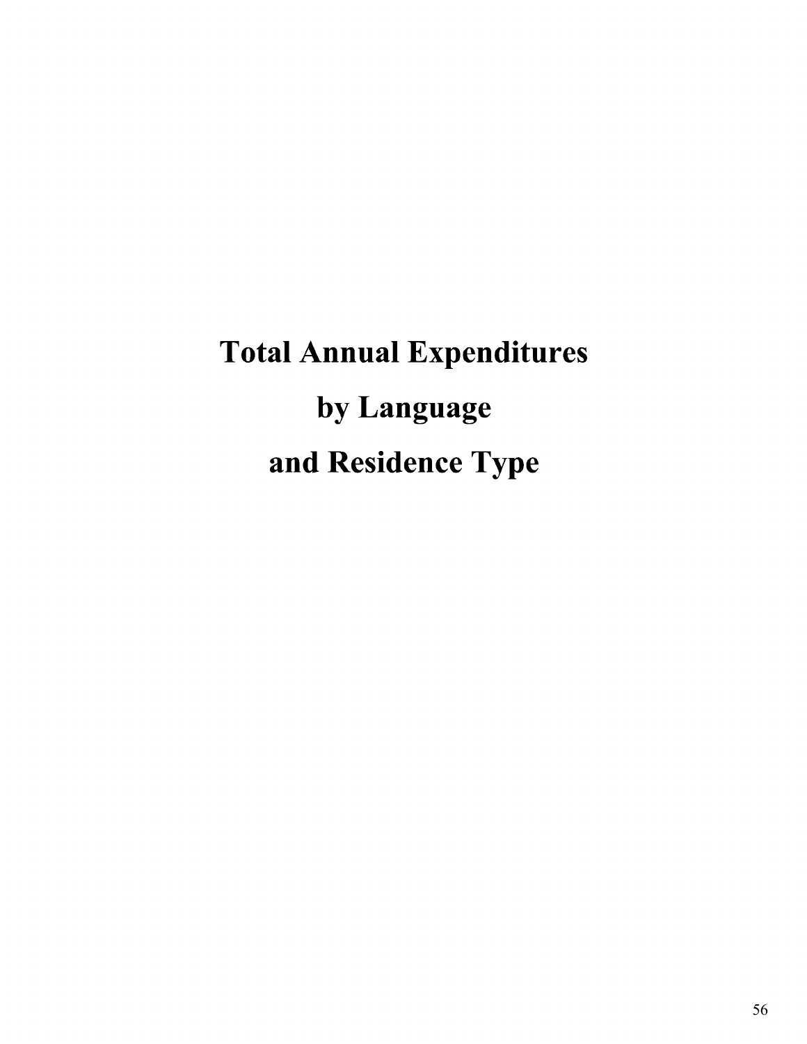# Total Annual Expenditures by Language and Residence Type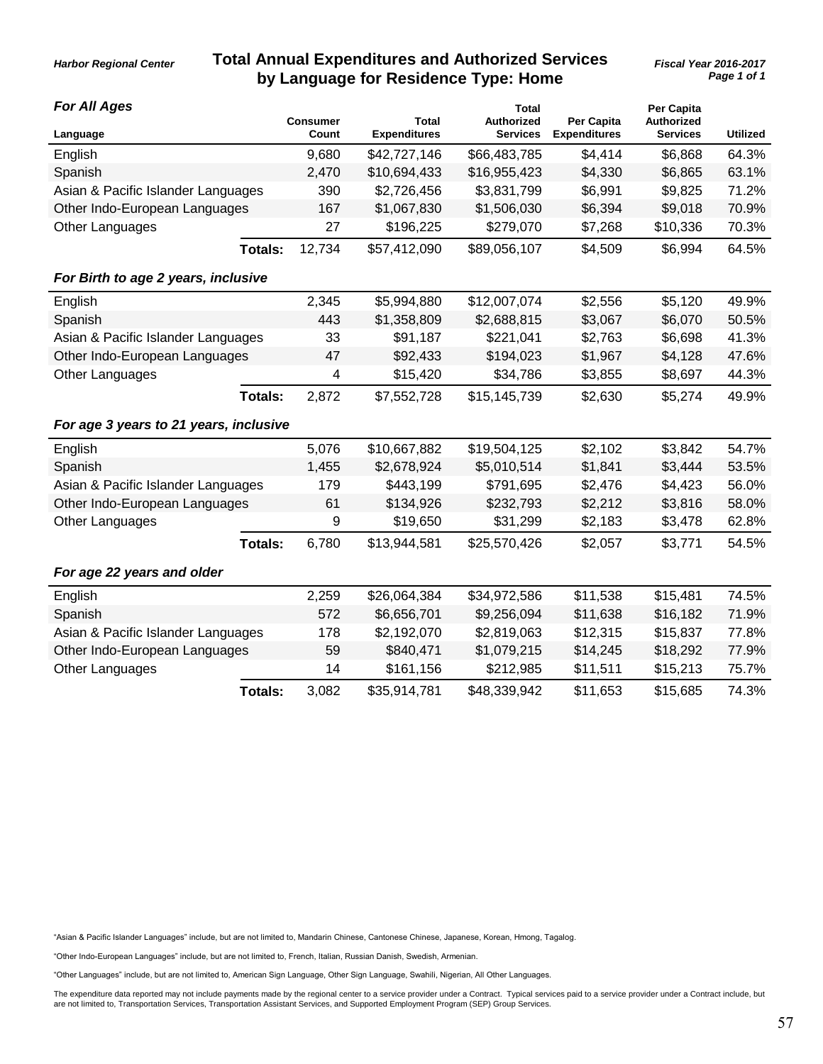Harbor Regional Center

# Total Annual Expenditures and Authorized Services by Language for Residence Type: Home

Fiscal Year 2016-2017

### For All Ages

| Language | Consumer Count | Total Expenditures | Total Authorized Services | Per Capita Expenditures | Per Capita Authorized Services | Utilized |
|---|---|---|---|---|---|---|
| English | 9,680 | $42,727,146 | $66,483,785 | $4,414 | $6,868 | 64.3% |
| Spanish | 2,470 | $10,694,433 | $16,955,423 | $4,330 | $6,865 | 63.1% |
| Asian & Pacific Islander Languages | 390 | $2,726,456 | $3,831,799 | $6,991 | $9,825 | 71.2% |
| Other Indo-European Languages | 167 | $1,067,830 | $1,506,030 | $6,394 | $9,018 | 70.9% |
| Other Languages | 27 | $196,225 | $279,070 | $7,268 | $10,336 | 70.3% |
| **Totals:** | 12,734 | $57,412,090 | $89,056,107 | $4,509 | $6,994 | 64.5% |

### For Birth to age 2 years, inclusive

| Language | Consumer Count | Total Expenditures | Total Authorized Services | Per Capita Expenditures | Per Capita Authorized Services | Utilized |
|---|---|---|---|---|---|---|
| English | 2,345 | $5,994,880 | $12,007,074 | $2,556 | $5,120 | 49.9% |
| Spanish | 443 | $1,358,809 | $2,688,815 | $3,067 | $6,070 | 50.5% |
| Asian & Pacific Islander Languages | 33 | $91,187 | $221,041 | $2,763 | $6,698 | 41.3% |
| Other Indo-European Languages | 47 | $92,433 | $194,023 | $1,967 | $4,128 | 47.6% |
| Other Languages | 4 | $15,420 | $34,786 | $3,855 | $8,697 | 44.3% |
| **Totals:** | 2,872 | $7,552,728 | $15,145,739 | $2,630 | $5,274 | 49.9% |

### For age 3 years to 21 years, inclusive

| Language | Consumer Count | Total Expenditures | Total Authorized Services | Per Capita Expenditures | Per Capita Authorized Services | Utilized |
|---|---|---|---|---|---|---|
| English | 5,076 | $10,667,882 | $19,504,125 | $2,102 | $3,842 | 54.7% |
| Spanish | 1,455 | $2,678,924 | $5,010,514 | $1,841 | $3,444 | 53.5% |
| Asian & Pacific Islander Languages | 179 | $443,199 | $791,695 | $2,476 | $4,423 | 56.0% |
| Other Indo-European Languages | 61 | $134,926 | $232,793 | $2,212 | $3,816 | 58.0% |
| Other Languages | 9 | $19,650 | $31,299 | $2,183 | $3,478 | 62.8% |
| **Totals:** | 6,780 | $13,944,581 | $25,570,426 | $2,057 | $3,771 | 54.5% |

### For age 22 years and older

| Language | Consumer Count | Total Expenditures | Total Authorized Services | Per Capita Expenditures | Per Capita Authorized Services | Utilized |
|---|---|---|---|---|---|---|
| English | 2,259 | $26,064,384 | $34,972,586 | $11,538 | $15,481 | 74.5% |
| Spanish | 572 | $6,656,701 | $9,256,094 | $11,638 | $16,182 | 71.9% |
| Asian & Pacific Islander Languages | 178 | $2,192,070 | $2,819,063 | $12,315 | $15,837 | 77.8% |
| Other Indo-European Languages | 59 | $840,471 | $1,079,215 | $14,245 | $18,292 | 77.9% |
| Other Languages | 14 | $161,156 | $212,985 | $11,511 | $15,213 | 75.7% |
| **Totals:** | 3,082 | $35,914,781 | $48,339,942 | $11,653 | $15,685 | 74.3% |

"Asian & Pacific Islander Languages" include, but are not limited to, Mandarin Chinese, Cantonese Chinese, Japanese, Korean, Hmong, Tagalog.

"Other Indo-European Languages" include, but are not limited to, French, Italian, Russian Danish, Swedish, Armenian.

"Other Languages" include, but are not limited to, American Sign Language, Other Sign Language, Swahili, Nigerian, All Other Languages.

The expenditure data reported may not include payments made by the regional center to a service provider under a Contract. Typical services paid to a service provider under a Contract include, but are not limited to, Transportation Services, Transportation Assistant Services, and Supported Employment Program (SEP) Group Services.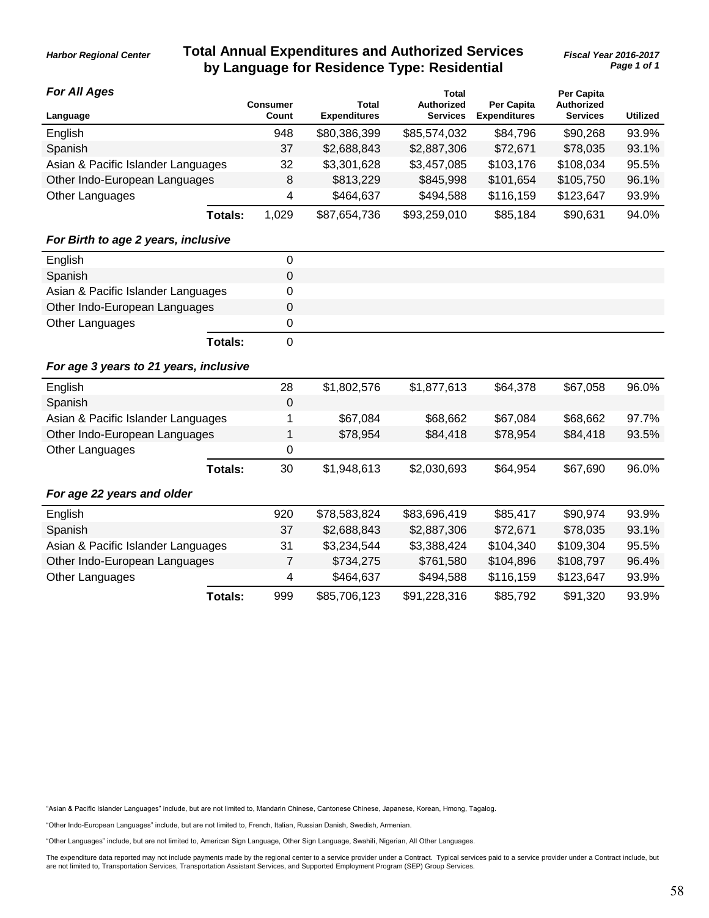Harbor Regional Center

# Total Annual Expenditures and Authorized Services by Language for Residence Type: Residential

Fiscal Year 2016-2017

### For All Ages

| Language | Consumer Count | Total Expenditures | Total Authorized Services | Per Capita Expenditures | Per Capita Authorized Services | Utilized |
|---|---|---|---|---|---|---|
| English | 948 | $80,386,399 | $85,574,032 | $84,796 | $90,268 | 93.9% |
| Spanish | 37 | $2,688,843 | $2,887,306 | $72,671 | $78,035 | 93.1% |
| Asian & Pacific Islander Languages | 32 | $3,301,628 | $3,457,085 | $103,176 | $108,034 | 95.5% |
| Other Indo-European Languages | 8 | $813,229 | $845,998 | $101,654 | $105,750 | 96.1% |
| Other Languages | 4 | $464,637 | $494,588 | $116,159 | $123,647 | 93.9% |
| **Totals:** | 1,029 | $87,654,736 | $93,259,010 | $85,184 | $90,631 | 94.0% |

### For Birth to age 2 years, inclusive

| Language | Consumer Count | Total Expenditures | Total Authorized Services | Per Capita Expenditures | Per Capita Authorized Services | Utilized |
|---|---|---|---|---|---|---|
| English | 0 | | | | | |
| Spanish | 0 | | | | | |
| Asian & Pacific Islander Languages | 0 | | | | | |
| Other Indo-European Languages | 0 | | | | | |
| Other Languages | 0 | | | | | |
| **Totals:** | 0 | | | | | |

### For age 3 years to 21 years, inclusive

| Language | Consumer Count | Total Expenditures | Total Authorized Services | Per Capita Expenditures | Per Capita Authorized Services | Utilized |
|---|---|---|---|---|---|---|
| English | 28 | $1,802,576 | $1,877,613 | $64,378 | $67,058 | 96.0% |
| Spanish | 0 | | | | | |
| Asian & Pacific Islander Languages | 1 | $67,084 | $68,662 | $67,084 | $68,662 | 97.7% |
| Other Indo-European Languages | 1 | $78,954 | $84,418 | $78,954 | $84,418 | 93.5% |
| Other Languages | 0 | | | | | |
| **Totals:** | 30 | $1,948,613 | $2,030,693 | $64,954 | $67,690 | 96.0% |

### For age 22 years and older

| Language | Consumer Count | Total Expenditures | Total Authorized Services | Per Capita Expenditures | Per Capita Authorized Services | Utilized |
|---|---|---|---|---|---|---|
| English | 920 | $78,583,824 | $83,696,419 | $85,417 | $90,974 | 93.9% |
| Spanish | 37 | $2,688,843 | $2,887,306 | $72,671 | $78,035 | 93.1% |
| Asian & Pacific Islander Languages | 31 | $3,234,544 | $3,388,424 | $104,340 | $109,304 | 95.5% |
| Other Indo-European Languages | 7 | $734,275 | $761,580 | $104,896 | $108,797 | 96.4% |
| Other Languages | 4 | $464,637 | $494,588 | $116,159 | $123,647 | 93.9% |
| **Totals:** | 999 | $85,706,123 | $91,228,316 | $85,792 | $91,320 | 93.9% |

"Asian & Pacific Islander Languages" include, but are not limited to, Mandarin Chinese, Cantonese Chinese, Japanese, Korean, Hmong, Tagalog.

"Other Indo-European Languages" include, but are not limited to, French, Italian, Russian Danish, Swedish, Armenian.

"Other Languages" include, but are not limited to, American Sign Language, Other Sign Language, Swahili, Nigerian, All Other Languages.

The expenditure data reported may not include payments made by the regional center to a service provider under a Contract. Typical services paid to a service provider under a Contract include, but are not limited to, Transportation Services, Transportation Assistant Services, and Supported Employment Program (SEP) Group Services.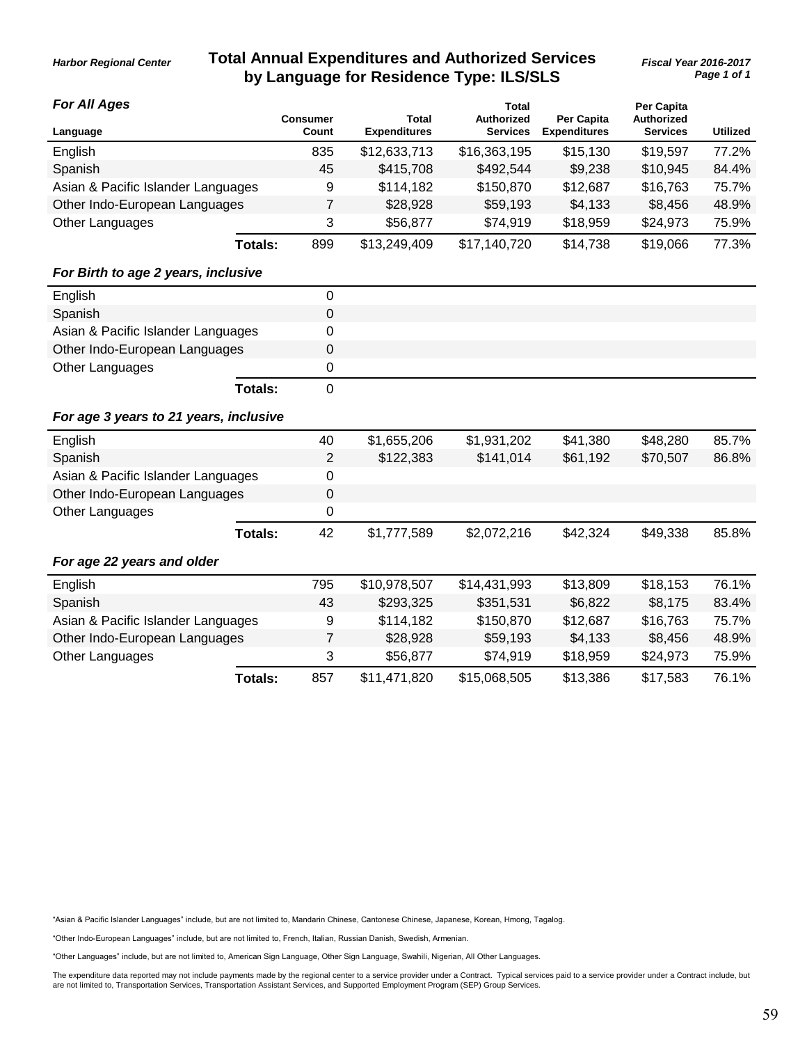Harbor Regional Center

# Total Annual Expenditures and Authorized Services by Language for Residence Type: ILS/SLS

Fiscal Year 2016-2017

### For All Ages

| Language | Consumer Count | Total Expenditures | Total Authorized Services | Per Capita Expenditures | Per Capita Authorized Services | Utilized |
|---|---|---|---|---|---|---|
| English | 835 | $12,633,713 | $16,363,195 | $15,130 | $19,597 | 77.2% |
| Spanish | 45 | $415,708 | $492,544 | $9,238 | $10,945 | 84.4% |
| Asian & Pacific Islander Languages | 9 | $114,182 | $150,870 | $12,687 | $16,763 | 75.7% |
| Other Indo-European Languages | 7 | $28,928 | $59,193 | $4,133 | $8,456 | 48.9% |
| Other Languages | 3 | $56,877 | $74,919 | $18,959 | $24,973 | 75.9% |
| **Totals:** | 899 | $13,249,409 | $17,140,720 | $14,738 | $19,066 | 77.3% |

### For Birth to age 2 years, inclusive

| Language | Consumer Count | Total Expenditures | Total Authorized Services | Per Capita Expenditures | Per Capita Authorized Services | Utilized |
|---|---|---|---|---|---|---|
| English | 0 | | | | | |
| Spanish | 0 | | | | | |
| Asian & Pacific Islander Languages | 0 | | | | | |
| Other Indo-European Languages | 0 | | | | | |
| Other Languages | 0 | | | | | |
| **Totals:** | 0 | | | | | |

### For age 3 years to 21 years, inclusive

| Language | Consumer Count | Total Expenditures | Total Authorized Services | Per Capita Expenditures | Per Capita Authorized Services | Utilized |
|---|---|---|---|---|---|---|
| English | 40 | $1,655,206 | $1,931,202 | $41,380 | $48,280 | 85.7% |
| Spanish | 2 | $122,383 | $141,014 | $61,192 | $70,507 | 86.8% |
| Asian & Pacific Islander Languages | 0 | | | | | |
| Other Indo-European Languages | 0 | | | | | |
| Other Languages | 0 | | | | | |
| **Totals:** | 42 | $1,777,589 | $2,072,216 | $42,324 | $49,338 | 85.8% |

### For age 22 years and older

| Language | Consumer Count | Total Expenditures | Total Authorized Services | Per Capita Expenditures | Per Capita Authorized Services | Utilized |
|---|---|---|---|---|---|---|
| English | 795 | $10,978,507 | $14,431,993 | $13,809 | $18,153 | 76.1% |
| Spanish | 43 | $293,325 | $351,531 | $6,822 | $8,175 | 83.4% |
| Asian & Pacific Islander Languages | 9 | $114,182 | $150,870 | $12,687 | $16,763 | 75.7% |
| Other Indo-European Languages | 7 | $28,928 | $59,193 | $4,133 | $8,456 | 48.9% |
| Other Languages | 3 | $56,877 | $74,919 | $18,959 | $24,973 | 75.9% |
| **Totals:** | 857 | $11,471,820 | $15,068,505 | $13,386 | $17,583 | 76.1% |

"Asian & Pacific Islander Languages" include, but are not limited to, Mandarin Chinese, Cantonese Chinese, Japanese, Korean, Hmong, Tagalog.

"Other Indo-European Languages" include, but are not limited to, French, Italian, Russian Danish, Swedish, Armenian.

"Other Languages" include, but are not limited to, American Sign Language, Other Sign Language, Swahili, Nigerian, All Other Languages.

The expenditure data reported may not include payments made by the regional center to a service provider under a Contract. Typical services paid to a service provider under a Contract include, but are not limited to, Transportation Services, Transportation Assistant Services, and Supported Employment Program (SEP) Group Services.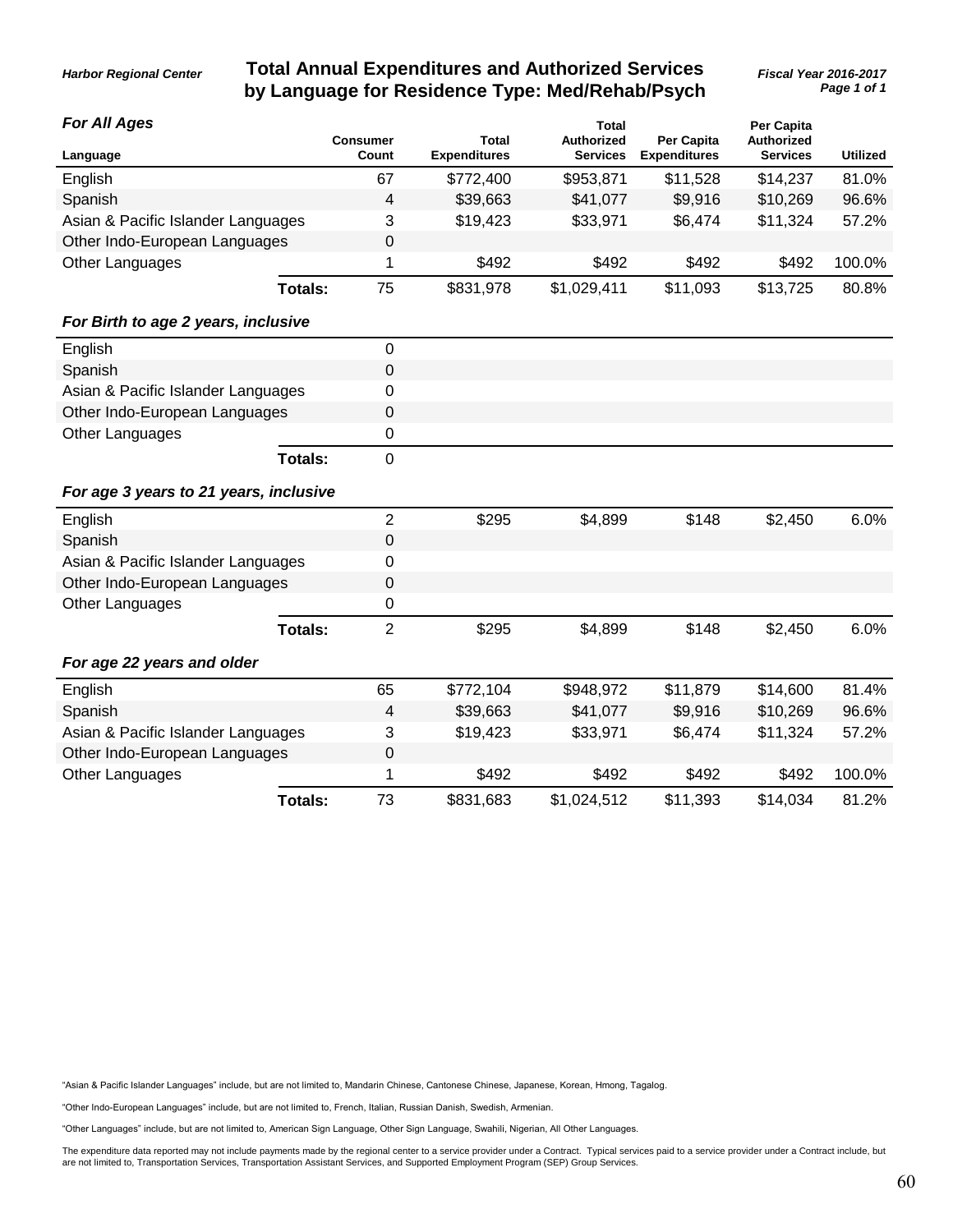Harbor Regional Center

# Total Annual Expenditures and Authorized Services by Language for Residence Type: Med/Rehab/Psych

Fiscal Year 2016-2017

### For All Ages

| Language | Consumer Count | Total Expenditures | Total Authorized Services | Per Capita Expenditures | Per Capita Authorized Services | Utilized |
|---|---|---|---|---|---|---|
| English | 67 | $772,400 | $953,871 | $11,528 | $14,237 | 81.0% |
| Spanish | 4 | $39,663 | $41,077 | $9,916 | $10,269 | 96.6% |
| Asian & Pacific Islander Languages | 3 | $19,423 | $33,971 | $6,474 | $11,324 | 57.2% |
| Other Indo-European Languages | 0 | | | | | |
| Other Languages | 1 | $492 | $492 | $492 | $492 | 100.0% |
| **Totals:** | 75 | $831,978 | $1,029,411 | $11,093 | $13,725 | 80.8% |

### For Birth to age 2 years, inclusive

| Language | Consumer Count | Total Expenditures | Total Authorized Services | Per Capita Expenditures | Per Capita Authorized Services | Utilized |
|---|---|---|---|---|---|---|
| English | 0 | | | | | |
| Spanish | 0 | | | | | |
| Asian & Pacific Islander Languages | 0 | | | | | |
| Other Indo-European Languages | 0 | | | | | |
| Other Languages | 0 | | | | | |
| **Totals:** | 0 | | | | | |

### For age 3 years to 21 years, inclusive

| Language | Consumer Count | Total Expenditures | Total Authorized Services | Per Capita Expenditures | Per Capita Authorized Services | Utilized |
|---|---|---|---|---|---|---|
| English | 2 | $295 | $4,899 | $148 | $2,450 | 6.0% |
| Spanish | 0 | | | | | |
| Asian & Pacific Islander Languages | 0 | | | | | |
| Other Indo-European Languages | 0 | | | | | |
| Other Languages | 0 | | | | | |
| **Totals:** | 2 | $295 | $4,899 | $148 | $2,450 | 6.0% |

### For age 22 years and older

| Language | Consumer Count | Total Expenditures | Total Authorized Services | Per Capita Expenditures | Per Capita Authorized Services | Utilized |
|---|---|---|---|---|---|---|
| English | 65 | $772,104 | $948,972 | $11,879 | $14,600 | 81.4% |
| Spanish | 4 | $39,663 | $41,077 | $9,916 | $10,269 | 96.6% |
| Asian & Pacific Islander Languages | 3 | $19,423 | $33,971 | $6,474 | $11,324 | 57.2% |
| Other Indo-European Languages | 0 | | | | | |
| Other Languages | 1 | $492 | $492 | $492 | $492 | 100.0% |
| **Totals:** | 73 | $831,683 | $1,024,512 | $11,393 | $14,034 | 81.2% |

"Asian & Pacific Islander Languages" include, but are not limited to, Mandarin Chinese, Cantonese Chinese, Japanese, Korean, Hmong, Tagalog.

"Other Indo-European Languages" include, but are not limited to, French, Italian, Russian Danish, Swedish, Armenian.

"Other Languages" include, but are not limited to, American Sign Language, Other Sign Language, Swahili, Nigerian, All Other Languages.

The expenditure data reported may not include payments made by the regional center to a service provider under a Contract. Typical services paid to a service provider under a Contract include, but are not limited to, Transportation Services, Transportation Assistant Services, and Supported Employment Program (SEP) Group Services.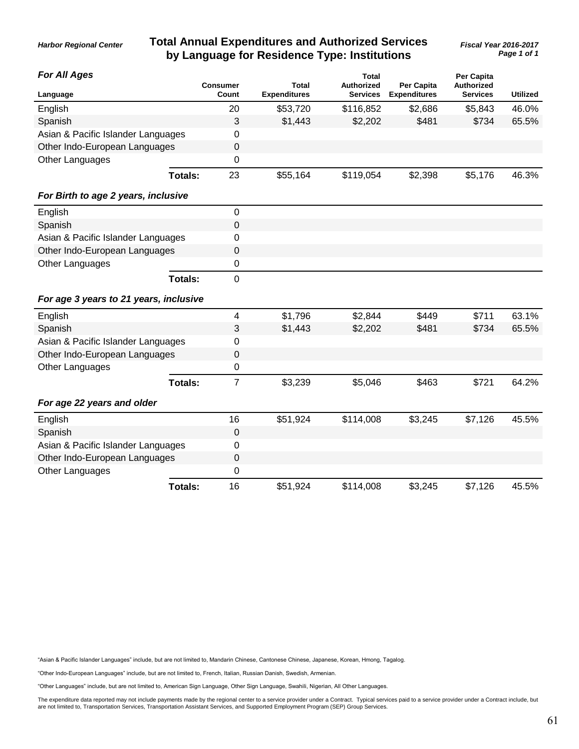Harbor Regional Center

# Total Annual Expenditures and Authorized Services by Language for Residence Type: Institutions

Fiscal Year 2016-2017

### For All Ages

| Language | Consumer Count | Total Expenditures | Total Authorized Services | Per Capita Expenditures | Per Capita Authorized Services | Utilized |
|---|---|---|---|---|---|---|
| English | 20 | $53,720 | $116,852 | $2,686 | $5,843 | 46.0% |
| Spanish | 3 | $1,443 | $2,202 | $481 | $734 | 65.5% |
| Asian & Pacific Islander Languages | 0 | | | | | |
| Other Indo-European Languages | 0 | | | | | |
| Other Languages | 0 | | | | | |
| **Totals:** | 23 | $55,164 | $119,054 | $2,398 | $5,176 | 46.3% |

### For Birth to age 2 years, inclusive

| Language | Consumer Count | Total Expenditures | Total Authorized Services | Per Capita Expenditures | Per Capita Authorized Services | Utilized |
|---|---|---|---|---|---|---|
| English | 0 | | | | | |
| Spanish | 0 | | | | | |
| Asian & Pacific Islander Languages | 0 | | | | | |
| Other Indo-European Languages | 0 | | | | | |
| Other Languages | 0 | | | | | |
| **Totals:** | 0 | | | | | |

### For age 3 years to 21 years, inclusive

| Language | Consumer Count | Total Expenditures | Total Authorized Services | Per Capita Expenditures | Per Capita Authorized Services | Utilized |
|---|---|---|---|---|---|---|
| English | 4 | $1,796 | $2,844 | $449 | $711 | 63.1% |
| Spanish | 3 | $1,443 | $2,202 | $481 | $734 | 65.5% |
| Asian & Pacific Islander Languages | 0 | | | | | |
| Other Indo-European Languages | 0 | | | | | |
| Other Languages | 0 | | | | | |
| **Totals:** | 7 | $3,239 | $5,046 | $463 | $721 | 64.2% |

### For age 22 years and older

| Language | Consumer Count | Total Expenditures | Total Authorized Services | Per Capita Expenditures | Per Capita Authorized Services | Utilized |
|---|---|---|---|---|---|---|
| English | 16 | $51,924 | $114,008 | $3,245 | $7,126 | 45.5% |
| Spanish | 0 | | | | | |
| Asian & Pacific Islander Languages | 0 | | | | | |
| Other Indo-European Languages | 0 | | | | | |
| Other Languages | 0 | | | | | |
| **Totals:** | 16 | $51,924 | $114,008 | $3,245 | $7,126 | 45.5% |

"Asian & Pacific Islander Languages" include, but are not limited to, Mandarin Chinese, Cantonese Chinese, Japanese, Korean, Hmong, Tagalog.

"Other Indo-European Languages" include, but are not limited to, French, Italian, Russian Danish, Swedish, Armenian.

"Other Languages" include, but are not limited to, American Sign Language, Other Sign Language, Swahili, Nigerian, All Other Languages.

The expenditure data reported may not include payments made by the regional center to a service provider under a Contract. Typical services paid to a service provider under a Contract include, but are not limited to, Transportation Services, Transportation Assistant Services, and Supported Employment Program (SEP) Group Services.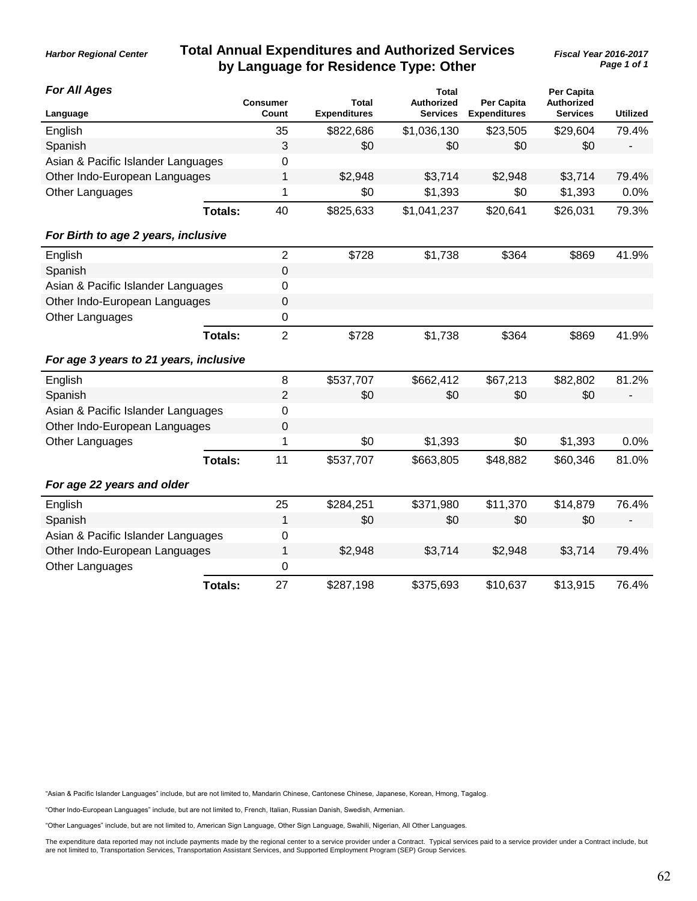Harbor Regional Center

# Total Annual Expenditures and Authorized Services by Language for Residence Type: Other

Fiscal Year 2016-2017

### For All Ages

| Language | Consumer Count | Total Expenditures | Total Authorized Services | Per Capita Expenditures | Per Capita Authorized Services | Utilized |
|---|---|---|---|---|---|---|
| English | 35 | $822,686 | $1,036,130 | $23,505 | $29,604 | 79.4% |
| Spanish | 3 | $0 | $0 | $0 | $0 | - |
| Asian & Pacific Islander Languages | 0 | | | | | |
| Other Indo-European Languages | 1 | $2,948 | $3,714 | $2,948 | $3,714 | 79.4% |
| Other Languages | 1 | $0 | $1,393 | $0 | $1,393 | 0.0% |
| **Totals:** | 40 | $825,633 | $1,041,237 | $20,641 | $26,031 | 79.3% |

### For Birth to age 2 years, inclusive

| Language | Consumer Count | Total Expenditures | Total Authorized Services | Per Capita Expenditures | Per Capita Authorized Services | Utilized |
|---|---|---|---|---|---|---|
| English | 2 | $728 | $1,738 | $364 | $869 | 41.9% |
| Spanish | 0 | | | | | |
| Asian & Pacific Islander Languages | 0 | | | | | |
| Other Indo-European Languages | 0 | | | | | |
| Other Languages | 0 | | | | | |
| **Totals:** | 2 | $728 | $1,738 | $364 | $869 | 41.9% |

### For age 3 years to 21 years, inclusive

| Language | Consumer Count | Total Expenditures | Total Authorized Services | Per Capita Expenditures | Per Capita Authorized Services | Utilized |
|---|---|---|---|---|---|---|
| English | 8 | $537,707 | $662,412 | $67,213 | $82,802 | 81.2% |
| Spanish | 2 | $0 | $0 | $0 | $0 | - |
| Asian & Pacific Islander Languages | 0 | | | | | |
| Other Indo-European Languages | 0 | | | | | |
| Other Languages | 1 | $0 | $1,393 | $0 | $1,393 | 0.0% |
| **Totals:** | 11 | $537,707 | $663,805 | $48,882 | $60,346 | 81.0% |

### For age 22 years and older

| Language | Consumer Count | Total Expenditures | Total Authorized Services | Per Capita Expenditures | Per Capita Authorized Services | Utilized |
|---|---|---|---|---|---|---|
| English | 25 | $284,251 | $371,980 | $11,370 | $14,879 | 76.4% |
| Spanish | 1 | $0 | $0 | $0 | $0 | - |
| Asian & Pacific Islander Languages | 0 | | | | | |
| Other Indo-European Languages | 1 | $2,948 | $3,714 | $2,948 | $3,714 | 79.4% |
| Other Languages | 0 | | | | | |
| **Totals:** | 27 | $287,198 | $375,693 | $10,637 | $13,915 | 76.4% |

"Asian & Pacific Islander Languages" include, but are not limited to, Mandarin Chinese, Cantonese Chinese, Japanese, Korean, Hmong, Tagalog.

"Other Indo-European Languages" include, but are not limited to, French, Italian, Russian Danish, Swedish, Armenian.

"Other Languages" include, but are not limited to, American Sign Language, Other Sign Language, Swahili, Nigerian, All Other Languages.

The expenditure data reported may not include payments made by the regional center to a service provider under a Contract. Typical services paid to a service provider under a Contract include, but are not limited to, Transportation Services, Transportation Assistant Services, and Supported Employment Program (SEP) Group Services.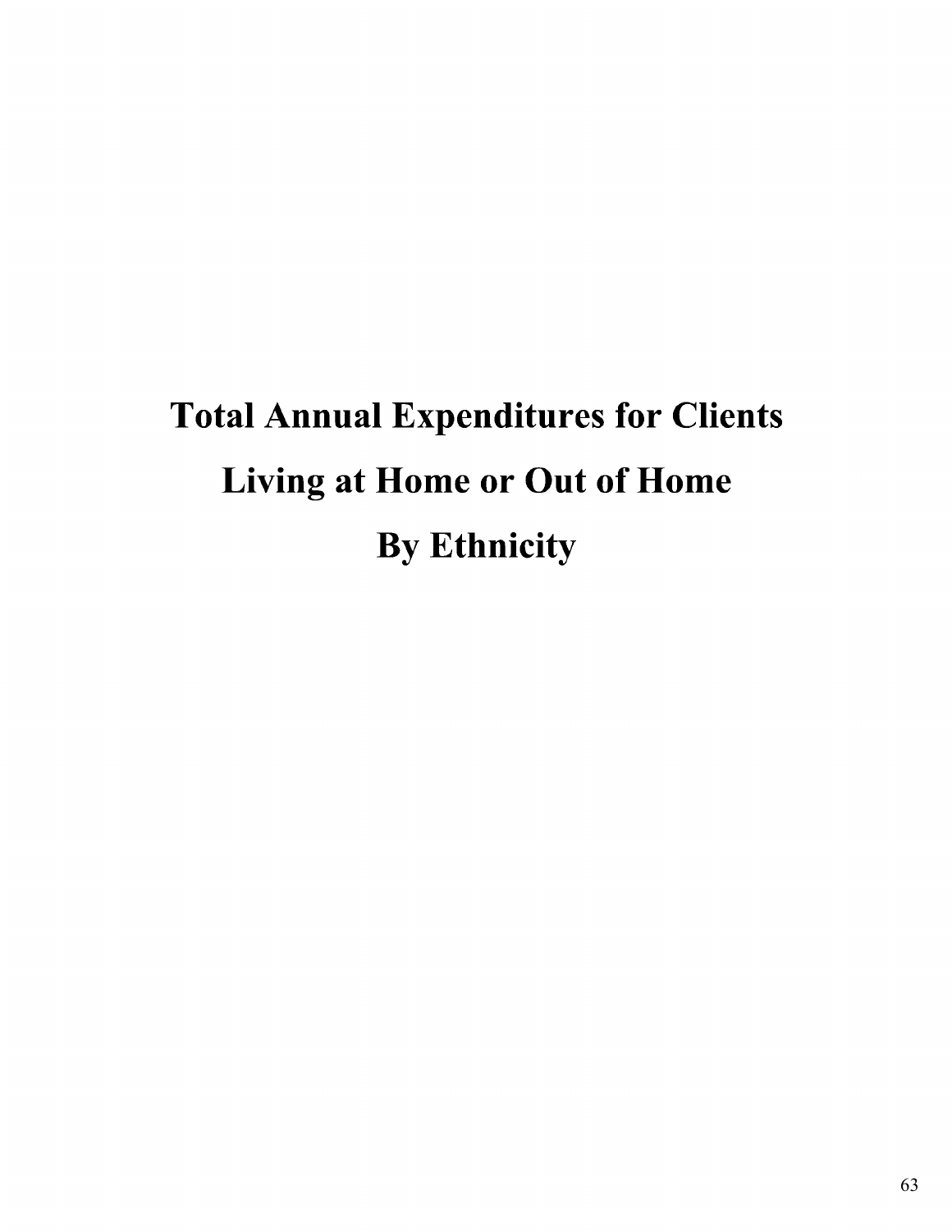# Total Annual Expenditures for Clients Living at Home or Out of Home By Ethnicity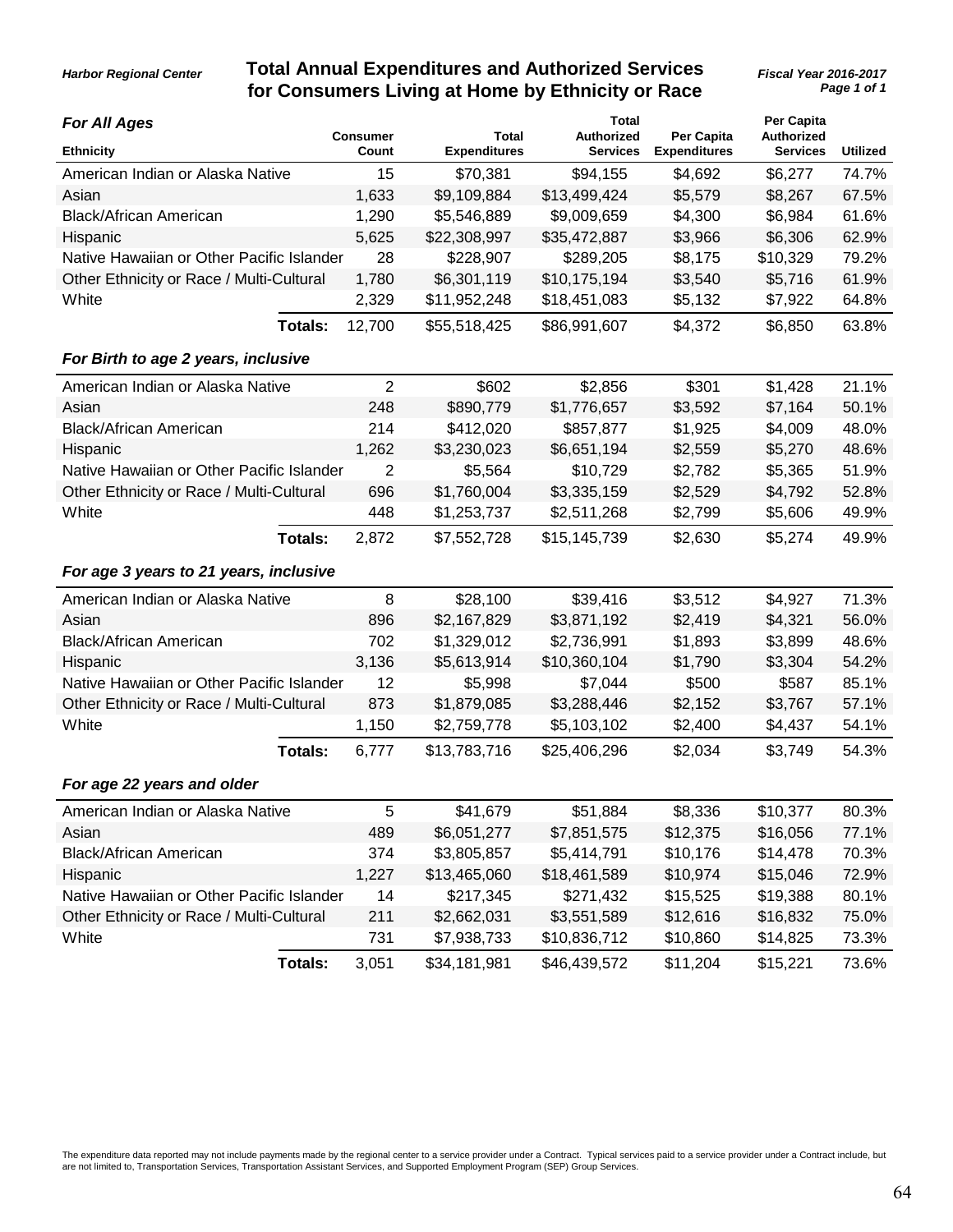Harbor Regional Center

# Total Annual Expenditures and Authorized Services for Consumers Living at Home by Ethnicity or Race

Fiscal Year 2016-2017

### For All Ages

| Ethnicity | Consumer Count | Total Expenditures | Total Authorized Services | Per Capita Expenditures | Per Capita Authorized Services | Utilized |
|---|---|---|---|---|---|---|
| American Indian or Alaska Native | 15 | $70,381 | $94,155 | $4,692 | $6,277 | 74.7% |
| Asian | 1,633 | $9,109,884 | $13,499,424 | $5,579 | $8,267 | 67.5% |
| Black/African American | 1,290 | $5,546,889 | $9,009,659 | $4,300 | $6,984 | 61.6% |
| Hispanic | 5,625 | $22,308,997 | $35,472,887 | $3,966 | $6,306 | 62.9% |
| Native Hawaiian or Other Pacific Islander | 28 | $228,907 | $289,205 | $8,175 | $10,329 | 79.2% |
| Other Ethnicity or Race / Multi-Cultural | 1,780 | $6,301,119 | $10,175,194 | $3,540 | $5,716 | 61.9% |
| White | 2,329 | $11,952,248 | $18,451,083 | $5,132 | $7,922 | 64.8% |
| **Totals:** | 12,700 | $55,518,425 | $86,991,607 | $4,372 | $6,850 | 63.8% |

### For Birth to age 2 years, inclusive

| Ethnicity | Consumer Count | Total Expenditures | Total Authorized Services | Per Capita Expenditures | Per Capita Authorized Services | Utilized |
|---|---|---|---|---|---|---|
| American Indian or Alaska Native | 2 | $602 | $2,856 | $301 | $1,428 | 21.1% |
| Asian | 248 | $890,779 | $1,776,657 | $3,592 | $7,164 | 50.1% |
| Black/African American | 214 | $412,020 | $857,877 | $1,925 | $4,009 | 48.0% |
| Hispanic | 1,262 | $3,230,023 | $6,651,194 | $2,559 | $5,270 | 48.6% |
| Native Hawaiian or Other Pacific Islander | 2 | $5,564 | $10,729 | $2,782 | $5,365 | 51.9% |
| Other Ethnicity or Race / Multi-Cultural | 696 | $1,760,004 | $3,335,159 | $2,529 | $4,792 | 52.8% |
| White | 448 | $1,253,737 | $2,511,268 | $2,799 | $5,606 | 49.9% |
| **Totals:** | 2,872 | $7,552,728 | $15,145,739 | $2,630 | $5,274 | 49.9% |

### For age 3 years to 21 years, inclusive

| Ethnicity | Consumer Count | Total Expenditures | Total Authorized Services | Per Capita Expenditures | Per Capita Authorized Services | Utilized |
|---|---|---|---|---|---|---|
| American Indian or Alaska Native | 8 | $28,100 | $39,416 | $3,512 | $4,927 | 71.3% |
| Asian | 896 | $2,167,829 | $3,871,192 | $2,419 | $4,321 | 56.0% |
| Black/African American | 702 | $1,329,012 | $2,736,991 | $1,893 | $3,899 | 48.6% |
| Hispanic | 3,136 | $5,613,914 | $10,360,104 | $1,790 | $3,304 | 54.2% |
| Native Hawaiian or Other Pacific Islander | 12 | $5,998 | $7,044 | $500 | $587 | 85.1% |
| Other Ethnicity or Race / Multi-Cultural | 873 | $1,879,085 | $3,288,446 | $2,152 | $3,767 | 57.1% |
| White | 1,150 | $2,759,778 | $5,103,102 | $2,400 | $4,437 | 54.1% |
| **Totals:** | 6,777 | $13,783,716 | $25,406,296 | $2,034 | $3,749 | 54.3% |

### For age 22 years and older

| Ethnicity | Consumer Count | Total Expenditures | Total Authorized Services | Per Capita Expenditures | Per Capita Authorized Services | Utilized |
|---|---|---|---|---|---|---|
| American Indian or Alaska Native | 5 | $41,679 | $51,884 | $8,336 | $10,377 | 80.3% |
| Asian | 489 | $6,051,277 | $7,851,575 | $12,375 | $16,056 | 77.1% |
| Black/African American | 374 | $3,805,857 | $5,414,791 | $10,176 | $14,478 | 70.3% |
| Hispanic | 1,227 | $13,465,060 | $18,461,589 | $10,974 | $15,046 | 72.9% |
| Native Hawaiian or Other Pacific Islander | 14 | $217,345 | $271,432 | $15,525 | $19,388 | 80.1% |
| Other Ethnicity or Race / Multi-Cultural | 211 | $2,662,031 | $3,551,589 | $12,616 | $16,832 | 75.0% |
| White | 731 | $7,938,733 | $10,836,712 | $10,860 | $14,825 | 73.3% |
| **Totals:** | 3,051 | $34,181,981 | $46,439,572 | $11,204 | $15,221 | 73.6% |

The expenditure data reported may not include payments made by the regional center to a service provider under a Contract. Typical services paid to a service provider under a Contract include, but are not limited to, Transportation Services, Transportation Assistant Services, and Supported Employment Program (SEP) Group Services.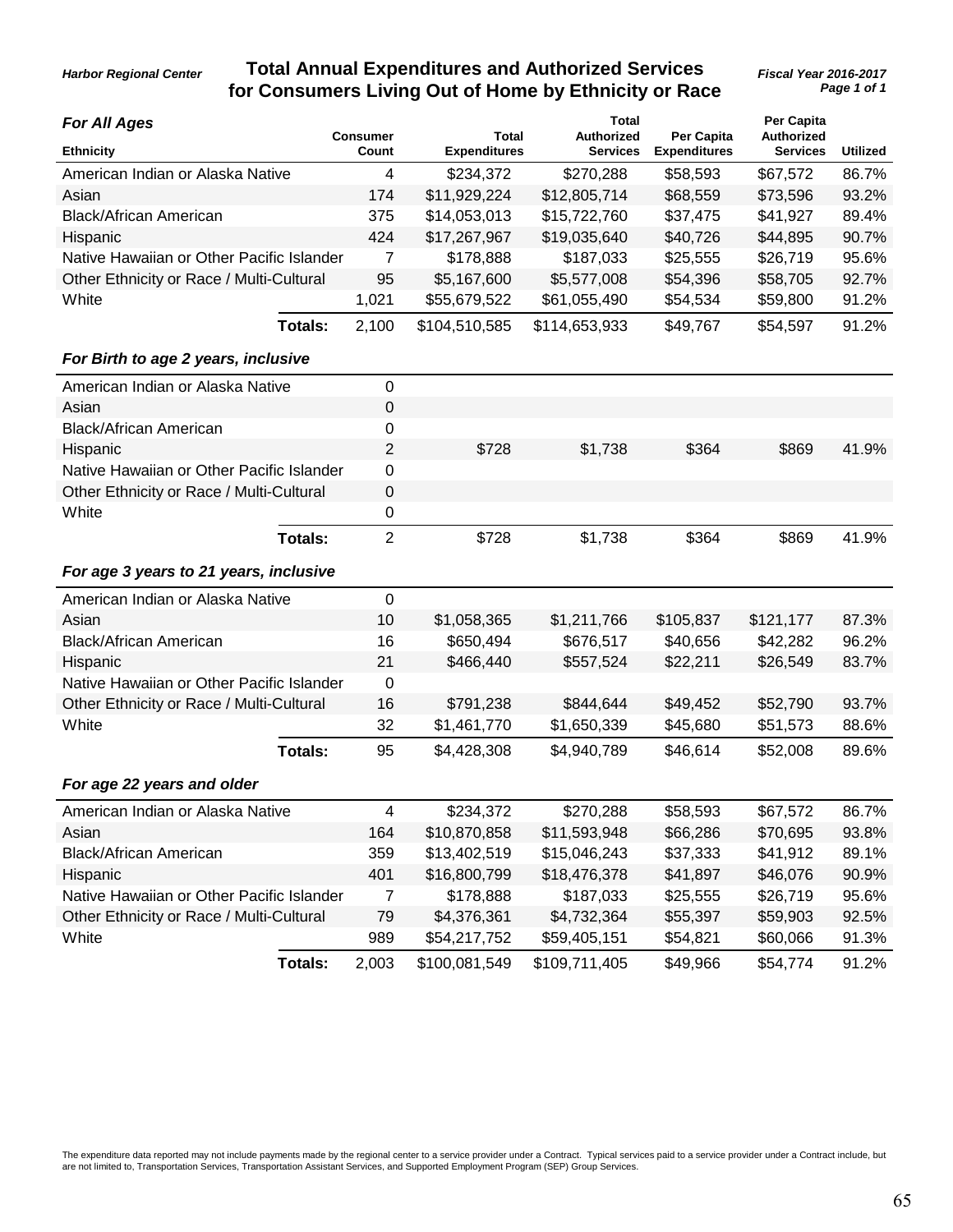Harbor Regional Center

# Total Annual Expenditures and Authorized Services for Consumers Living Out of Home by Ethnicity or Race

Fiscal Year 2016-2017

### For All Ages

| Ethnicity | Consumer Count | Total Expenditures | Total Authorized Services | Per Capita Expenditures | Per Capita Authorized Services | Utilized |
|---|---|---|---|---|---|---|
| American Indian or Alaska Native | 4 | $234,372 | $270,288 | $58,593 | $67,572 | 86.7% |
| Asian | 174 | $11,929,224 | $12,805,714 | $68,559 | $73,596 | 93.2% |
| Black/African American | 375 | $14,053,013 | $15,722,760 | $37,475 | $41,927 | 89.4% |
| Hispanic | 424 | $17,267,967 | $19,035,640 | $40,726 | $44,895 | 90.7% |
| Native Hawaiian or Other Pacific Islander | 7 | $178,888 | $187,033 | $25,555 | $26,719 | 95.6% |
| Other Ethnicity or Race / Multi-Cultural | 95 | $5,167,600 | $5,577,008 | $54,396 | $58,705 | 92.7% |
| White | 1,021 | $55,679,522 | $61,055,490 | $54,534 | $59,800 | 91.2% |
| **Totals:** | 2,100 | $104,510,585 | $114,653,933 | $49,767 | $54,597 | 91.2% |

### For Birth to age 2 years, inclusive

| Ethnicity | Consumer Count | Total Expenditures | Total Authorized Services | Per Capita Expenditures | Per Capita Authorized Services | Utilized |
|---|---|---|---|---|---|---|
| American Indian or Alaska Native | 0 | | | | | |
| Asian | 0 | | | | | |
| Black/African American | 0 | | | | | |
| Hispanic | 2 | $728 | $1,738 | $364 | $869 | 41.9% |
| Native Hawaiian or Other Pacific Islander | 0 | | | | | |
| Other Ethnicity or Race / Multi-Cultural | 0 | | | | | |
| White | 0 | | | | | |
| **Totals:** | 2 | $728 | $1,738 | $364 | $869 | 41.9% |

### For age 3 years to 21 years, inclusive

| Ethnicity | Consumer Count | Total Expenditures | Total Authorized Services | Per Capita Expenditures | Per Capita Authorized Services | Utilized |
|---|---|---|---|---|---|---|
| American Indian or Alaska Native | 0 | | | | | |
| Asian | 10 | $1,058,365 | $1,211,766 | $105,837 | $121,177 | 87.3% |
| Black/African American | 16 | $650,494 | $676,517 | $40,656 | $42,282 | 96.2% |
| Hispanic | 21 | $466,440 | $557,524 | $22,211 | $26,549 | 83.7% |
| Native Hawaiian or Other Pacific Islander | 0 | | | | | |
| Other Ethnicity or Race / Multi-Cultural | 16 | $791,238 | $844,644 | $49,452 | $52,790 | 93.7% |
| White | 32 | $1,461,770 | $1,650,339 | $45,680 | $51,573 | 88.6% |
| **Totals:** | 95 | $4,428,308 | $4,940,789 | $46,614 | $52,008 | 89.6% |

### For age 22 years and older

| Ethnicity | Consumer Count | Total Expenditures | Total Authorized Services | Per Capita Expenditures | Per Capita Authorized Services | Utilized |
|---|---|---|---|---|---|---|
| American Indian or Alaska Native | 4 | $234,372 | $270,288 | $58,593 | $67,572 | 86.7% |
| Asian | 164 | $10,870,858 | $11,593,948 | $66,286 | $70,695 | 93.8% |
| Black/African American | 359 | $13,402,519 | $15,046,243 | $37,333 | $41,912 | 89.1% |
| Hispanic | 401 | $16,800,799 | $18,476,378 | $41,897 | $46,076 | 90.9% |
| Native Hawaiian or Other Pacific Islander | 7 | $178,888 | $187,033 | $25,555 | $26,719 | 95.6% |
| Other Ethnicity or Race / Multi-Cultural | 79 | $4,376,361 | $4,732,364 | $55,397 | $59,903 | 92.5% |
| White | 989 | $54,217,752 | $59,405,151 | $54,821 | $60,066 | 91.3% |
| **Totals:** | 2,003 | $100,081,549 | $109,711,405 | $49,966 | $54,774 | 91.2% |

The expenditure data reported may not include payments made by the regional center to a service provider under a Contract. Typical services paid to a service provider under a Contract include, but are not limited to, Transportation Services, Transportation Assistant Services, and Supported Employment Program (SEP) Group Services.